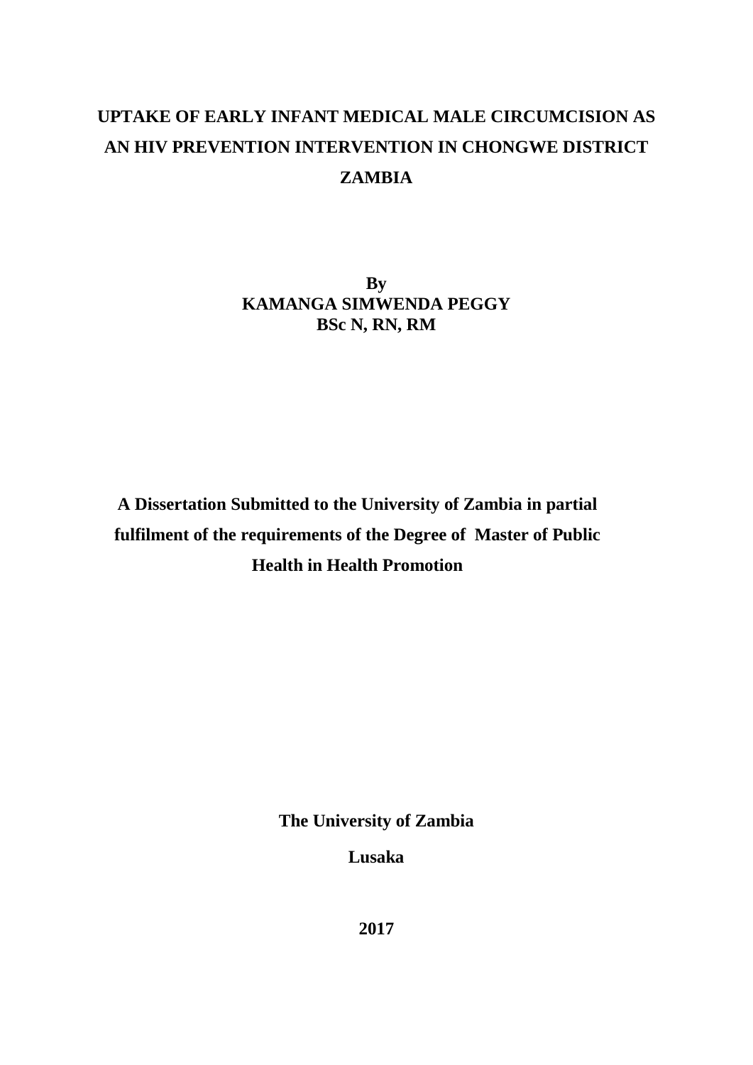# UPTAKE OF EARLY INFANT MEDICAL MALE CIRCUMCISION AS AN HIV PREVENTION INTERVENTION IN CHONGWE DISTRICT ZAMBIA

**By**
**KAMANGA SIMWENDA PEGGY**
**BSc N, RN, RM**

**A Dissertation Submitted to the University of Zambia in partial fulfilment of the requirements of the Degree of Master of Public Health in Health Promotion**

**The University of Zambia**

**Lusaka**

**2017**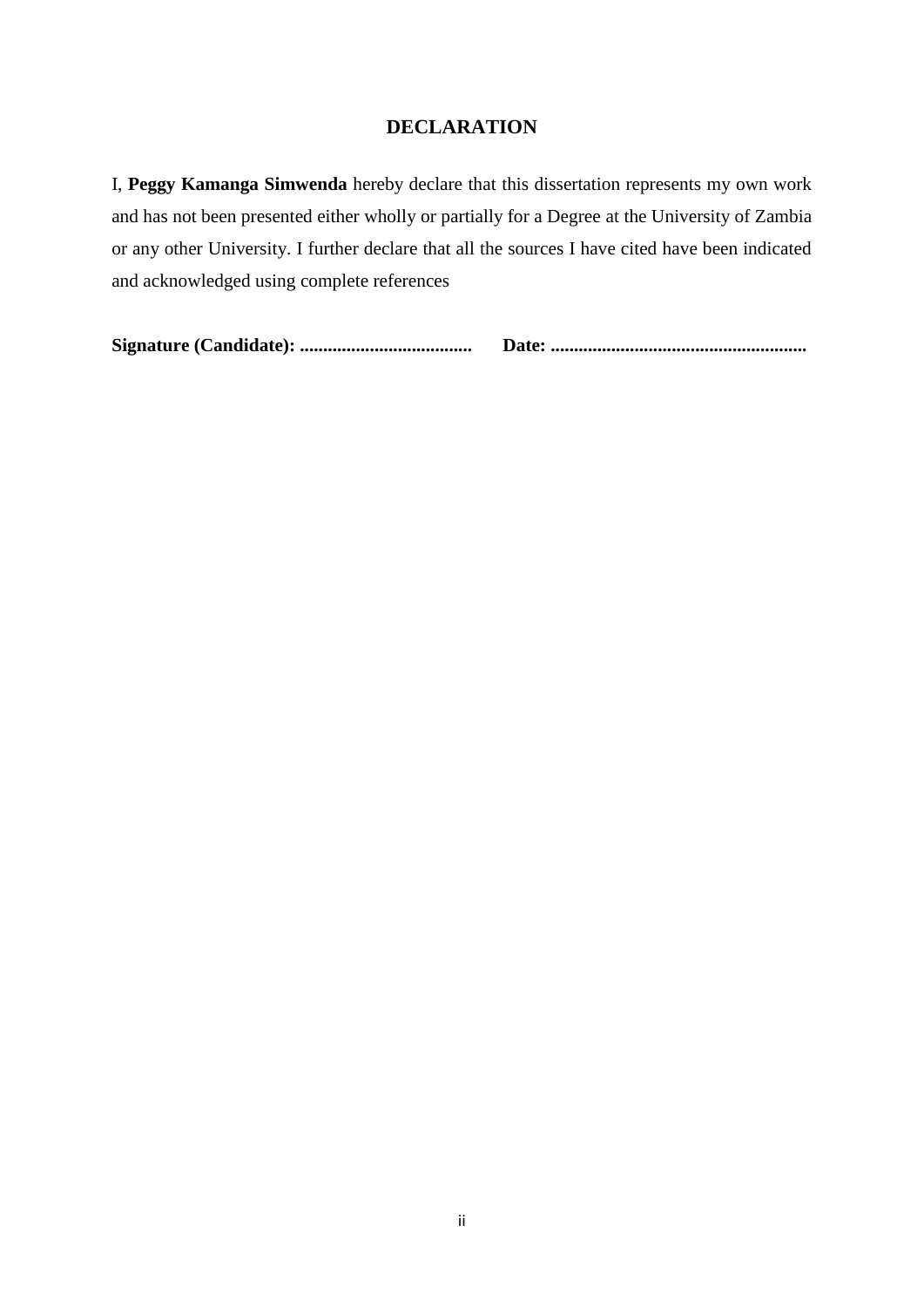# DECLARATION

I, **Peggy Kamanga Simwenda** hereby declare that this dissertation represents my own work and has not been presented either wholly or partially for a Degree at the University of Zambia or any other University. I further declare that all the sources I have cited have been indicated and acknowledged using complete references

**Signature (Candidate): ....................................      Date: ......................................................**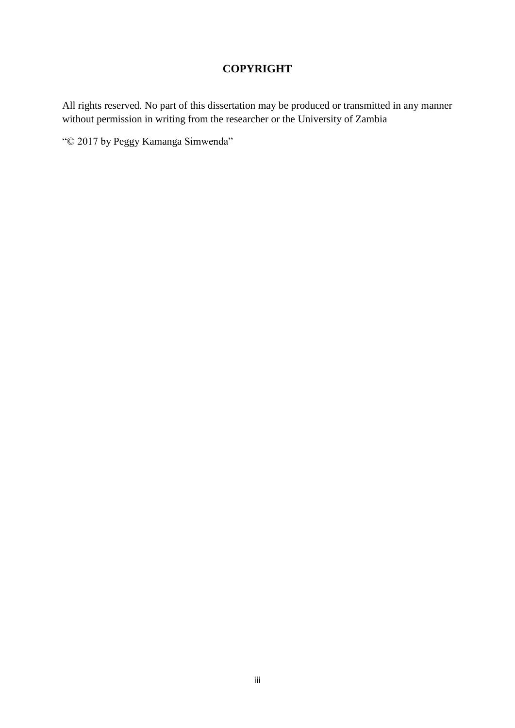# COPYRIGHT

All rights reserved. No part of this dissertation may be produced or transmitted in any manner without permission in writing from the researcher or the University of Zambia

"© 2017 by Peggy Kamanga Simwenda"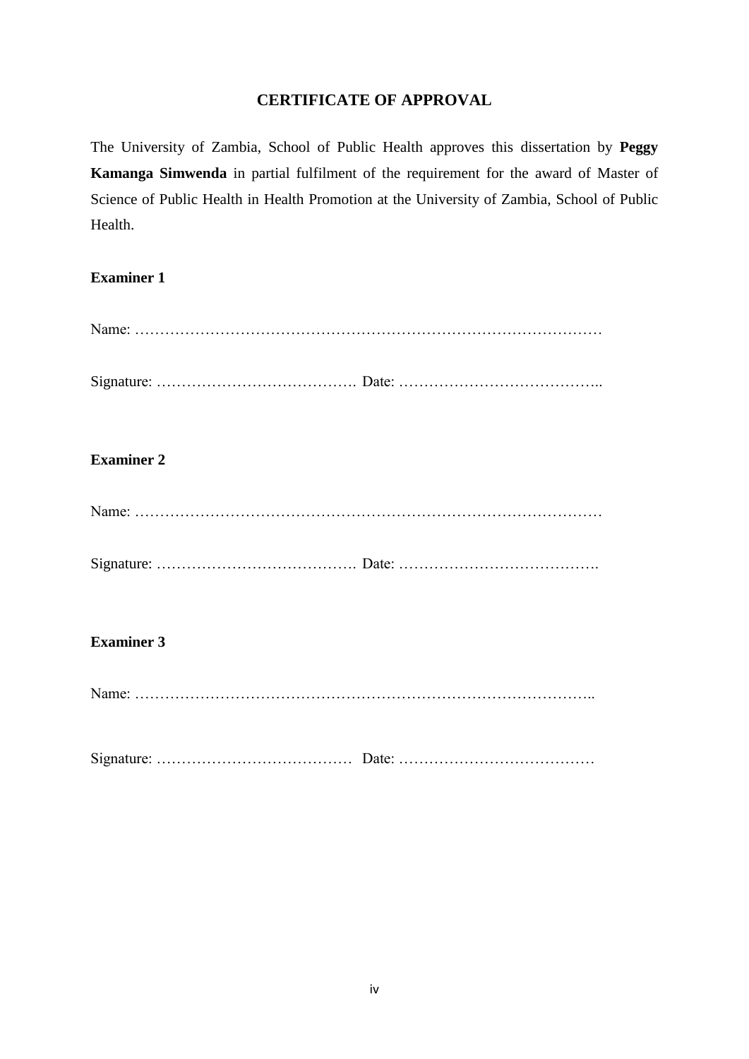# CERTIFICATE OF APPROVAL

The University of Zambia, School of Public Health approves this dissertation by **Peggy Kamanga Simwenda** in partial fulfilment of the requirement for the award of Master of Science of Public Health in Health Promotion at the University of Zambia, School of Public Health.

**Examiner 1**

Name: ………………………………………………………………………………………

Signature: …………………………………. Date: …………………………………..

**Examiner 2**

Name: ………………………………………………………………………………………

Signature: …………………………………. Date: ………………………………….

**Examiner 3**

Name: ……………………………………………………………………………………..

Signature: ………………………………… Date: …………………………………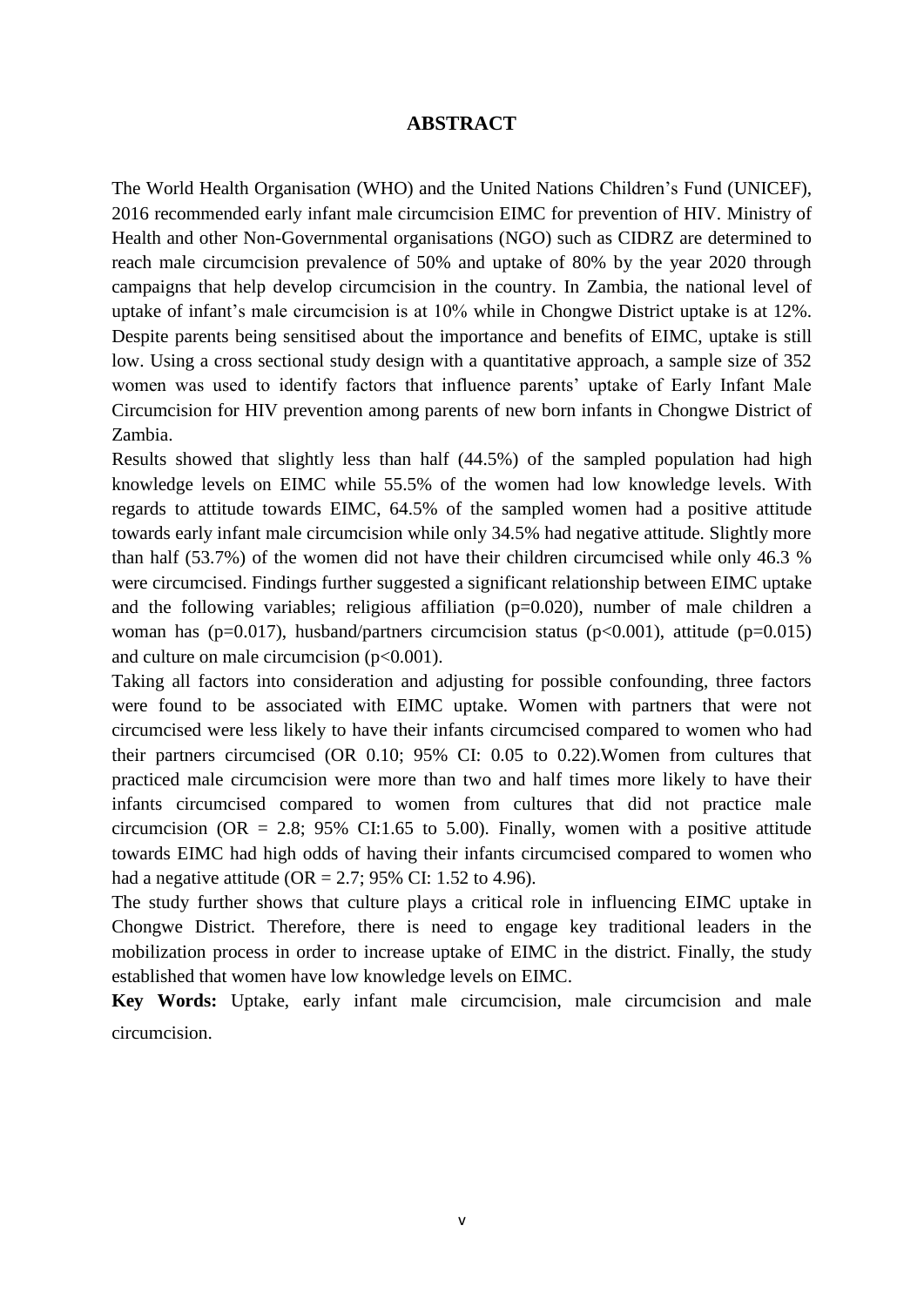# ABSTRACT

The World Health Organisation (WHO) and the United Nations Children's Fund (UNICEF), 2016 recommended early infant male circumcision EIMC for prevention of HIV. Ministry of Health and other Non-Governmental organisations (NGO) such as CIDRZ are determined to reach male circumcision prevalence of 50% and uptake of 80% by the year 2020 through campaigns that help develop circumcision in the country. In Zambia, the national level of uptake of infant's male circumcision is at 10% while in Chongwe District uptake is at 12%. Despite parents being sensitised about the importance and benefits of EIMC, uptake is still low. Using a cross sectional study design with a quantitative approach, a sample size of 352 women was used to identify factors that influence parents' uptake of Early Infant Male Circumcision for HIV prevention among parents of new born infants in Chongwe District of Zambia.

Results showed that slightly less than half (44.5%) of the sampled population had high knowledge levels on EIMC while 55.5% of the women had low knowledge levels. With regards to attitude towards EIMC, 64.5% of the sampled women had a positive attitude towards early infant male circumcision while only 34.5% had negative attitude. Slightly more than half (53.7%) of the women did not have their children circumcised while only 46.3 % were circumcised. Findings further suggested a significant relationship between EIMC uptake and the following variables; religious affiliation ($p=0.020$), number of male children a woman has ($p=0.017$), husband/partners circumcision status ($p<0.001$), attitude ($p=0.015$) and culture on male circumcision ($p<0.001$).

Taking all factors into consideration and adjusting for possible confounding, three factors were found to be associated with EIMC uptake. Women with partners that were not circumcised were less likely to have their infants circumcised compared to women who had their partners circumcised (OR 0.10; 95% CI: 0.05 to 0.22).Women from cultures that practiced male circumcision were more than two and half times more likely to have their infants circumcised compared to women from cultures that did not practice male circumcision (OR = 2.8; 95% CI:1.65 to 5.00). Finally, women with a positive attitude towards EIMC had high odds of having their infants circumcised compared to women who had a negative attitude (OR = 2.7; 95% CI: 1.52 to 4.96).

The study further shows that culture plays a critical role in influencing EIMC uptake in Chongwe District. Therefore, there is need to engage key traditional leaders in the mobilization process in order to increase uptake of EIMC in the district. Finally, the study established that women have low knowledge levels on EIMC.

**Key Words:** Uptake, early infant male circumcision, male circumcision and male circumcision.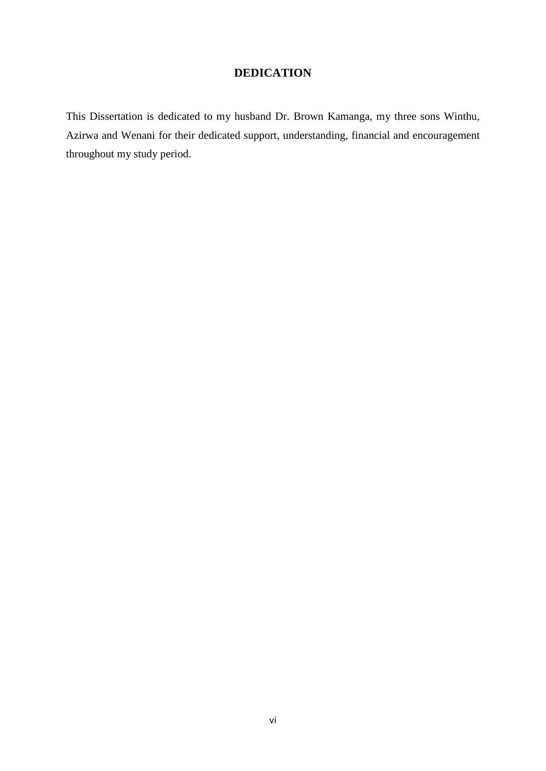# DEDICATION

This Dissertation is dedicated to my husband Dr. Brown Kamanga, my three sons Winthu, Azirwa and Wenani for their dedicated support, understanding, financial and encouragement throughout my study period.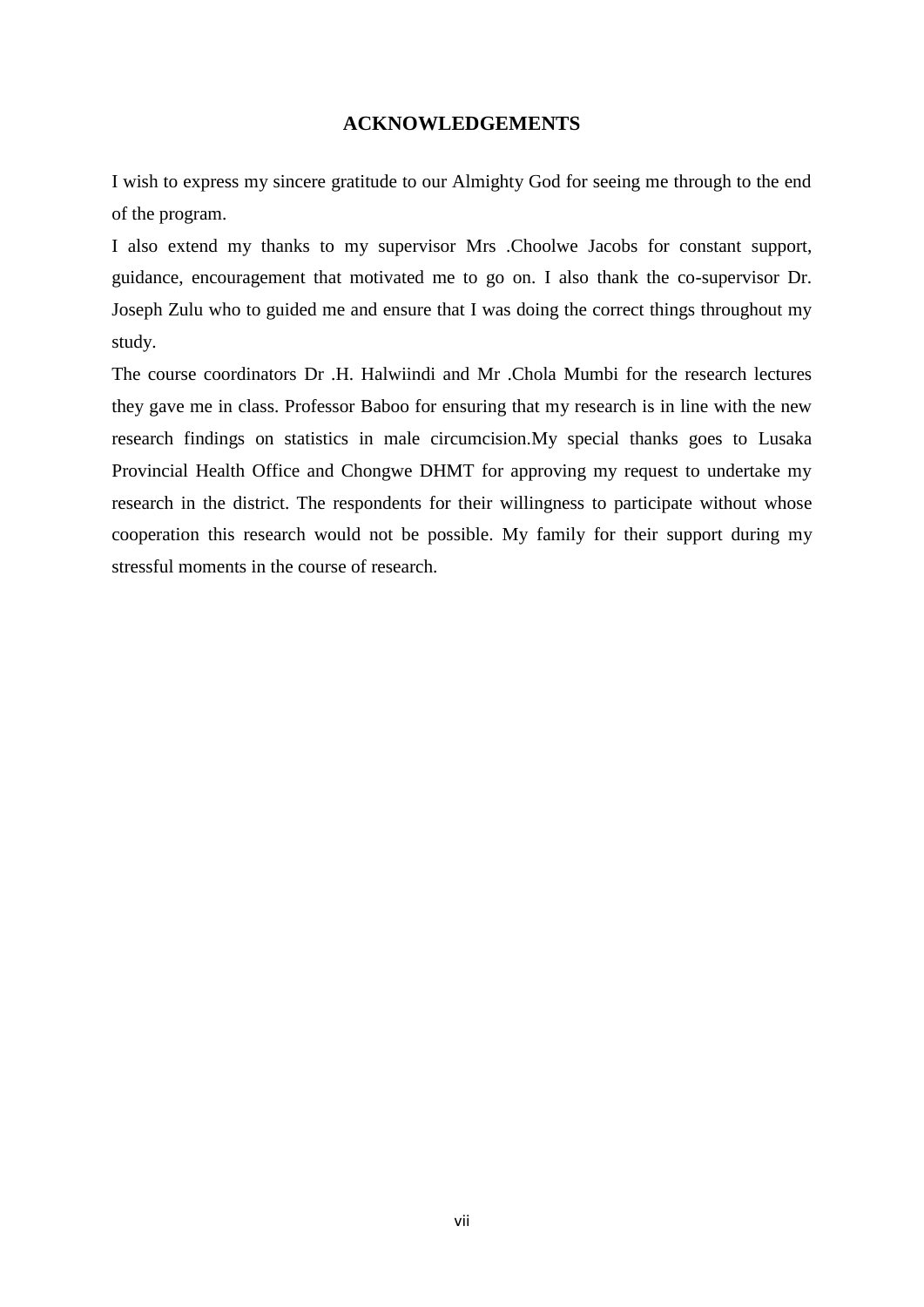## ACKNOWLEDGEMENTS

I wish to express my sincere gratitude to our Almighty God for seeing me through to the end of the program.

I also extend my thanks to my supervisor Mrs .Choolwe Jacobs for constant support, guidance, encouragement that motivated me to go on. I also thank the co-supervisor Dr. Joseph Zulu who to guided me and ensure that I was doing the correct things throughout my study.

The course coordinators Dr .H. Halwiindi and Mr .Chola Mumbi for the research lectures they gave me in class. Professor Baboo for ensuring that my research is in line with the new research findings on statistics in male circumcision.My special thanks goes to Lusaka Provincial Health Office and Chongwe DHMT for approving my request to undertake my research in the district. The respondents for their willingness to participate without whose cooperation this research would not be possible. My family for their support during my stressful moments in the course of research.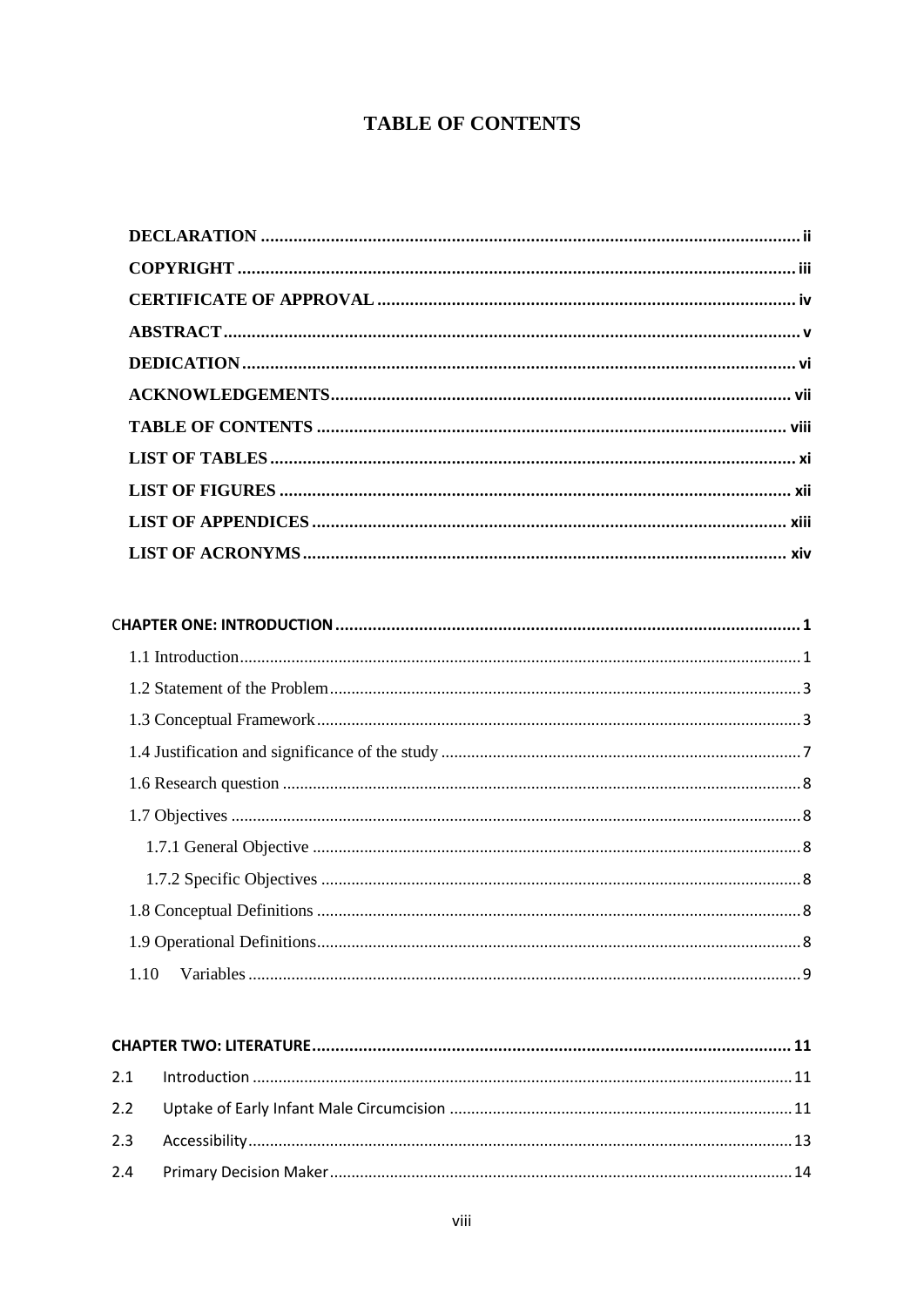# TABLE OF CONTENTS

**DECLARATION** .................................................... ii

**COPYRIGHT** .................................................... iii

**CERTIFICATE OF APPROVAL** .................................................... iv

**ABSTRACT** .................................................... v

**DEDICATION** .................................................... vi

**ACKNOWLEDGEMENTS** .................................................... vii

**TABLE OF CONTENTS** .................................................... viii

**LIST OF TABLES** .................................................... xi

**LIST OF FIGURES** .................................................... xii

**LIST OF APPENDICES** .................................................... xiii

**LIST OF ACRONYMS** .................................................... xiv

**CHAPTER ONE: INTRODUCTION** .................................................... 1

1.1 Introduction .................................................... 1

1.2 Statement of the Problem .................................................... 3

1.3 Conceptual Framework .................................................... 3

1.4 Justification and significance of the study .................................................... 7

1.6 Research question .................................................... 8

1.7 Objectives .................................................... 8

1.7.1 General Objective .................................................... 8

1.7.2 Specific Objectives .................................................... 8

1.8 Conceptual Definitions .................................................... 8

1.9 Operational Definitions .................................................... 8

1.10 Variables .................................................... 9

**CHAPTER TWO: LITERATURE** .................................................... 11

2.1 Introduction .................................................... 11

2.2 Uptake of Early Infant Male Circumcision .................................................... 11

2.3 Accessibility .................................................... 13

2.4 Primary Decision Maker .................................................... 14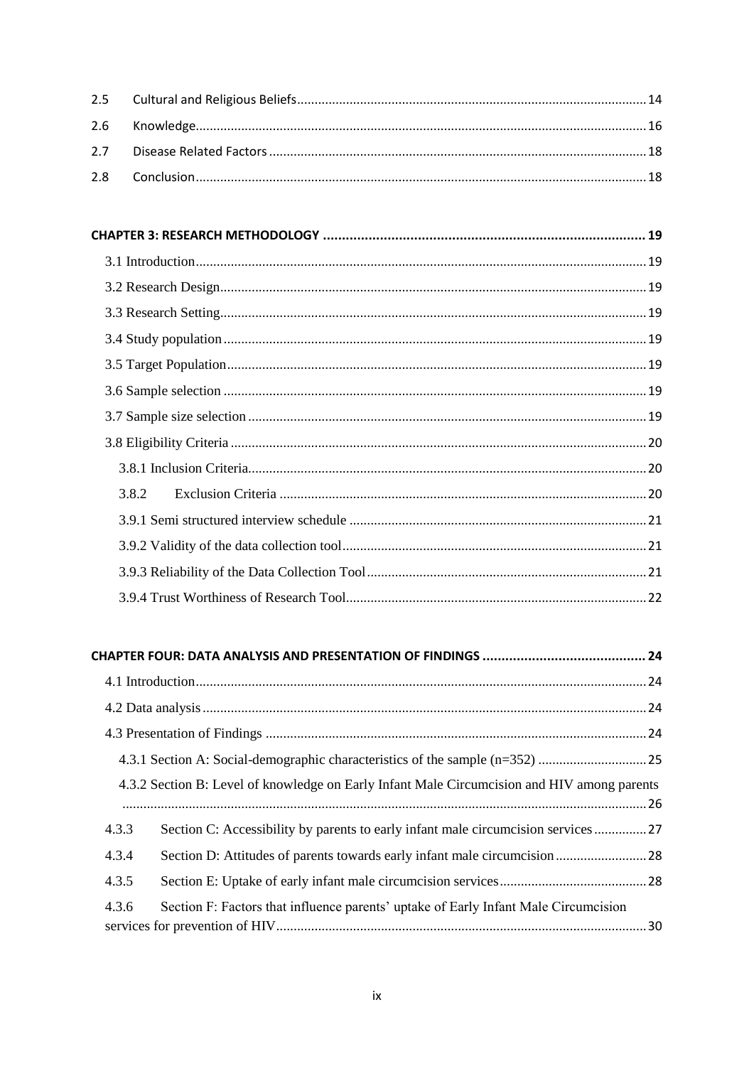2.5 Cultural and Religious Beliefs ..... 14

2.6 Knowledge ..... 16

2.7 Disease Related Factors ..... 18

2.8 Conclusion ..... 18

**CHAPTER 3: RESEARCH METHODOLOGY ..... 19**

3.1 Introduction ..... 19

3.2 Research Design ..... 19

3.3 Research Setting ..... 19

3.4 Study population ..... 19

3.5 Target Population ..... 19

3.6 Sample selection ..... 19

3.7 Sample size selection ..... 19

3.8 Eligibility Criteria ..... 20

3.8.1 Inclusion Criteria ..... 20

3.8.2 Exclusion Criteria ..... 20

3.9.1 Semi structured interview schedule ..... 21

3.9.2 Validity of the data collection tool ..... 21

3.9.3 Reliability of the Data Collection Tool ..... 21

3.9.4 Trust Worthiness of Research Tool ..... 22

**CHAPTER FOUR: DATA ANALYSIS AND PRESENTATION OF FINDINGS ..... 24**

4.1 Introduction ..... 24

4.2 Data analysis ..... 24

4.3 Presentation of Findings ..... 24

4.3.1 Section A: Social-demographic characteristics of the sample (n=352) ..... 25

4.3.2 Section B: Level of knowledge on Early Infant Male Circumcision and HIV among parents ..... 26

4.3.3 Section C: Accessibility by parents to early infant male circumcision services ..... 27

4.3.4 Section D: Attitudes of parents towards early infant male circumcision ..... 28

4.3.5 Section E: Uptake of early infant male circumcision services ..... 28

4.3.6 Section F: Factors that influence parents' uptake of Early Infant Male Circumcision services for prevention of HIV ..... 30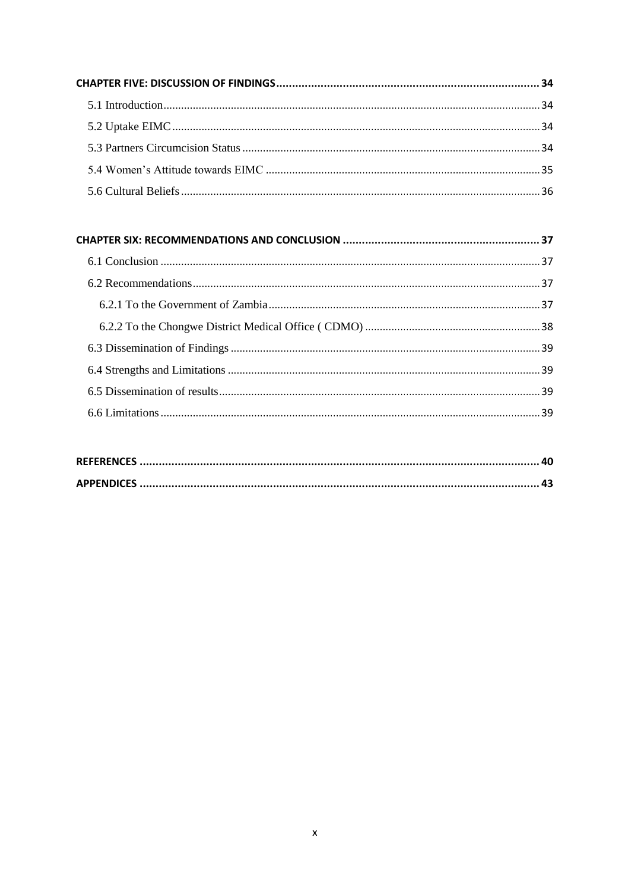**CHAPTER FIVE: DISCUSSION OF FINDINGS** .................................................................................. 34

5.1 Introduction ................................................................................................................ 34

5.2 Uptake EIMC ............................................................................................................. 34

5.3 Partners Circumcision Status ..................................................................................... 34

5.4 Women's Attitude towards EIMC ............................................................................. 35

5.6 Cultural Beliefs .......................................................................................................... 36

**CHAPTER SIX: RECOMMENDATIONS AND CONCLUSION** ............................................................ 37

6.1 Conclusion ................................................................................................................. 37

6.2 Recommendations ...................................................................................................... 37

6.2.1 To the Government of Zambia ............................................................................. 37

6.2.2 To the Chongwe District Medical Office ( CDMO) ............................................ 38

6.3 Dissemination of Findings ......................................................................................... 39

6.4 Strengths and Limitations .......................................................................................... 39

6.5 Dissemination of results ............................................................................................. 39

6.6 Limitations ................................................................................................................. 39

**REFERENCES** ............................................................................................................................ 40

**APPENDICES** ............................................................................................................................ 43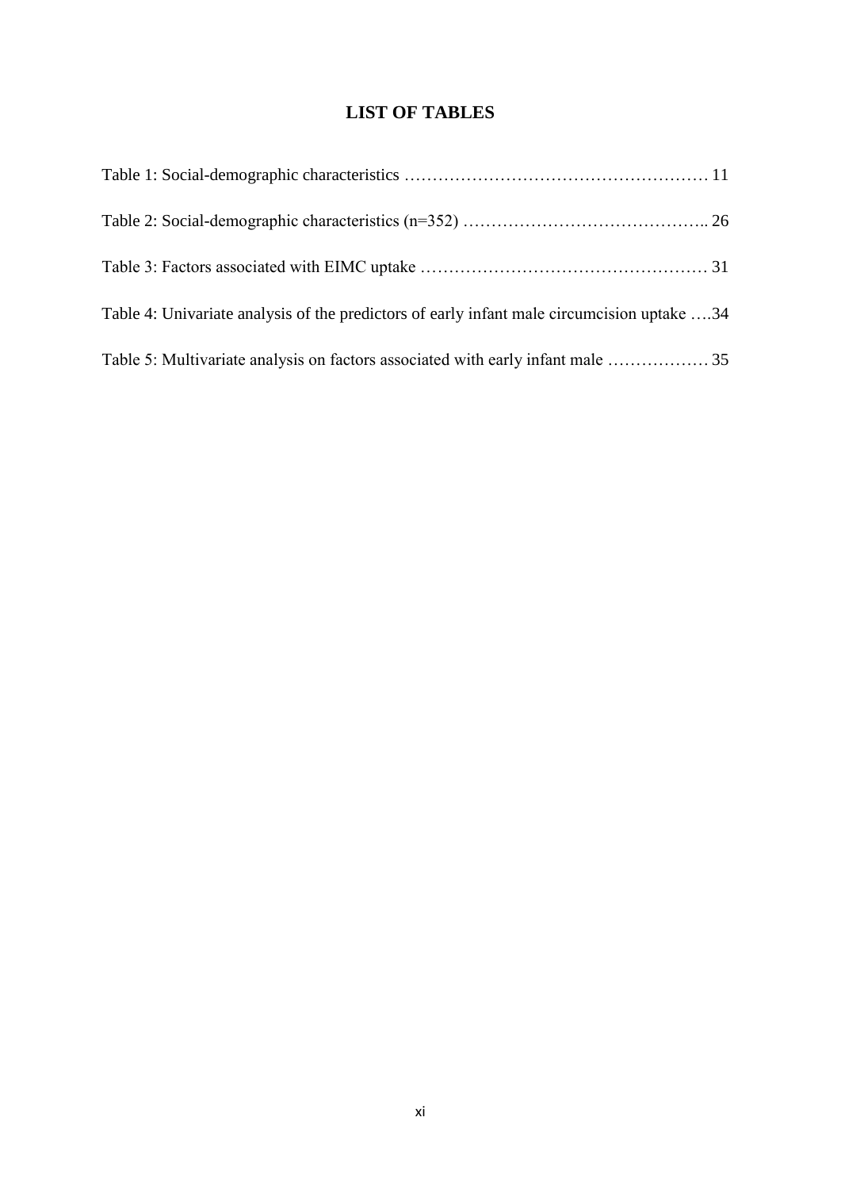# LIST OF TABLES

Table 1: Social-demographic characteristics ……………………………………………… 11

Table 2: Social-demographic characteristics (n=352) …………………………………….. 26

Table 3: Factors associated with EIMC uptake …………………………………………… 31

Table 4: Univariate analysis of the predictors of early infant male circumcision uptake ….34

Table 5: Multivariate analysis on factors associated with early infant male ……………… 35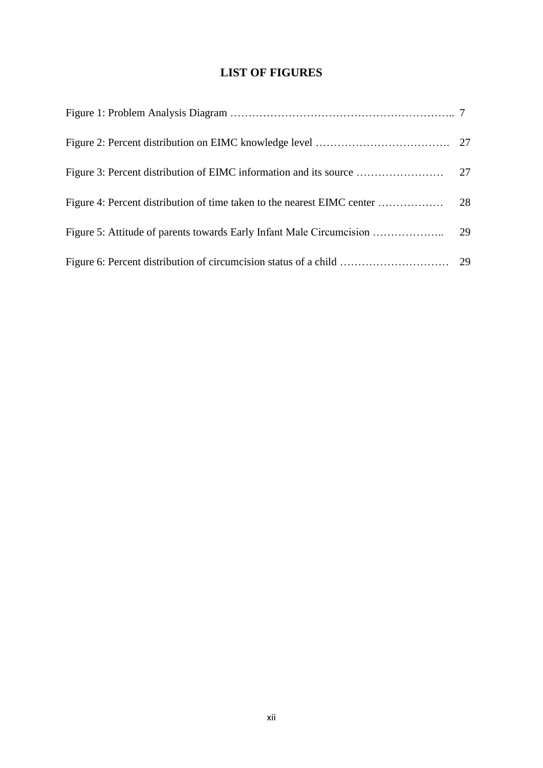# LIST OF FIGURES

Figure 1: Problem Analysis Diagram ………………………………………………………….. 7

Figure 2: Percent distribution on EIMC knowledge level ………………………………. 27

Figure 3: Percent distribution of EIMC information and its source …………………… 27

Figure 4: Percent distribution of time taken to the nearest EIMC center ……………… 28

Figure 5: Attitude of parents towards Early Infant Male Circumcision ……………….. 29

Figure 6: Percent distribution of circumcision status of a child ………………………… 29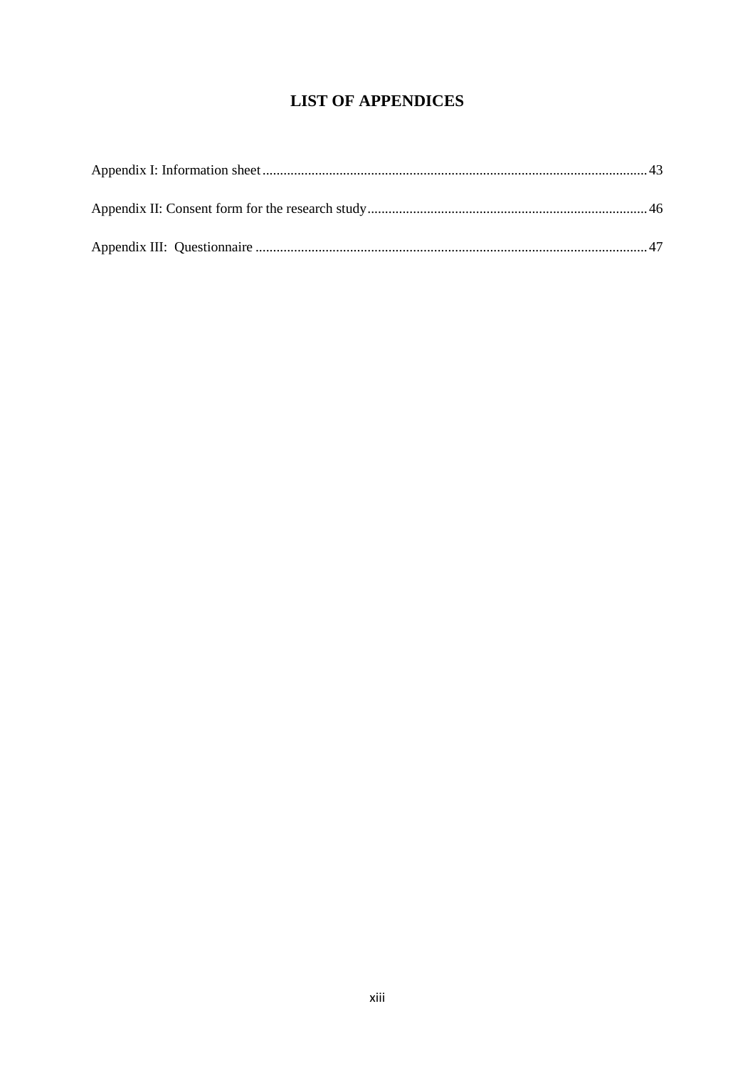# LIST OF APPENDICES

Appendix I: Information sheet ............................................................................................................ 43

Appendix II: Consent form for the research study ............................................................................... 46

Appendix III:  Questionnaire ............................................................................................................... 47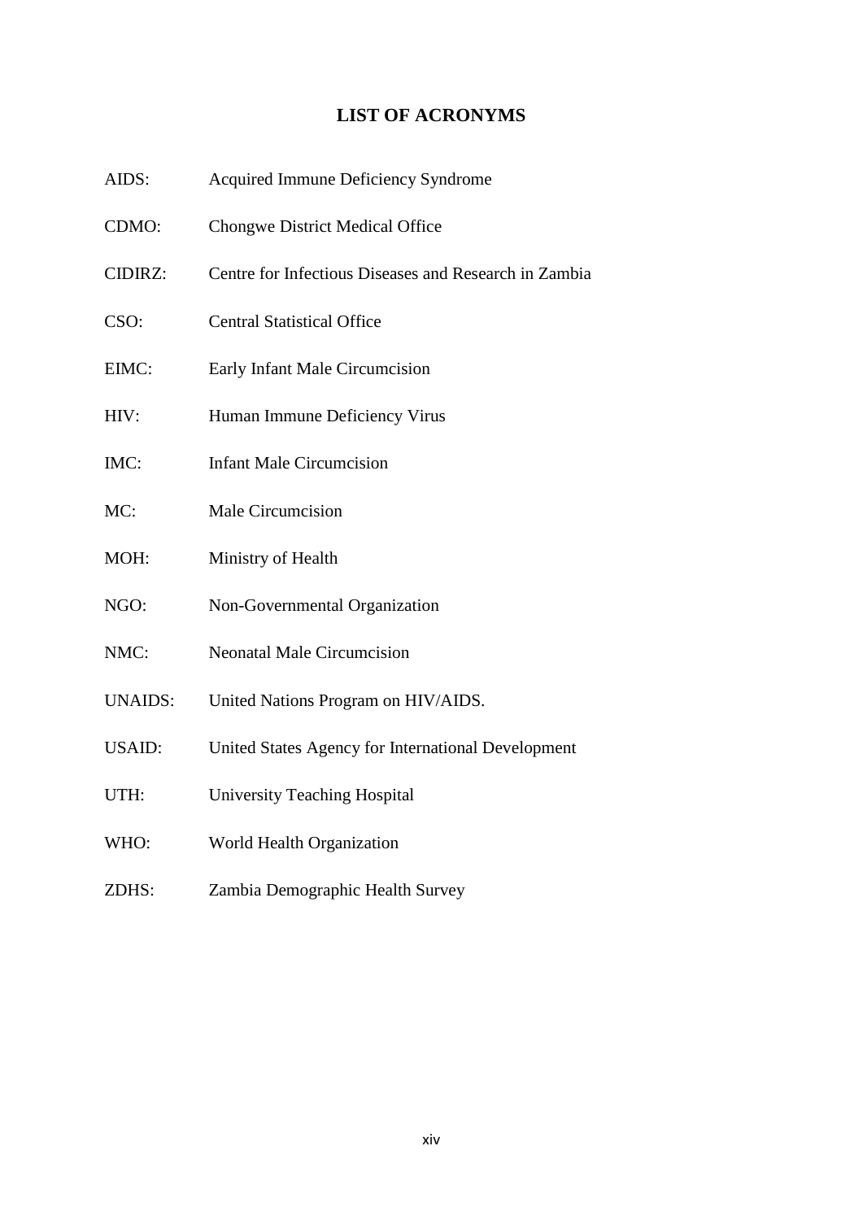# LIST OF ACRONYMS

AIDS: Acquired Immune Deficiency Syndrome

CDMO: Chongwe District Medical Office

CIDIRZ: Centre for Infectious Diseases and Research in Zambia

CSO: Central Statistical Office

EIMC: Early Infant Male Circumcision

HIV: Human Immune Deficiency Virus

IMC: Infant Male Circumcision

MC: Male Circumcision

MOH: Ministry of Health

NGO: Non-Governmental Organization

NMC: Neonatal Male Circumcision

UNAIDS: United Nations Program on HIV/AIDS.

USAID: United States Agency for International Development

UTH: University Teaching Hospital

WHO: World Health Organization

ZDHS: Zambia Demographic Health Survey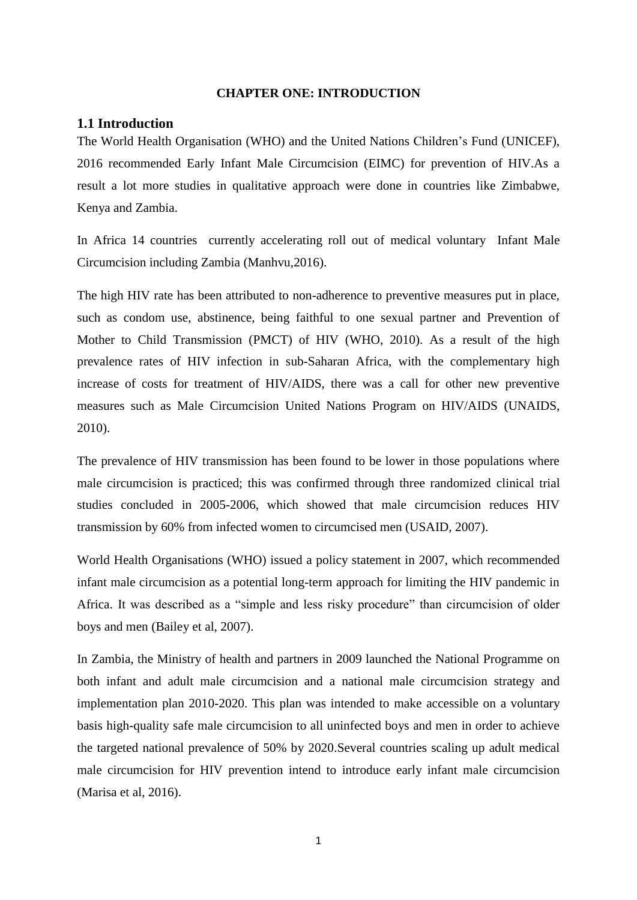# CHAPTER ONE: INTRODUCTION

## 1.1 Introduction

The World Health Organisation (WHO) and the United Nations Children's Fund (UNICEF), 2016 recommended Early Infant Male Circumcision (EIMC) for prevention of HIV.As a result a lot more studies in qualitative approach were done in countries like Zimbabwe, Kenya and Zambia.

In Africa 14 countries currently accelerating roll out of medical voluntary Infant Male Circumcision including Zambia (Manhvu,2016).

The high HIV rate has been attributed to non-adherence to preventive measures put in place, such as condom use, abstinence, being faithful to one sexual partner and Prevention of Mother to Child Transmission (PMCT) of HIV (WHO, 2010). As a result of the high prevalence rates of HIV infection in sub-Saharan Africa, with the complementary high increase of costs for treatment of HIV/AIDS, there was a call for other new preventive measures such as Male Circumcision United Nations Program on HIV/AIDS (UNAIDS, 2010).

The prevalence of HIV transmission has been found to be lower in those populations where male circumcision is practiced; this was confirmed through three randomized clinical trial studies concluded in 2005-2006, which showed that male circumcision reduces HIV transmission by 60% from infected women to circumcised men (USAID, 2007).

World Health Organisations (WHO) issued a policy statement in 2007, which recommended infant male circumcision as a potential long-term approach for limiting the HIV pandemic in Africa. It was described as a "simple and less risky procedure" than circumcision of older boys and men (Bailey et al, 2007).

In Zambia, the Ministry of health and partners in 2009 launched the National Programme on both infant and adult male circumcision and a national male circumcision strategy and implementation plan 2010-2020. This plan was intended to make accessible on a voluntary basis high-quality safe male circumcision to all uninfected boys and men in order to achieve the targeted national prevalence of 50% by 2020.Several countries scaling up adult medical male circumcision for HIV prevention intend to introduce early infant male circumcision (Marisa et al, 2016).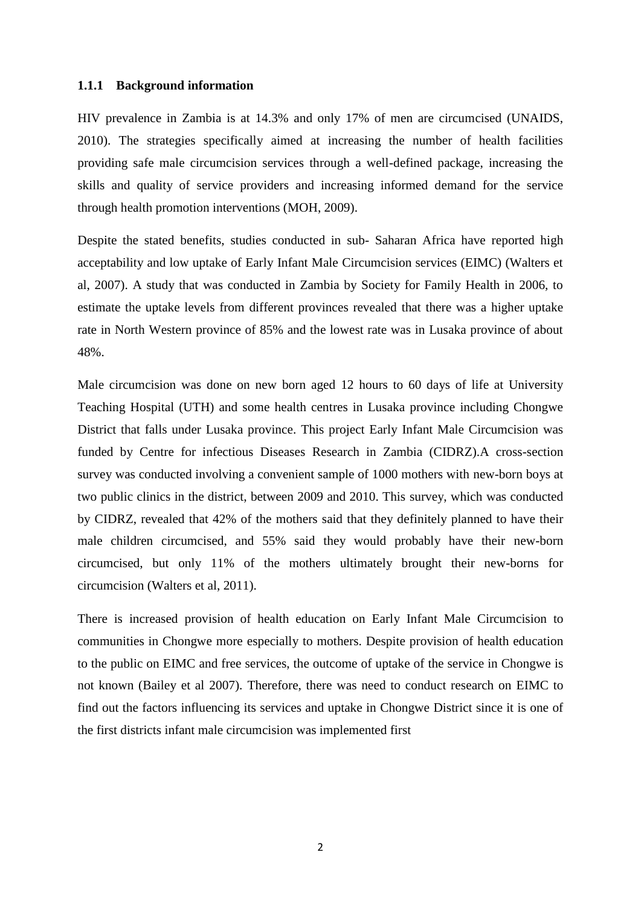### 1.1.1 Background information

HIV prevalence in Zambia is at 14.3% and only 17% of men are circumcised (UNAIDS, 2010). The strategies specifically aimed at increasing the number of health facilities providing safe male circumcision services through a well-defined package, increasing the skills and quality of service providers and increasing informed demand for the service through health promotion interventions (MOH, 2009).

Despite the stated benefits, studies conducted in sub- Saharan Africa have reported high acceptability and low uptake of Early Infant Male Circumcision services (EIMC) (Walters et al, 2007). A study that was conducted in Zambia by Society for Family Health in 2006, to estimate the uptake levels from different provinces revealed that there was a higher uptake rate in North Western province of 85% and the lowest rate was in Lusaka province of about 48%.

Male circumcision was done on new born aged 12 hours to 60 days of life at University Teaching Hospital (UTH) and some health centres in Lusaka province including Chongwe District that falls under Lusaka province. This project Early Infant Male Circumcision was funded by Centre for infectious Diseases Research in Zambia (CIDRZ).A cross-section survey was conducted involving a convenient sample of 1000 mothers with new-born boys at two public clinics in the district, between 2009 and 2010. This survey, which was conducted by CIDRZ, revealed that 42% of the mothers said that they definitely planned to have their male children circumcised, and 55% said they would probably have their new-born circumcised, but only 11% of the mothers ultimately brought their new-borns for circumcision (Walters et al, 2011).

There is increased provision of health education on Early Infant Male Circumcision to communities in Chongwe more especially to mothers. Despite provision of health education to the public on EIMC and free services, the outcome of uptake of the service in Chongwe is not known (Bailey et al 2007). Therefore, there was need to conduct research on EIMC to find out the factors influencing its services and uptake in Chongwe District since it is one of the first districts infant male circumcision was implemented first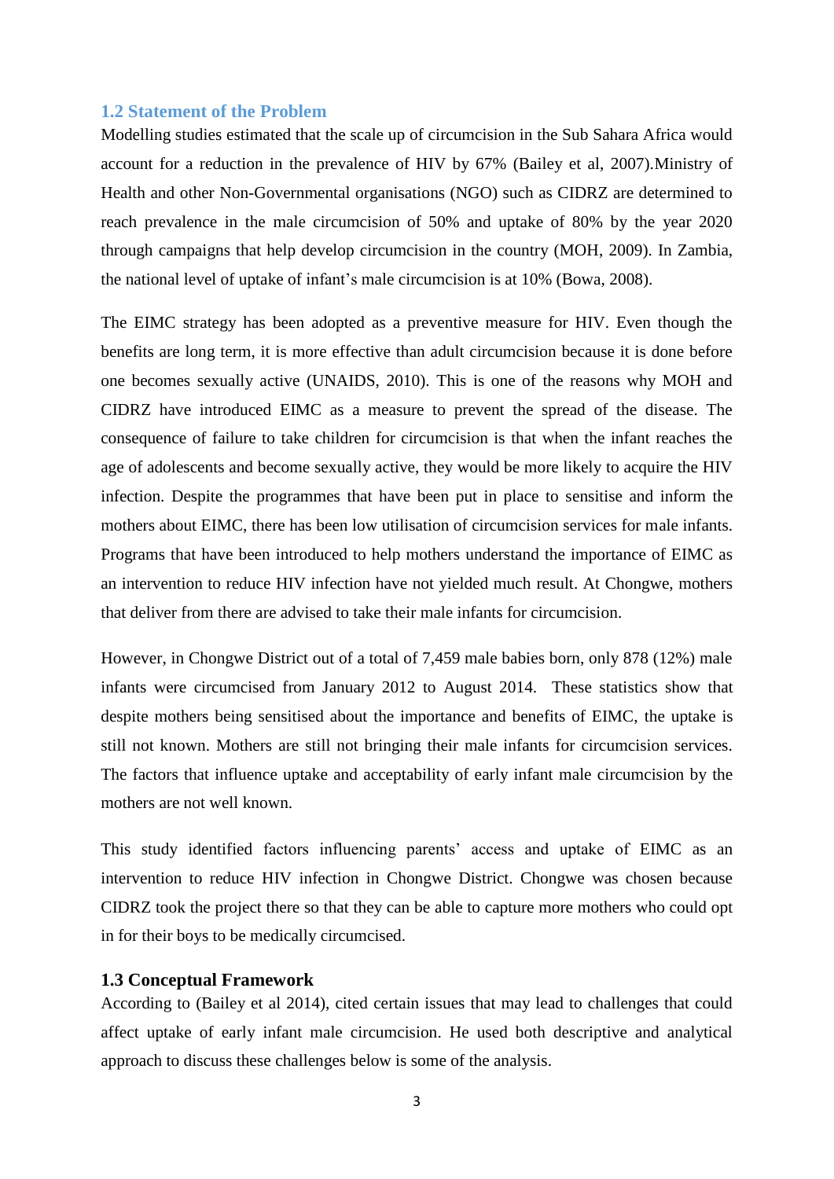## 1.2 Statement of the Problem

Modelling studies estimated that the scale up of circumcision in the Sub Sahara Africa would account for a reduction in the prevalence of HIV by 67% (Bailey et al, 2007).Ministry of Health and other Non-Governmental organisations (NGO) such as CIDRZ are determined to reach prevalence in the male circumcision of 50% and uptake of 80% by the year 2020 through campaigns that help develop circumcision in the country (MOH, 2009). In Zambia, the national level of uptake of infant's male circumcision is at 10% (Bowa, 2008).

The EIMC strategy has been adopted as a preventive measure for HIV. Even though the benefits are long term, it is more effective than adult circumcision because it is done before one becomes sexually active (UNAIDS, 2010). This is one of the reasons why MOH and CIDRZ have introduced EIMC as a measure to prevent the spread of the disease. The consequence of failure to take children for circumcision is that when the infant reaches the age of adolescents and become sexually active, they would be more likely to acquire the HIV infection. Despite the programmes that have been put in place to sensitise and inform the mothers about EIMC, there has been low utilisation of circumcision services for male infants. Programs that have been introduced to help mothers understand the importance of EIMC as an intervention to reduce HIV infection have not yielded much result. At Chongwe, mothers that deliver from there are advised to take their male infants for circumcision.

However, in Chongwe District out of a total of 7,459 male babies born, only 878 (12%) male infants were circumcised from January 2012 to August 2014. These statistics show that despite mothers being sensitised about the importance and benefits of EIMC, the uptake is still not known. Mothers are still not bringing their male infants for circumcision services. The factors that influence uptake and acceptability of early infant male circumcision by the mothers are not well known.

This study identified factors influencing parents' access and uptake of EIMC as an intervention to reduce HIV infection in Chongwe District. Chongwe was chosen because CIDRZ took the project there so that they can be able to capture more mothers who could opt in for their boys to be medically circumcised.

### 1.3 Conceptual Framework

According to (Bailey et al 2014), cited certain issues that may lead to challenges that could affect uptake of early infant male circumcision. He used both descriptive and analytical approach to discuss these challenges below is some of the analysis.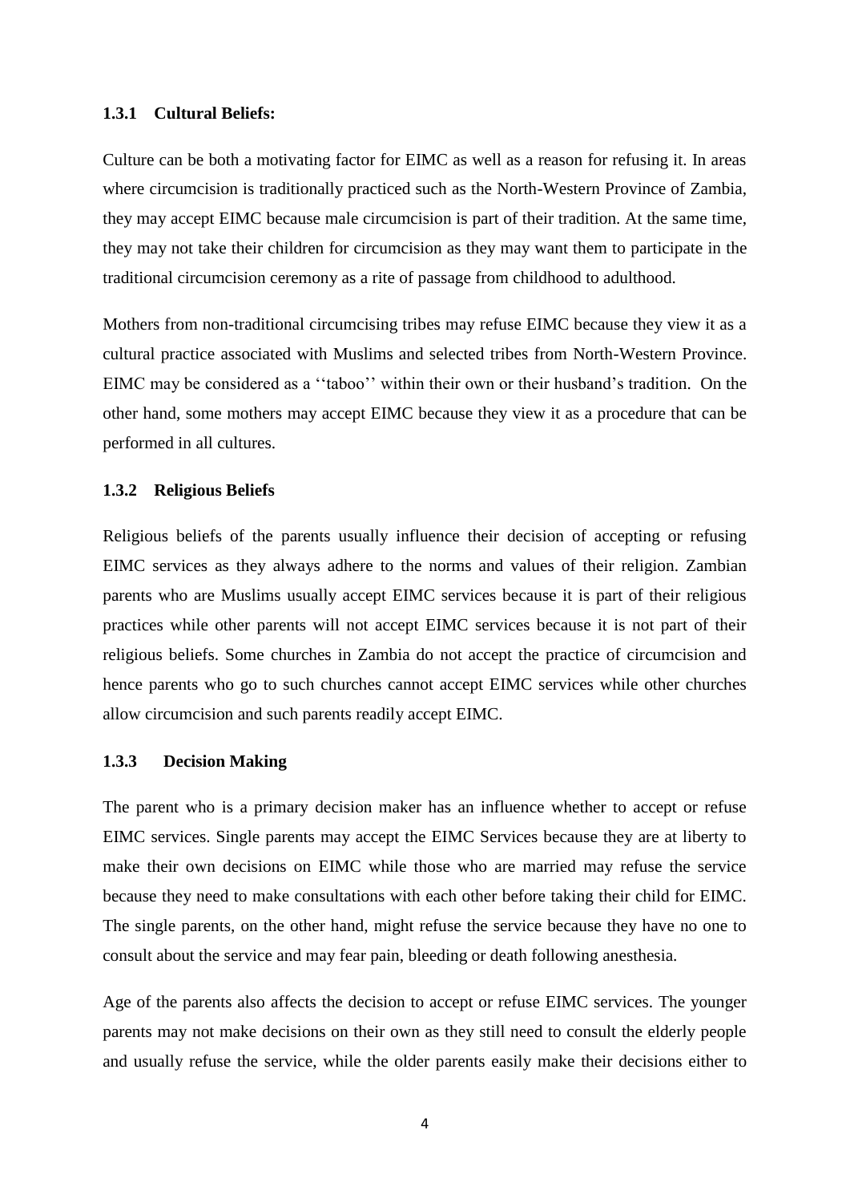### 1.3.1 Cultural Beliefs:

Culture can be both a motivating factor for EIMC as well as a reason for refusing it. In areas where circumcision is traditionally practiced such as the North-Western Province of Zambia, they may accept EIMC because male circumcision is part of their tradition. At the same time, they may not take their children for circumcision as they may want them to participate in the traditional circumcision ceremony as a rite of passage from childhood to adulthood.

Mothers from non-traditional circumcising tribes may refuse EIMC because they view it as a cultural practice associated with Muslims and selected tribes from North-Western Province. EIMC may be considered as a ''taboo'' within their own or their husband's tradition. On the other hand, some mothers may accept EIMC because they view it as a procedure that can be performed in all cultures.

### 1.3.2 Religious Beliefs

Religious beliefs of the parents usually influence their decision of accepting or refusing EIMC services as they always adhere to the norms and values of their religion. Zambian parents who are Muslims usually accept EIMC services because it is part of their religious practices while other parents will not accept EIMC services because it is not part of their religious beliefs. Some churches in Zambia do not accept the practice of circumcision and hence parents who go to such churches cannot accept EIMC services while other churches allow circumcision and such parents readily accept EIMC.

### 1.3.3 Decision Making

The parent who is a primary decision maker has an influence whether to accept or refuse EIMC services. Single parents may accept the EIMC Services because they are at liberty to make their own decisions on EIMC while those who are married may refuse the service because they need to make consultations with each other before taking their child for EIMC. The single parents, on the other hand, might refuse the service because they have no one to consult about the service and may fear pain, bleeding or death following anesthesia.

Age of the parents also affects the decision to accept or refuse EIMC services. The younger parents may not make decisions on their own as they still need to consult the elderly people and usually refuse the service, while the older parents easily make their decisions either to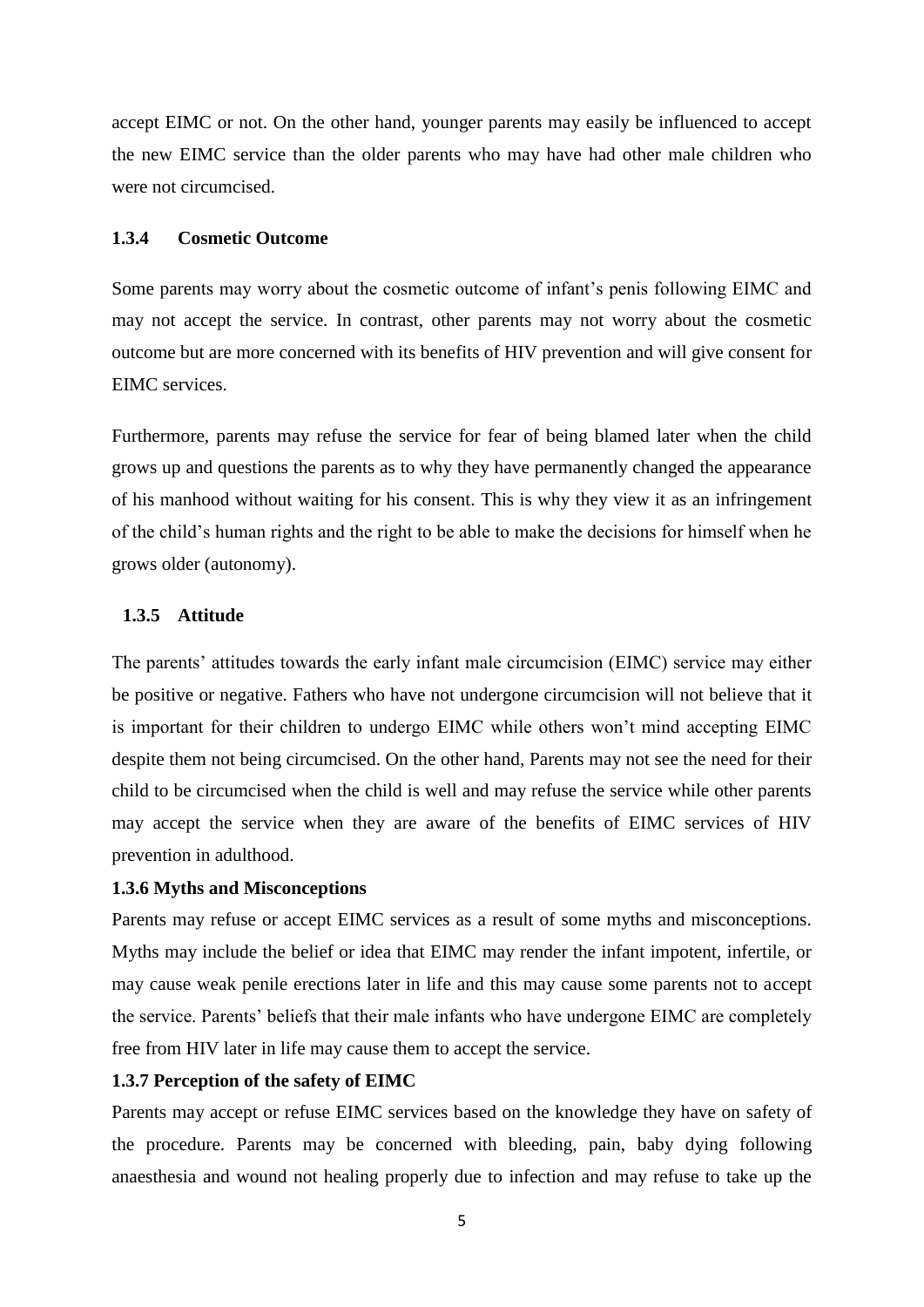accept EIMC or not. On the other hand, younger parents may easily be influenced to accept the new EIMC service than the older parents who may have had other male children who were not circumcised.

### 1.3.4 Cosmetic Outcome

Some parents may worry about the cosmetic outcome of infant's penis following EIMC and may not accept the service. In contrast, other parents may not worry about the cosmetic outcome but are more concerned with its benefits of HIV prevention and will give consent for EIMC services.

Furthermore, parents may refuse the service for fear of being blamed later when the child grows up and questions the parents as to why they have permanently changed the appearance of his manhood without waiting for his consent. This is why they view it as an infringement of the child's human rights and the right to be able to make the decisions for himself when he grows older (autonomy).

### 1.3.5 Attitude

The parents' attitudes towards the early infant male circumcision (EIMC) service may either be positive or negative. Fathers who have not undergone circumcision will not believe that it is important for their children to undergo EIMC while others won't mind accepting EIMC despite them not being circumcised. On the other hand, Parents may not see the need for their child to be circumcised when the child is well and may refuse the service while other parents may accept the service when they are aware of the benefits of EIMC services of HIV prevention in adulthood.

### 1.3.6 Myths and Misconceptions

Parents may refuse or accept EIMC services as a result of some myths and misconceptions. Myths may include the belief or idea that EIMC may render the infant impotent, infertile, or may cause weak penile erections later in life and this may cause some parents not to accept the service. Parents' beliefs that their male infants who have undergone EIMC are completely free from HIV later in life may cause them to accept the service.

### 1.3.7 Perception of the safety of EIMC

Parents may accept or refuse EIMC services based on the knowledge they have on safety of the procedure. Parents may be concerned with bleeding, pain, baby dying following anaesthesia and wound not healing properly due to infection and may refuse to take up the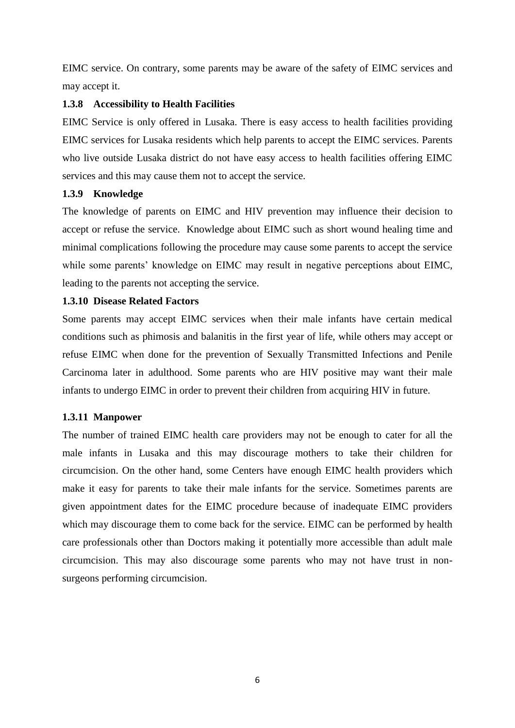EIMC service. On contrary, some parents may be aware of the safety of EIMC services and may accept it.

### 1.3.8 Accessibility to Health Facilities

EIMC Service is only offered in Lusaka. There is easy access to health facilities providing EIMC services for Lusaka residents which help parents to accept the EIMC services. Parents who live outside Lusaka district do not have easy access to health facilities offering EIMC services and this may cause them not to accept the service.

### 1.3.9 Knowledge

The knowledge of parents on EIMC and HIV prevention may influence their decision to accept or refuse the service. Knowledge about EIMC such as short wound healing time and minimal complications following the procedure may cause some parents to accept the service while some parents' knowledge on EIMC may result in negative perceptions about EIMC, leading to the parents not accepting the service.

### 1.3.10 Disease Related Factors

Some parents may accept EIMC services when their male infants have certain medical conditions such as phimosis and balanitis in the first year of life, while others may accept or refuse EIMC when done for the prevention of Sexually Transmitted Infections and Penile Carcinoma later in adulthood. Some parents who are HIV positive may want their male infants to undergo EIMC in order to prevent their children from acquiring HIV in future.

### 1.3.11 Manpower

The number of trained EIMC health care providers may not be enough to cater for all the male infants in Lusaka and this may discourage mothers to take their children for circumcision. On the other hand, some Centers have enough EIMC health providers which make it easy for parents to take their male infants for the service. Sometimes parents are given appointment dates for the EIMC procedure because of inadequate EIMC providers which may discourage them to come back for the service. EIMC can be performed by health care professionals other than Doctors making it potentially more accessible than adult male circumcision. This may also discourage some parents who may not have trust in non-surgeons performing circumcision.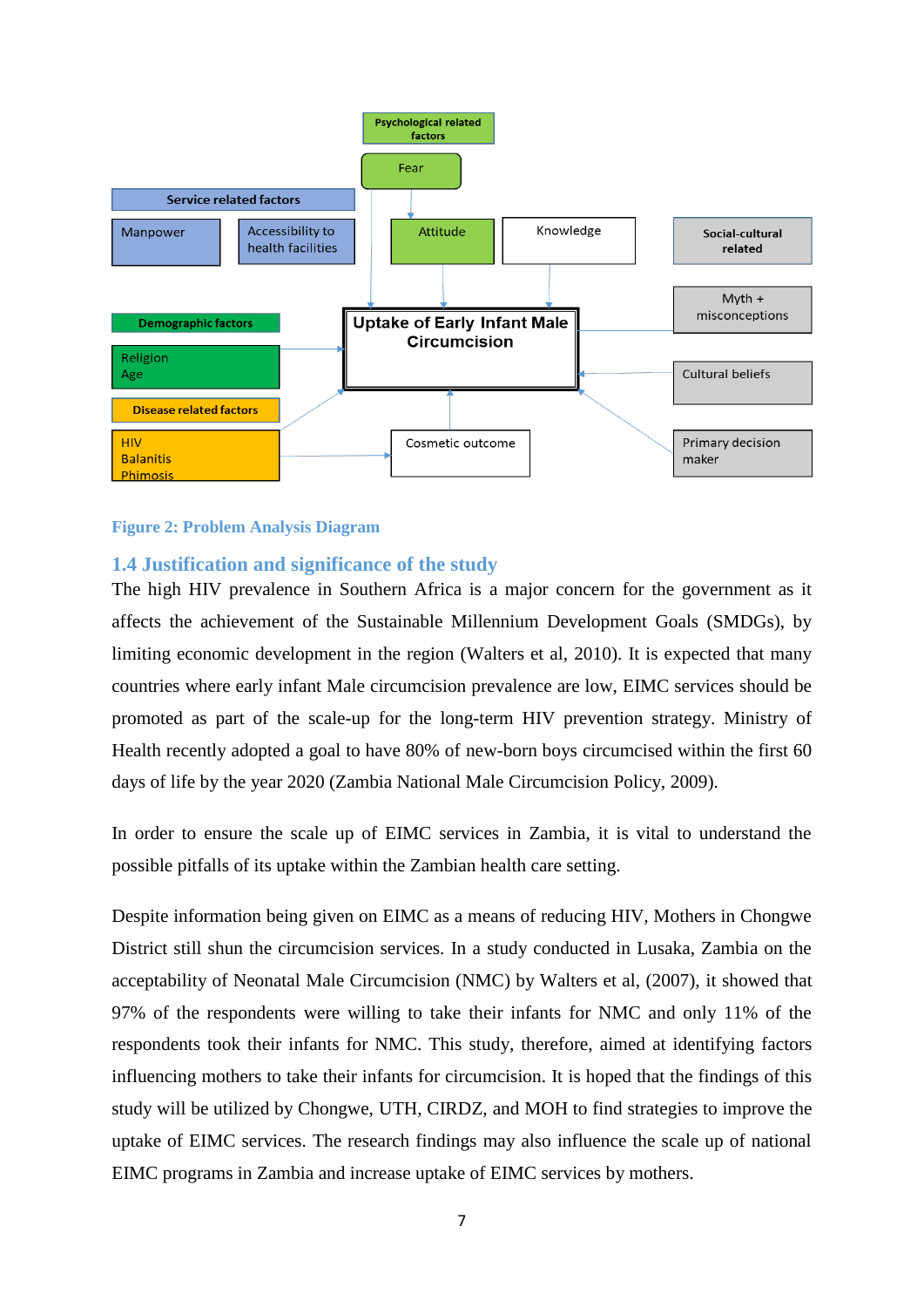Psychological related factors

Fear

Service related factors

Manpower

Accessibility to health facilities

Attitude

Knowledge

Social-cultural related

Myth + misconceptions

Demographic factors

Uptake of Early Infant Male Circumcision

Religion
Age

Cultural beliefs

Disease related factors

HIV
Balanitis
Phimosis

Cosmetic outcome

Primary decision maker

**Figure 2: Problem Analysis Diagram**

## 1.4 Justification and significance of the study

The high HIV prevalence in Southern Africa is a major concern for the government as it affects the achievement of the Sustainable Millennium Development Goals (SMDGs), by limiting economic development in the region (Walters et al, 2010). It is expected that many countries where early infant Male circumcision prevalence are low, EIMC services should be promoted as part of the scale-up for the long-term HIV prevention strategy. Ministry of Health recently adopted a goal to have 80% of new-born boys circumcised within the first 60 days of life by the year 2020 (Zambia National Male Circumcision Policy, 2009).

In order to ensure the scale up of EIMC services in Zambia, it is vital to understand the possible pitfalls of its uptake within the Zambian health care setting.

Despite information being given on EIMC as a means of reducing HIV, Mothers in Chongwe District still shun the circumcision services. In a study conducted in Lusaka, Zambia on the acceptability of Neonatal Male Circumcision (NMC) by Walters et al, (2007), it showed that 97% of the respondents were willing to take their infants for NMC and only 11% of the respondents took their infants for NMC. This study, therefore, aimed at identifying factors influencing mothers to take their infants for circumcision. It is hoped that the findings of this study will be utilized by Chongwe, UTH, CIRDZ, and MOH to find strategies to improve the uptake of EIMC services. The research findings may also influence the scale up of national EIMC programs in Zambia and increase uptake of EIMC services by mothers.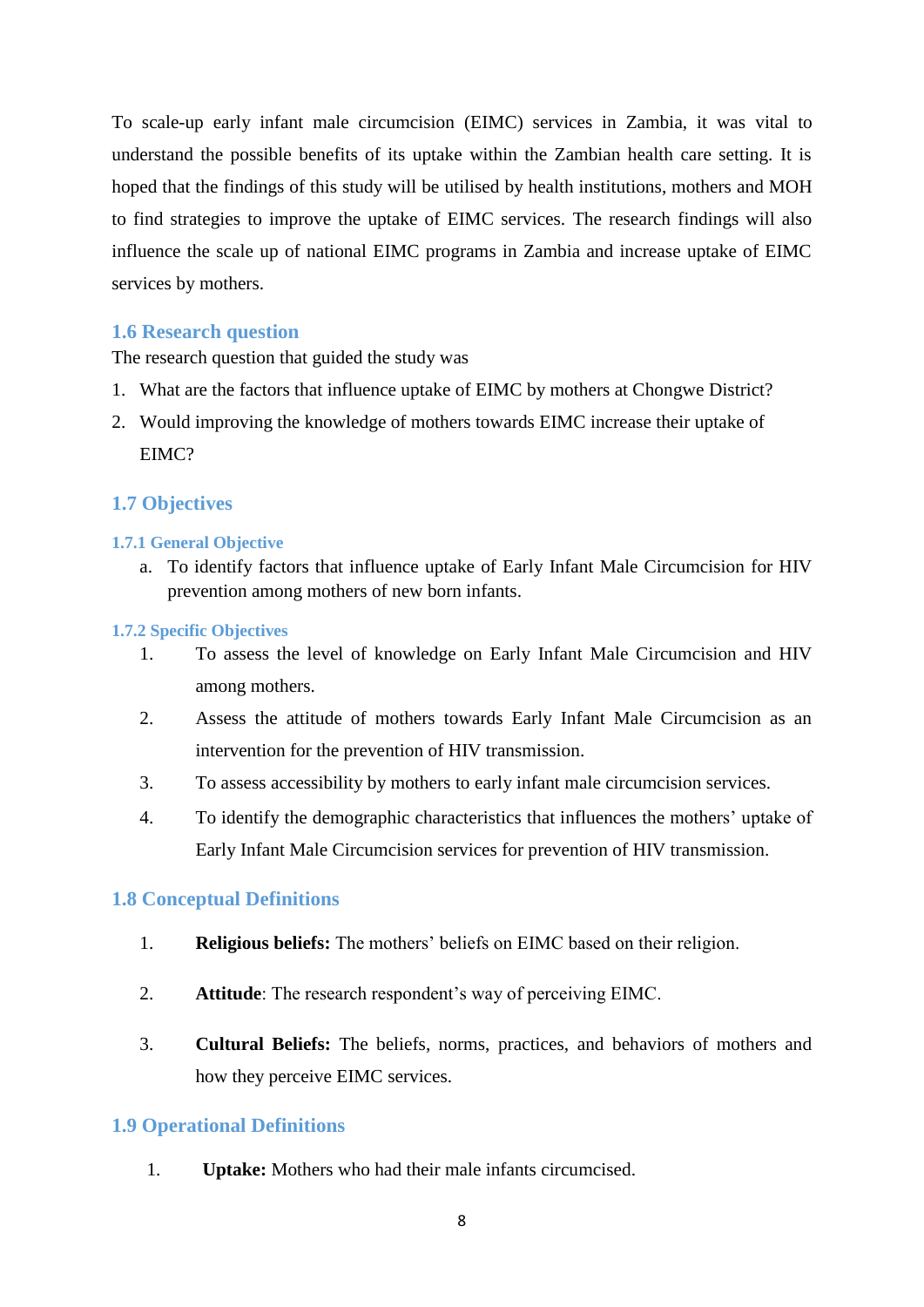To scale-up early infant male circumcision (EIMC) services in Zambia, it was vital to understand the possible benefits of its uptake within the Zambian health care setting. It is hoped that the findings of this study will be utilised by health institutions, mothers and MOH to find strategies to improve the uptake of EIMC services. The research findings will also influence the scale up of national EIMC programs in Zambia and increase uptake of EIMC services by mothers.

## 1.6 Research question

The research question that guided the study was

1. What are the factors that influence uptake of EIMC by mothers at Chongwe District?
2. Would improving the knowledge of mothers towards EIMC increase their uptake of EIMC?

## 1.7 Objectives

### 1.7.1 General Objective

a. To identify factors that influence uptake of Early Infant Male Circumcision for HIV prevention among mothers of new born infants.

### 1.7.2 Specific Objectives

1. To assess the level of knowledge on Early Infant Male Circumcision and HIV among mothers.
2. Assess the attitude of mothers towards Early Infant Male Circumcision as an intervention for the prevention of HIV transmission.
3. To assess accessibility by mothers to early infant male circumcision services.
4. To identify the demographic characteristics that influences the mothers' uptake of Early Infant Male Circumcision services for prevention of HIV transmission.

## 1.8 Conceptual Definitions

1. **Religious beliefs:** The mothers' beliefs on EIMC based on their religion.
2. **Attitude**: The research respondent's way of perceiving EIMC.
3. **Cultural Beliefs:** The beliefs, norms, practices, and behaviors of mothers and how they perceive EIMC services.

## 1.9 Operational Definitions

1. **Uptake:** Mothers who had their male infants circumcised.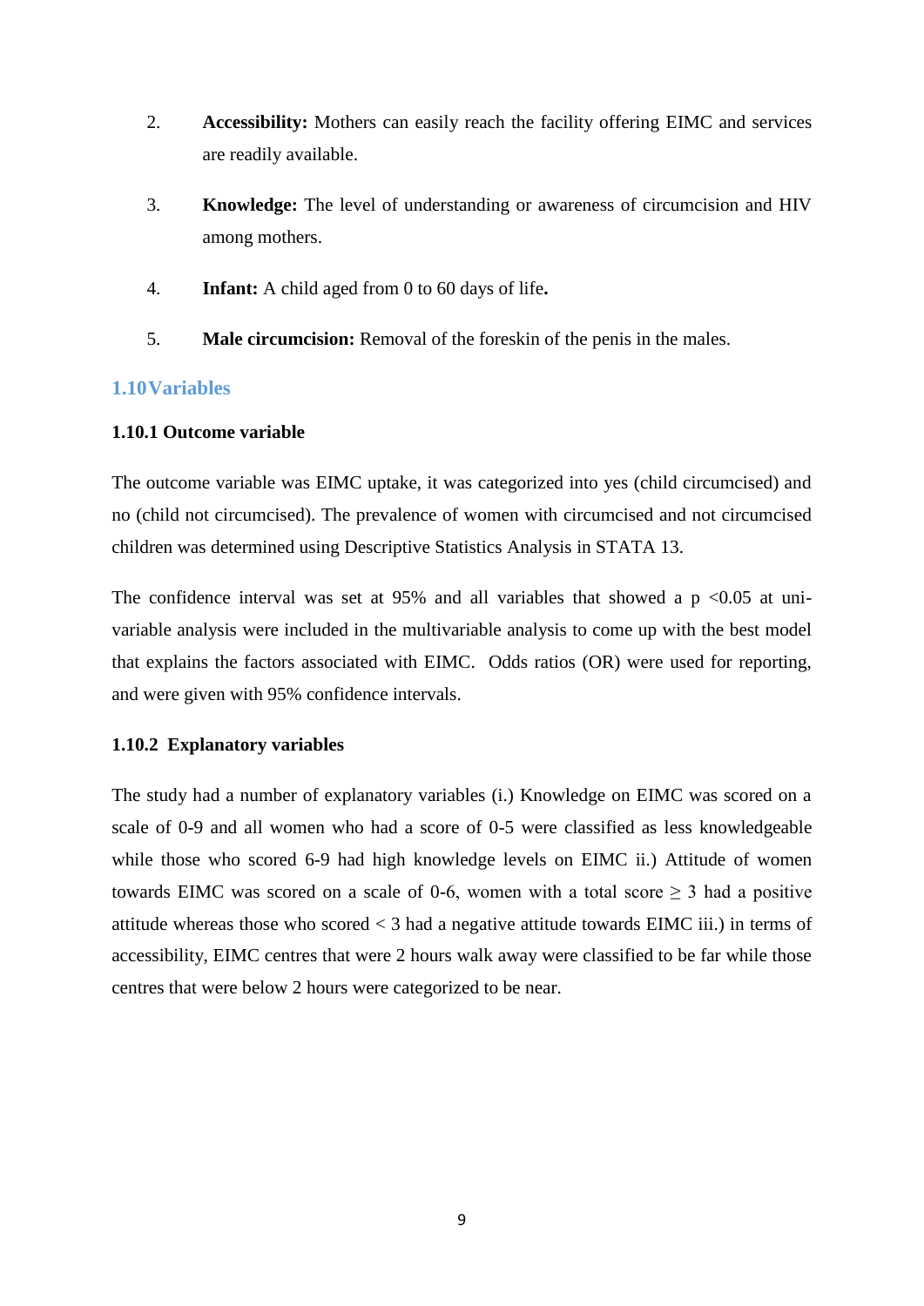2. **Accessibility:** Mothers can easily reach the facility offering EIMC and services are readily available.

3. **Knowledge:** The level of understanding or awareness of circumcision and HIV among mothers.

4. **Infant:** A child aged from 0 to 60 days of life**.**

5. **Male circumcision:** Removal of the foreskin of the penis in the males.

## 1.10 Variables

### 1.10.1 Outcome variable

The outcome variable was EIMC uptake, it was categorized into yes (child circumcised) and no (child not circumcised). The prevalence of women with circumcised and not circumcised children was determined using Descriptive Statistics Analysis in STATA 13.

The confidence interval was set at 95% and all variables that showed a $p < 0.05$ at uni-variable analysis were included in the multivariable analysis to come up with the best model that explains the factors associated with EIMC. Odds ratios (OR) were used for reporting, and were given with 95% confidence intervals.

### 1.10.2 Explanatory variables

The study had a number of explanatory variables (i.) Knowledge on EIMC was scored on a scale of 0-9 and all women who had a score of 0-5 were classified as less knowledgeable while those who scored 6-9 had high knowledge levels on EIMC ii.) Attitude of women towards EIMC was scored on a scale of 0-6, women with a total score $\geq 3$ had a positive attitude whereas those who scored $< 3$ had a negative attitude towards EIMC iii.) in terms of accessibility, EIMC centres that were 2 hours walk away were classified to be far while those centres that were below 2 hours were categorized to be near.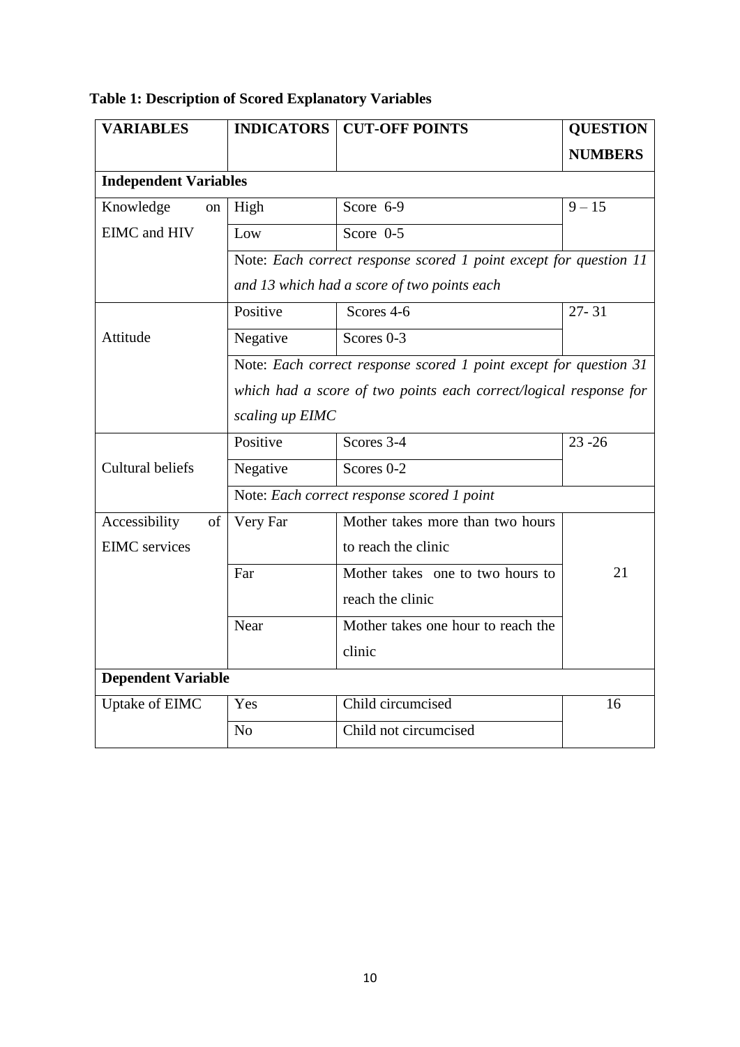**Table 1: Description of Scored Explanatory Variables**

| VARIABLES | INDICATORS | CUT-OFF POINTS | QUESTION NUMBERS |
|---|---|---|---|
| **Independent Variables** | | | |
| Knowledge on EIMC and HIV | High | Score 6-9 | 9 – 15 |
| | Low | Score 0-5 | |
| | Note: *Each correct response scored 1 point except for question 11 and 13 which had a score of two points each* | | |
| Attitude | Positive | Scores 4-6 | 27- 31 |
| | Negative | Scores 0-3 | |
| | Note: *Each correct response scored 1 point except for question 31 which had a score of two points each correct/logical response for scaling up EIMC* | | |
| Cultural beliefs | Positive | Scores 3-4 | 23 -26 |
| | Negative | Scores 0-2 | |
| | Note: *Each correct response scored 1 point* | | |
| Accessibility of EIMC services | Very Far | Mother takes more than two hours to reach the clinic | 21 |
| | Far | Mother takes one to two hours to reach the clinic | |
| | Near | Mother takes one hour to reach the clinic | |
| **Dependent Variable** | | | |
| Uptake of EIMC | Yes | Child circumcised | 16 |
| | No | Child not circumcised | |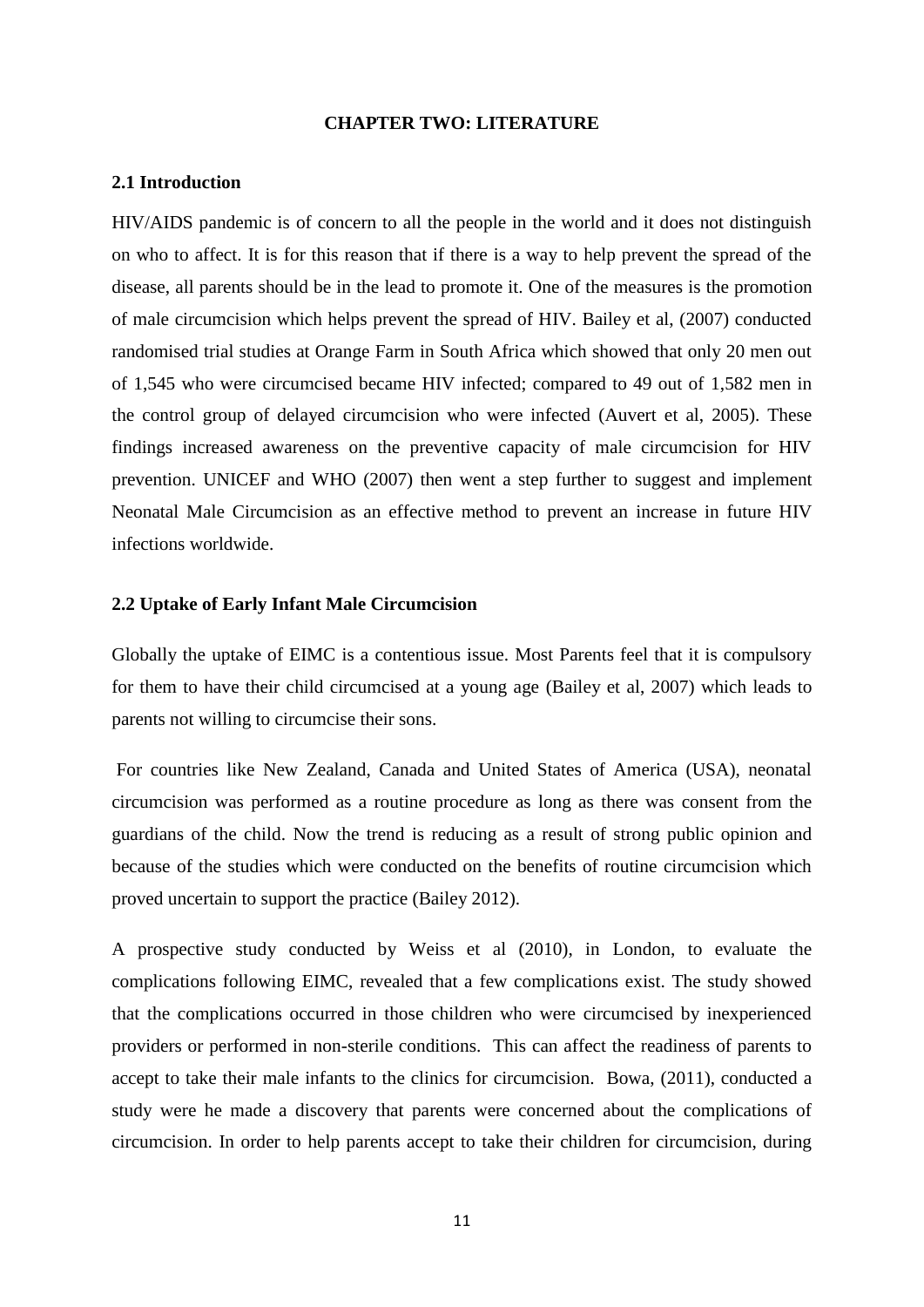# CHAPTER TWO: LITERATURE

## 2.1 Introduction

HIV/AIDS pandemic is of concern to all the people in the world and it does not distinguish on who to affect. It is for this reason that if there is a way to help prevent the spread of the disease, all parents should be in the lead to promote it. One of the measures is the promotion of male circumcision which helps prevent the spread of HIV. Bailey et al, (2007) conducted randomised trial studies at Orange Farm in South Africa which showed that only 20 men out of 1,545 who were circumcised became HIV infected; compared to 49 out of 1,582 men in the control group of delayed circumcision who were infected (Auvert et al, 2005). These findings increased awareness on the preventive capacity of male circumcision for HIV prevention. UNICEF and WHO (2007) then went a step further to suggest and implement Neonatal Male Circumcision as an effective method to prevent an increase in future HIV infections worldwide.

## 2.2 Uptake of Early Infant Male Circumcision

Globally the uptake of EIMC is a contentious issue. Most Parents feel that it is compulsory for them to have their child circumcised at a young age (Bailey et al, 2007) which leads to parents not willing to circumcise their sons.

For countries like New Zealand, Canada and United States of America (USA), neonatal circumcision was performed as a routine procedure as long as there was consent from the guardians of the child. Now the trend is reducing as a result of strong public opinion and because of the studies which were conducted on the benefits of routine circumcision which proved uncertain to support the practice (Bailey 2012).

A prospective study conducted by Weiss et al (2010), in London, to evaluate the complications following EIMC, revealed that a few complications exist. The study showed that the complications occurred in those children who were circumcised by inexperienced providers or performed in non-sterile conditions. This can affect the readiness of parents to accept to take their male infants to the clinics for circumcision. Bowa, (2011), conducted a study were he made a discovery that parents were concerned about the complications of circumcision. In order to help parents accept to take their children for circumcision, during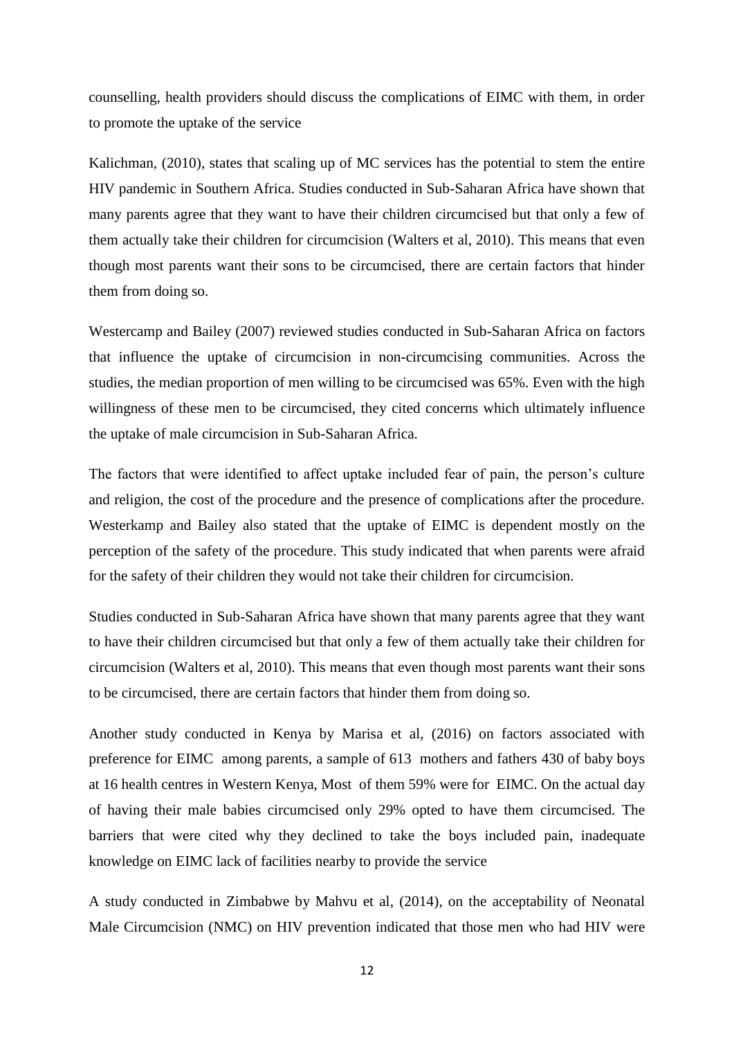counselling, health providers should discuss the complications of EIMC with them, in order to promote the uptake of the service

Kalichman, (2010), states that scaling up of MC services has the potential to stem the entire HIV pandemic in Southern Africa. Studies conducted in Sub-Saharan Africa have shown that many parents agree that they want to have their children circumcised but that only a few of them actually take their children for circumcision (Walters et al, 2010). This means that even though most parents want their sons to be circumcised, there are certain factors that hinder them from doing so.

Westercamp and Bailey (2007) reviewed studies conducted in Sub-Saharan Africa on factors that influence the uptake of circumcision in non-circumcising communities. Across the studies, the median proportion of men willing to be circumcised was 65%. Even with the high willingness of these men to be circumcised, they cited concerns which ultimately influence the uptake of male circumcision in Sub-Saharan Africa.

The factors that were identified to affect uptake included fear of pain, the person's culture and religion, the cost of the procedure and the presence of complications after the procedure. Westerkamp and Bailey also stated that the uptake of EIMC is dependent mostly on the perception of the safety of the procedure. This study indicated that when parents were afraid for the safety of their children they would not take their children for circumcision.

Studies conducted in Sub-Saharan Africa have shown that many parents agree that they want to have their children circumcised but that only a few of them actually take their children for circumcision (Walters et al, 2010). This means that even though most parents want their sons to be circumcised, there are certain factors that hinder them from doing so.

Another study conducted in Kenya by Marisa et al, (2016) on factors associated with preference for EIMC among parents, a sample of 613 mothers and fathers 430 of baby boys at 16 health centres in Western Kenya, Most of them 59% were for EIMC. On the actual day of having their male babies circumcised only 29% opted to have them circumcised. The barriers that were cited why they declined to take the boys included pain, inadequate knowledge on EIMC lack of facilities nearby to provide the service

A study conducted in Zimbabwe by Mahvu et al, (2014), on the acceptability of Neonatal Male Circumcision (NMC) on HIV prevention indicated that those men who had HIV were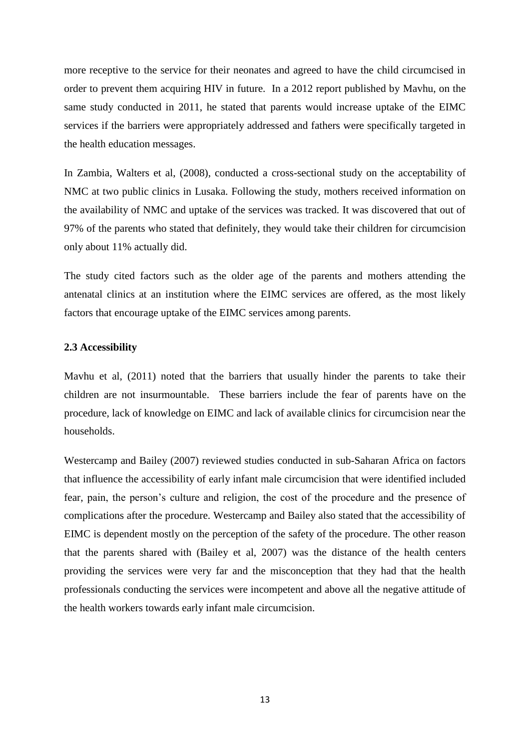more receptive to the service for their neonates and agreed to have the child circumcised in order to prevent them acquiring HIV in future. In a 2012 report published by Mavhu, on the same study conducted in 2011, he stated that parents would increase uptake of the EIMC services if the barriers were appropriately addressed and fathers were specifically targeted in the health education messages.

In Zambia, Walters et al, (2008), conducted a cross-sectional study on the acceptability of NMC at two public clinics in Lusaka. Following the study, mothers received information on the availability of NMC and uptake of the services was tracked. It was discovered that out of 97% of the parents who stated that definitely, they would take their children for circumcision only about 11% actually did.

The study cited factors such as the older age of the parents and mothers attending the antenatal clinics at an institution where the EIMC services are offered, as the most likely factors that encourage uptake of the EIMC services among parents.

### 2.3 Accessibility

Mavhu et al, (2011) noted that the barriers that usually hinder the parents to take their children are not insurmountable. These barriers include the fear of parents have on the procedure, lack of knowledge on EIMC and lack of available clinics for circumcision near the households.

Westercamp and Bailey (2007) reviewed studies conducted in sub-Saharan Africa on factors that influence the accessibility of early infant male circumcision that were identified included fear, pain, the person's culture and religion, the cost of the procedure and the presence of complications after the procedure. Westercamp and Bailey also stated that the accessibility of EIMC is dependent mostly on the perception of the safety of the procedure. The other reason that the parents shared with (Bailey et al, 2007) was the distance of the health centers providing the services were very far and the misconception that they had that the health professionals conducting the services were incompetent and above all the negative attitude of the health workers towards early infant male circumcision.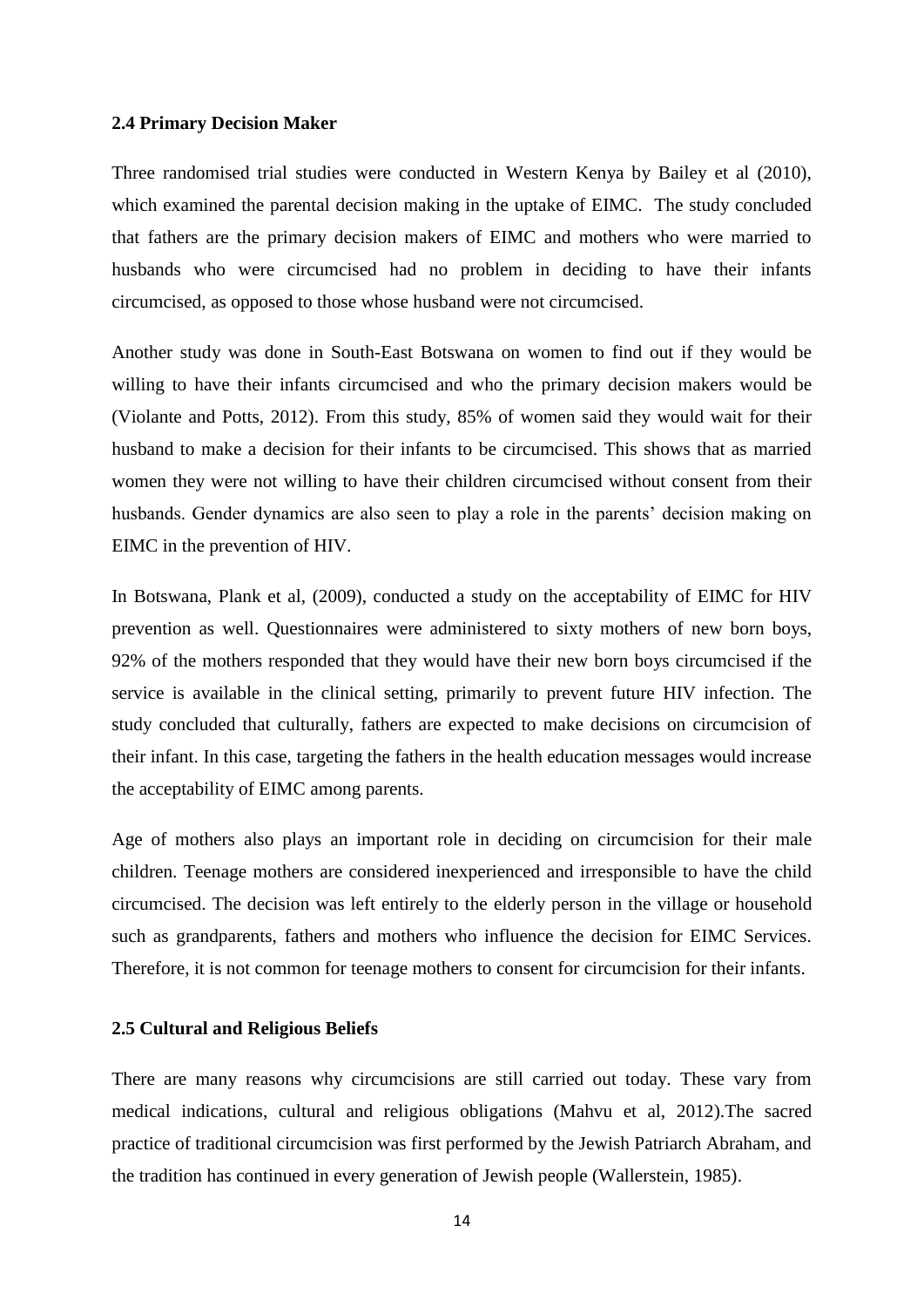**2.4 Primary Decision Maker**

Three randomised trial studies were conducted in Western Kenya by Bailey et al (2010), which examined the parental decision making in the uptake of EIMC. The study concluded that fathers are the primary decision makers of EIMC and mothers who were married to husbands who were circumcised had no problem in deciding to have their infants circumcised, as opposed to those whose husband were not circumcised.

Another study was done in South-East Botswana on women to find out if they would be willing to have their infants circumcised and who the primary decision makers would be (Violante and Potts, 2012). From this study, 85% of women said they would wait for their husband to make a decision for their infants to be circumcised. This shows that as married women they were not willing to have their children circumcised without consent from their husbands. Gender dynamics are also seen to play a role in the parents' decision making on EIMC in the prevention of HIV.

In Botswana, Plank et al, (2009), conducted a study on the acceptability of EIMC for HIV prevention as well. Questionnaires were administered to sixty mothers of new born boys, 92% of the mothers responded that they would have their new born boys circumcised if the service is available in the clinical setting, primarily to prevent future HIV infection. The study concluded that culturally, fathers are expected to make decisions on circumcision of their infant. In this case, targeting the fathers in the health education messages would increase the acceptability of EIMC among parents.

Age of mothers also plays an important role in deciding on circumcision for their male children. Teenage mothers are considered inexperienced and irresponsible to have the child circumcised. The decision was left entirely to the elderly person in the village or household such as grandparents, fathers and mothers who influence the decision for EIMC Services. Therefore, it is not common for teenage mothers to consent for circumcision for their infants.

**2.5 Cultural and Religious Beliefs**

There are many reasons why circumcisions are still carried out today. These vary from medical indications, cultural and religious obligations (Mahvu et al, 2012).The sacred practice of traditional circumcision was first performed by the Jewish Patriarch Abraham, and the tradition has continued in every generation of Jewish people (Wallerstein, 1985).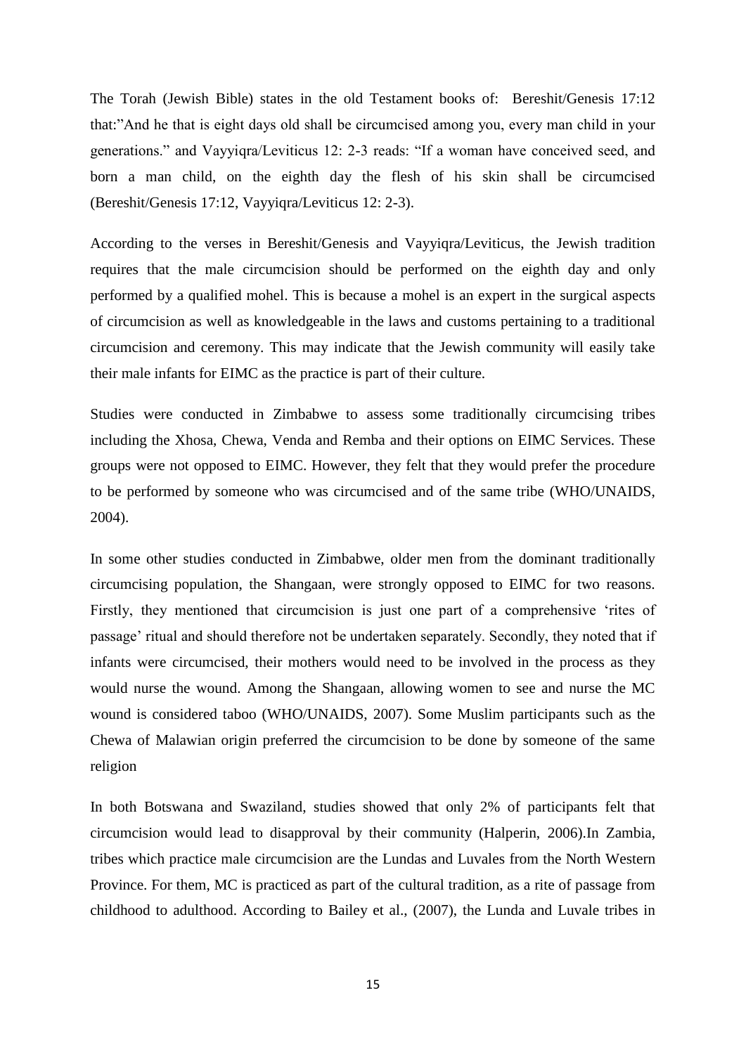The Torah (Jewish Bible) states in the old Testament books of: Bereshit/Genesis 17:12 that:"And he that is eight days old shall be circumcised among you, every man child in your generations." and Vayyiqra/Leviticus 12: 2-3 reads: "If a woman have conceived seed, and born a man child, on the eighth day the flesh of his skin shall be circumcised (Bereshit/Genesis 17:12, Vayyiqra/Leviticus 12: 2-3).

According to the verses in Bereshit/Genesis and Vayyiqra/Leviticus, the Jewish tradition requires that the male circumcision should be performed on the eighth day and only performed by a qualified mohel. This is because a mohel is an expert in the surgical aspects of circumcision as well as knowledgeable in the laws and customs pertaining to a traditional circumcision and ceremony. This may indicate that the Jewish community will easily take their male infants for EIMC as the practice is part of their culture.

Studies were conducted in Zimbabwe to assess some traditionally circumcising tribes including the Xhosa, Chewa, Venda and Remba and their options on EIMC Services. These groups were not opposed to EIMC. However, they felt that they would prefer the procedure to be performed by someone who was circumcised and of the same tribe (WHO/UNAIDS, 2004).

In some other studies conducted in Zimbabwe, older men from the dominant traditionally circumcising population, the Shangaan, were strongly opposed to EIMC for two reasons. Firstly, they mentioned that circumcision is just one part of a comprehensive 'rites of passage' ritual and should therefore not be undertaken separately. Secondly, they noted that if infants were circumcised, their mothers would need to be involved in the process as they would nurse the wound. Among the Shangaan, allowing women to see and nurse the MC wound is considered taboo (WHO/UNAIDS, 2007). Some Muslim participants such as the Chewa of Malawian origin preferred the circumcision to be done by someone of the same religion

In both Botswana and Swaziland, studies showed that only 2% of participants felt that circumcision would lead to disapproval by their community (Halperin, 2006).In Zambia, tribes which practice male circumcision are the Lundas and Luvales from the North Western Province. For them, MC is practiced as part of the cultural tradition, as a rite of passage from childhood to adulthood. According to Bailey et al., (2007), the Lunda and Luvale tribes in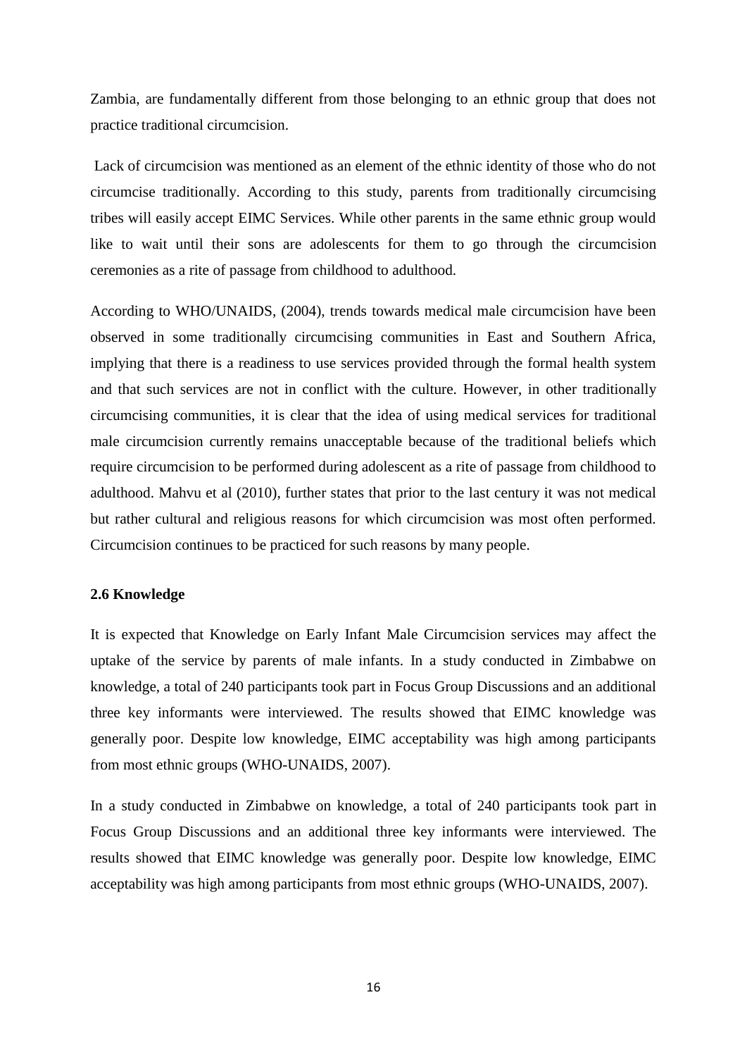Zambia, are fundamentally different from those belonging to an ethnic group that does not practice traditional circumcision.

Lack of circumcision was mentioned as an element of the ethnic identity of those who do not circumcise traditionally. According to this study, parents from traditionally circumcising tribes will easily accept EIMC Services. While other parents in the same ethnic group would like to wait until their sons are adolescents for them to go through the circumcision ceremonies as a rite of passage from childhood to adulthood.

According to WHO/UNAIDS, (2004), trends towards medical male circumcision have been observed in some traditionally circumcising communities in East and Southern Africa, implying that there is a readiness to use services provided through the formal health system and that such services are not in conflict with the culture. However, in other traditionally circumcising communities, it is clear that the idea of using medical services for traditional male circumcision currently remains unacceptable because of the traditional beliefs which require circumcision to be performed during adolescent as a rite of passage from childhood to adulthood. Mahvu et al (2010), further states that prior to the last century it was not medical but rather cultural and religious reasons for which circumcision was most often performed. Circumcision continues to be practiced for such reasons by many people.

### 2.6 Knowledge

It is expected that Knowledge on Early Infant Male Circumcision services may affect the uptake of the service by parents of male infants. In a study conducted in Zimbabwe on knowledge, a total of 240 participants took part in Focus Group Discussions and an additional three key informants were interviewed. The results showed that EIMC knowledge was generally poor. Despite low knowledge, EIMC acceptability was high among participants from most ethnic groups (WHO-UNAIDS, 2007).

In a study conducted in Zimbabwe on knowledge, a total of 240 participants took part in Focus Group Discussions and an additional three key informants were interviewed. The results showed that EIMC knowledge was generally poor. Despite low knowledge, EIMC acceptability was high among participants from most ethnic groups (WHO-UNAIDS, 2007).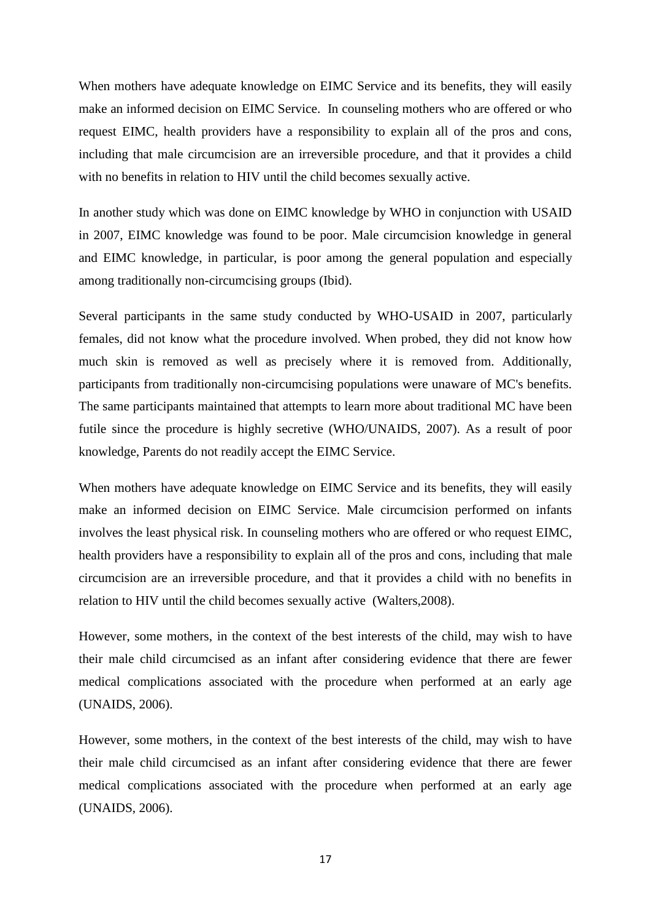When mothers have adequate knowledge on EIMC Service and its benefits, they will easily make an informed decision on EIMC Service.  In counseling mothers who are offered or who request EIMC, health providers have a responsibility to explain all of the pros and cons, including that male circumcision are an irreversible procedure, and that it provides a child with no benefits in relation to HIV until the child becomes sexually active.

In another study which was done on EIMC knowledge by WHO in conjunction with USAID in 2007, EIMC knowledge was found to be poor. Male circumcision knowledge in general and EIMC knowledge, in particular, is poor among the general population and especially among traditionally non-circumcising groups (Ibid).

Several participants in the same study conducted by WHO-USAID in 2007, particularly females, did not know what the procedure involved. When probed, they did not know how much skin is removed as well as precisely where it is removed from. Additionally, participants from traditionally non-circumcising populations were unaware of MC's benefits. The same participants maintained that attempts to learn more about traditional MC have been futile since the procedure is highly secretive (WHO/UNAIDS, 2007). As a result of poor knowledge, Parents do not readily accept the EIMC Service.

When mothers have adequate knowledge on EIMC Service and its benefits, they will easily make an informed decision on EIMC Service. Male circumcision performed on infants involves the least physical risk. In counseling mothers who are offered or who request EIMC, health providers have a responsibility to explain all of the pros and cons, including that male circumcision are an irreversible procedure, and that it provides a child with no benefits in relation to HIV until the child becomes sexually active  (Walters,2008).

However, some mothers, in the context of the best interests of the child, may wish to have their male child circumcised as an infant after considering evidence that there are fewer medical complications associated with the procedure when performed at an early age (UNAIDS, 2006).

However, some mothers, in the context of the best interests of the child, may wish to have their male child circumcised as an infant after considering evidence that there are fewer medical complications associated with the procedure when performed at an early age (UNAIDS, 2006).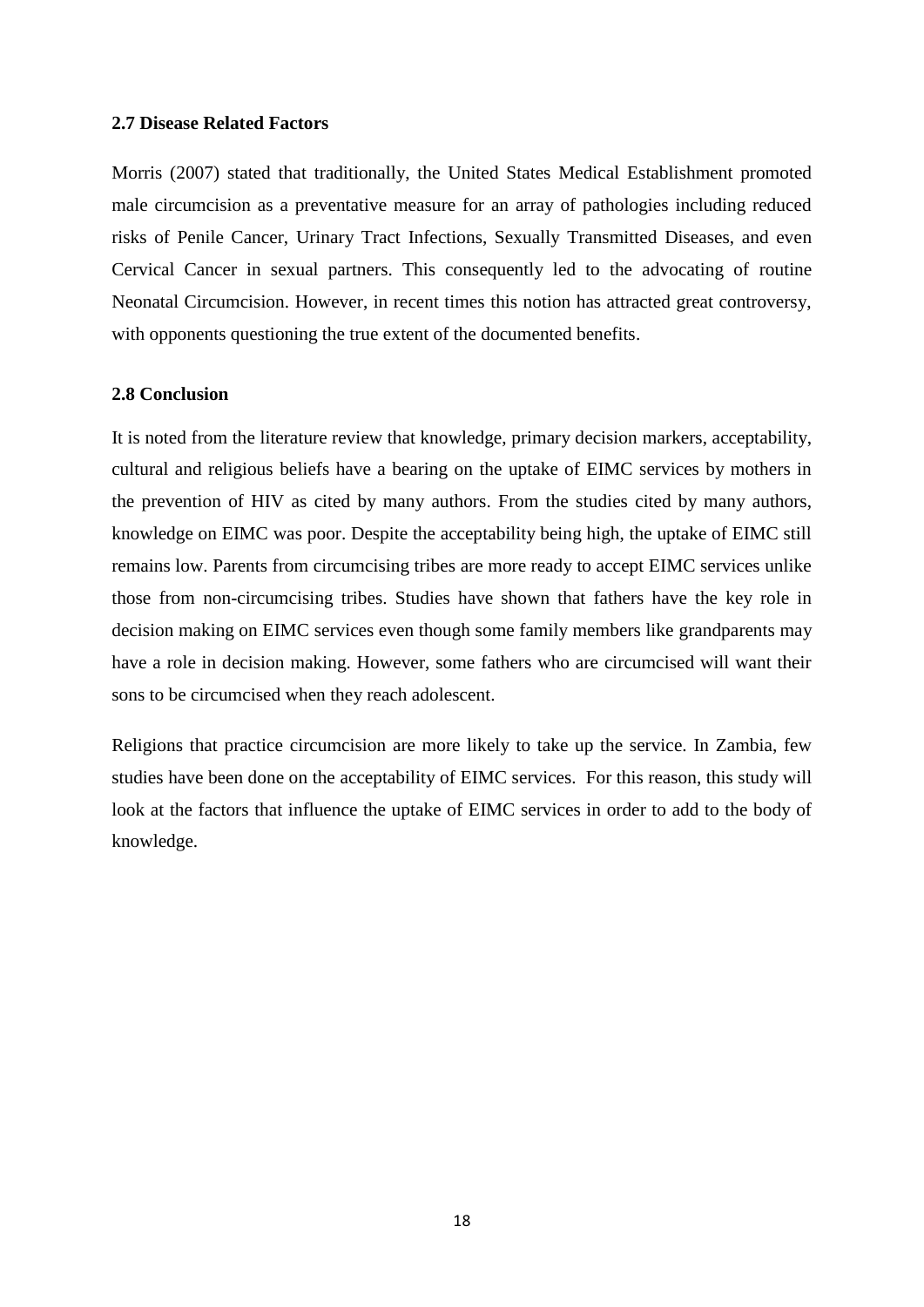### 2.7 Disease Related Factors

Morris (2007) stated that traditionally, the United States Medical Establishment promoted male circumcision as a preventative measure for an array of pathologies including reduced risks of Penile Cancer, Urinary Tract Infections, Sexually Transmitted Diseases, and even Cervical Cancer in sexual partners. This consequently led to the advocating of routine Neonatal Circumcision. However, in recent times this notion has attracted great controversy, with opponents questioning the true extent of the documented benefits.

### 2.8 Conclusion

It is noted from the literature review that knowledge, primary decision markers, acceptability, cultural and religious beliefs have a bearing on the uptake of EIMC services by mothers in the prevention of HIV as cited by many authors. From the studies cited by many authors, knowledge on EIMC was poor. Despite the acceptability being high, the uptake of EIMC still remains low. Parents from circumcising tribes are more ready to accept EIMC services unlike those from non-circumcising tribes. Studies have shown that fathers have the key role in decision making on EIMC services even though some family members like grandparents may have a role in decision making. However, some fathers who are circumcised will want their sons to be circumcised when they reach adolescent.

Religions that practice circumcision are more likely to take up the service. In Zambia, few studies have been done on the acceptability of EIMC services. For this reason, this study will look at the factors that influence the uptake of EIMC services in order to add to the body of knowledge.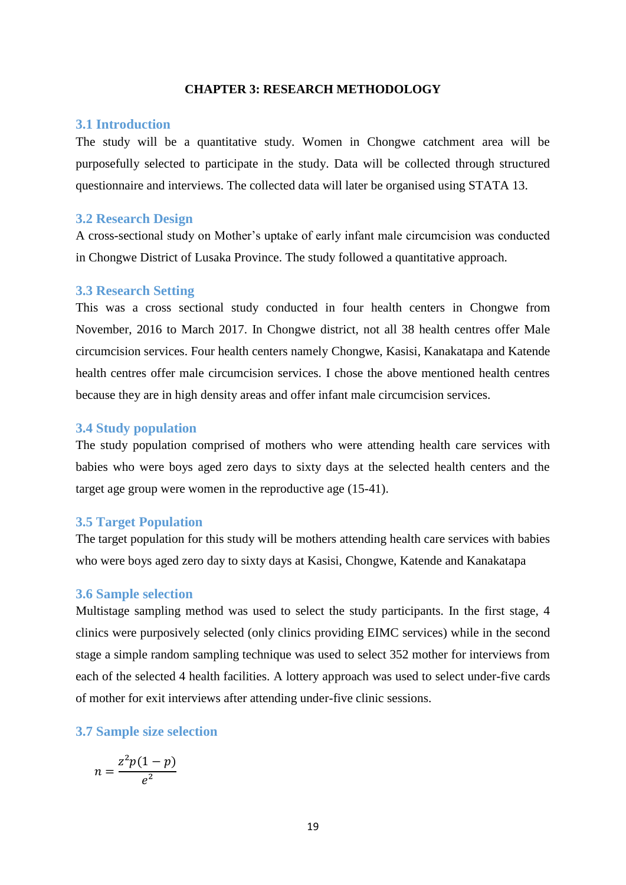# CHAPTER 3: RESEARCH METHODOLOGY

## 3.1 Introduction

The study will be a quantitative study. Women in Chongwe catchment area will be purposefully selected to participate in the study. Data will be collected through structured questionnaire and interviews. The collected data will later be organised using STATA 13.

## 3.2 Research Design

A cross-sectional study on Mother's uptake of early infant male circumcision was conducted in Chongwe District of Lusaka Province. The study followed a quantitative approach.

## 3.3 Research Setting

This was a cross sectional study conducted in four health centers in Chongwe from November, 2016 to March 2017. In Chongwe district, not all 38 health centres offer Male circumcision services. Four health centers namely Chongwe, Kasisi, Kanakatapa and Katende health centres offer male circumcision services. I chose the above mentioned health centres because they are in high density areas and offer infant male circumcision services.

## 3.4 Study population

The study population comprised of mothers who were attending health care services with babies who were boys aged zero days to sixty days at the selected health centers and the target age group were women in the reproductive age (15-41).

## 3.5 Target Population

The target population for this study will be mothers attending health care services with babies who were boys aged zero day to sixty days at Kasisi, Chongwe, Katende and Kanakatapa

## 3.6 Sample selection

Multistage sampling method was used to select the study participants. In the first stage, 4 clinics were purposively selected (only clinics providing EIMC services) while in the second stage a simple random sampling technique was used to select 352 mother for interviews from each of the selected 4 health facilities. A lottery approach was used to select under-five cards of mother for exit interviews after attending under-five clinic sessions.

## 3.7 Sample size selection

$$n = \frac{z^2 p(1-p)}{e^2}$$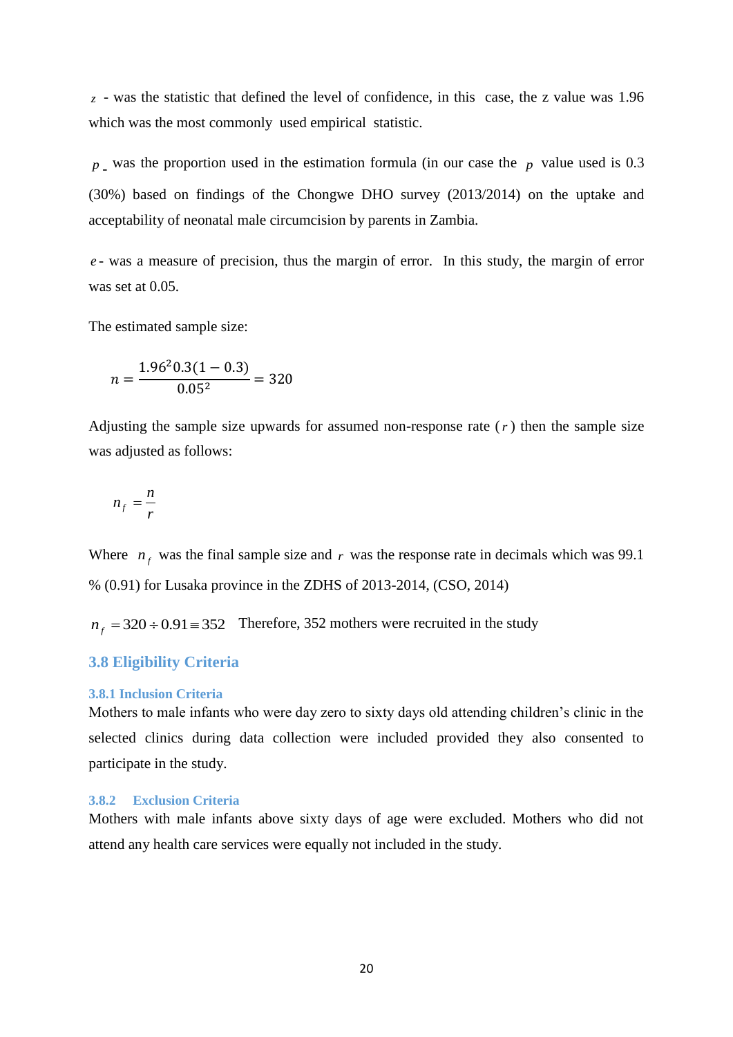$z$ - was the statistic that defined the level of confidence, in this case, the z value was 1.96 which was the most commonly used empirical statistic.

$p$ - was the proportion used in the estimation formula (in our case the $p$ value used is 0.3 (30%) based on findings of the Chongwe DHO survey (2013/2014) on the uptake and acceptability of neonatal male circumcision by parents in Zambia.

$e$ - was a measure of precision, thus the margin of error. In this study, the margin of error was set at 0.05.

The estimated sample size:

$$n = \frac{1.96^2 0.3(1 - 0.3)}{0.05^2} = 320$$

Adjusting the sample size upwards for assumed non-response rate ($r$) then the sample size was adjusted as follows:

$$n_f = \frac{n}{r}$$

Where $n_f$ was the final sample size and $r$ was the response rate in decimals which was 99.1 % (0.91) for Lusaka province in the ZDHS of 2013-2014, (CSO, 2014)

$n_f = 320 \div 0.91 \equiv 352$ Therefore, 352 mothers were recruited in the study

## 3.8 Eligibility Criteria

### 3.8.1 Inclusion Criteria

Mothers to male infants who were day zero to sixty days old attending children's clinic in the selected clinics during data collection were included provided they also consented to participate in the study.

### 3.8.2 Exclusion Criteria

Mothers with male infants above sixty days of age were excluded. Mothers who did not attend any health care services were equally not included in the study.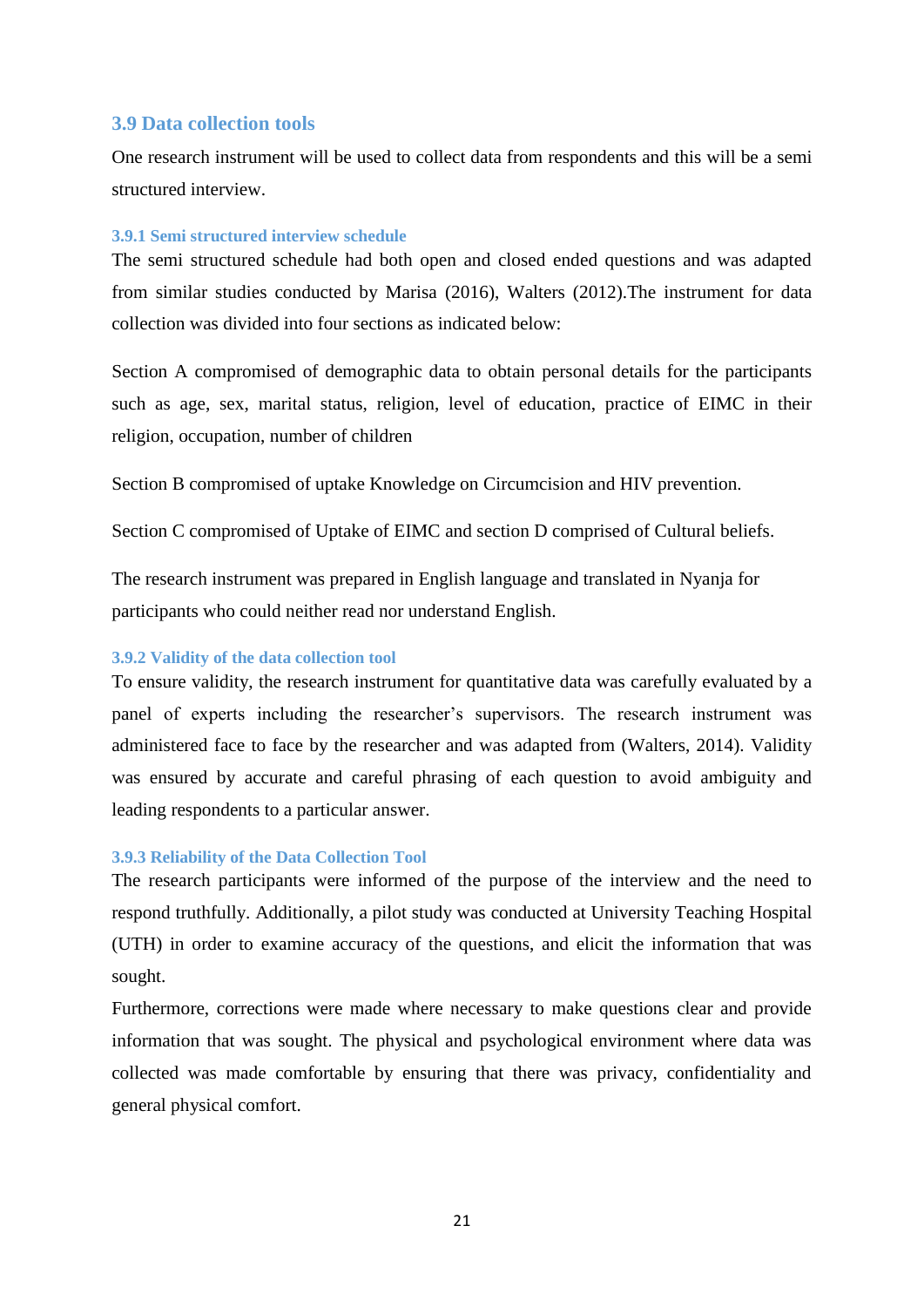## 3.9 Data collection tools

One research instrument will be used to collect data from respondents and this will be a semi structured interview.

### 3.9.1 Semi structured interview schedule

The semi structured schedule had both open and closed ended questions and was adapted from similar studies conducted by Marisa (2016), Walters (2012).The instrument for data collection was divided into four sections as indicated below:

Section A compromised of demographic data to obtain personal details for the participants such as age, sex, marital status, religion, level of education, practice of EIMC in their religion, occupation, number of children

Section B compromised of uptake Knowledge on Circumcision and HIV prevention.

Section C compromised of Uptake of EIMC and section D comprised of Cultural beliefs.

The research instrument was prepared in English language and translated in Nyanja for participants who could neither read nor understand English.

### 3.9.2 Validity of the data collection tool

To ensure validity, the research instrument for quantitative data was carefully evaluated by a panel of experts including the researcher's supervisors. The research instrument was administered face to face by the researcher and was adapted from (Walters, 2014). Validity was ensured by accurate and careful phrasing of each question to avoid ambiguity and leading respondents to a particular answer.

### 3.9.3 Reliability of the Data Collection Tool

The research participants were informed of the purpose of the interview and the need to respond truthfully. Additionally, a pilot study was conducted at University Teaching Hospital (UTH) in order to examine accuracy of the questions, and elicit the information that was sought.

Furthermore, corrections were made where necessary to make questions clear and provide information that was sought. The physical and psychological environment where data was collected was made comfortable by ensuring that there was privacy, confidentiality and general physical comfort.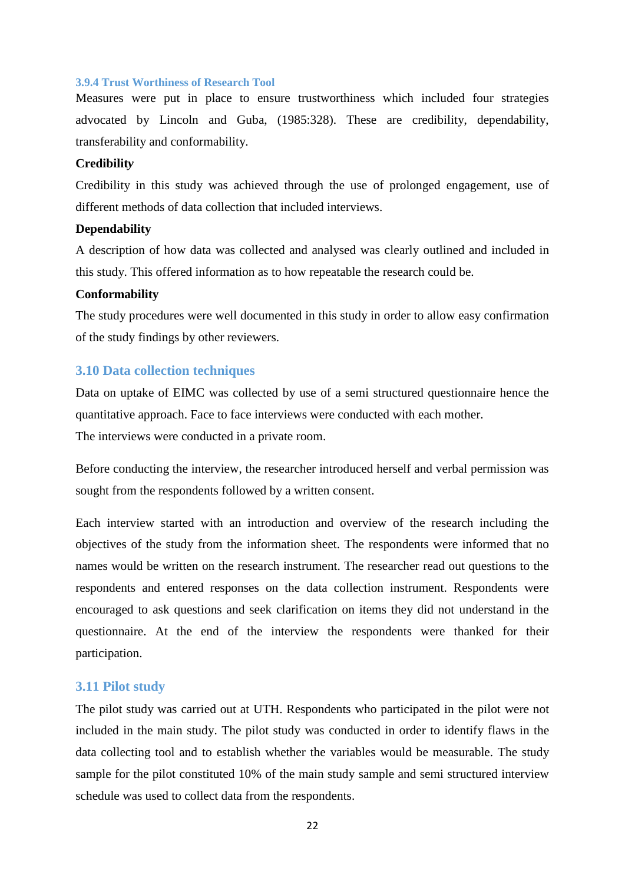#### 3.9.4 Trust Worthiness of Research Tool

Measures were put in place to ensure trustworthiness which included four strategies advocated by Lincoln and Guba, (1985:328). These are credibility, dependability, transferability and conformability.

**Credibility**

Credibility in this study was achieved through the use of prolonged engagement, use of different methods of data collection that included interviews.

**Dependability**

A description of how data was collected and analysed was clearly outlined and included in this study. This offered information as to how repeatable the research could be.

**Conformability**

The study procedures were well documented in this study in order to allow easy confirmation of the study findings by other reviewers.

### 3.10 Data collection techniques

Data on uptake of EIMC was collected by use of a semi structured questionnaire hence the quantitative approach. Face to face interviews were conducted with each mother.
The interviews were conducted in a private room.

Before conducting the interview, the researcher introduced herself and verbal permission was sought from the respondents followed by a written consent.

Each interview started with an introduction and overview of the research including the objectives of the study from the information sheet. The respondents were informed that no names would be written on the research instrument. The researcher read out questions to the respondents and entered responses on the data collection instrument. Respondents were encouraged to ask questions and seek clarification on items they did not understand in the questionnaire. At the end of the interview the respondents were thanked for their participation.

### 3.11 Pilot study

The pilot study was carried out at UTH. Respondents who participated in the pilot were not included in the main study. The pilot study was conducted in order to identify flaws in the data collecting tool and to establish whether the variables would be measurable. The study sample for the pilot constituted 10% of the main study sample and semi structured interview schedule was used to collect data from the respondents.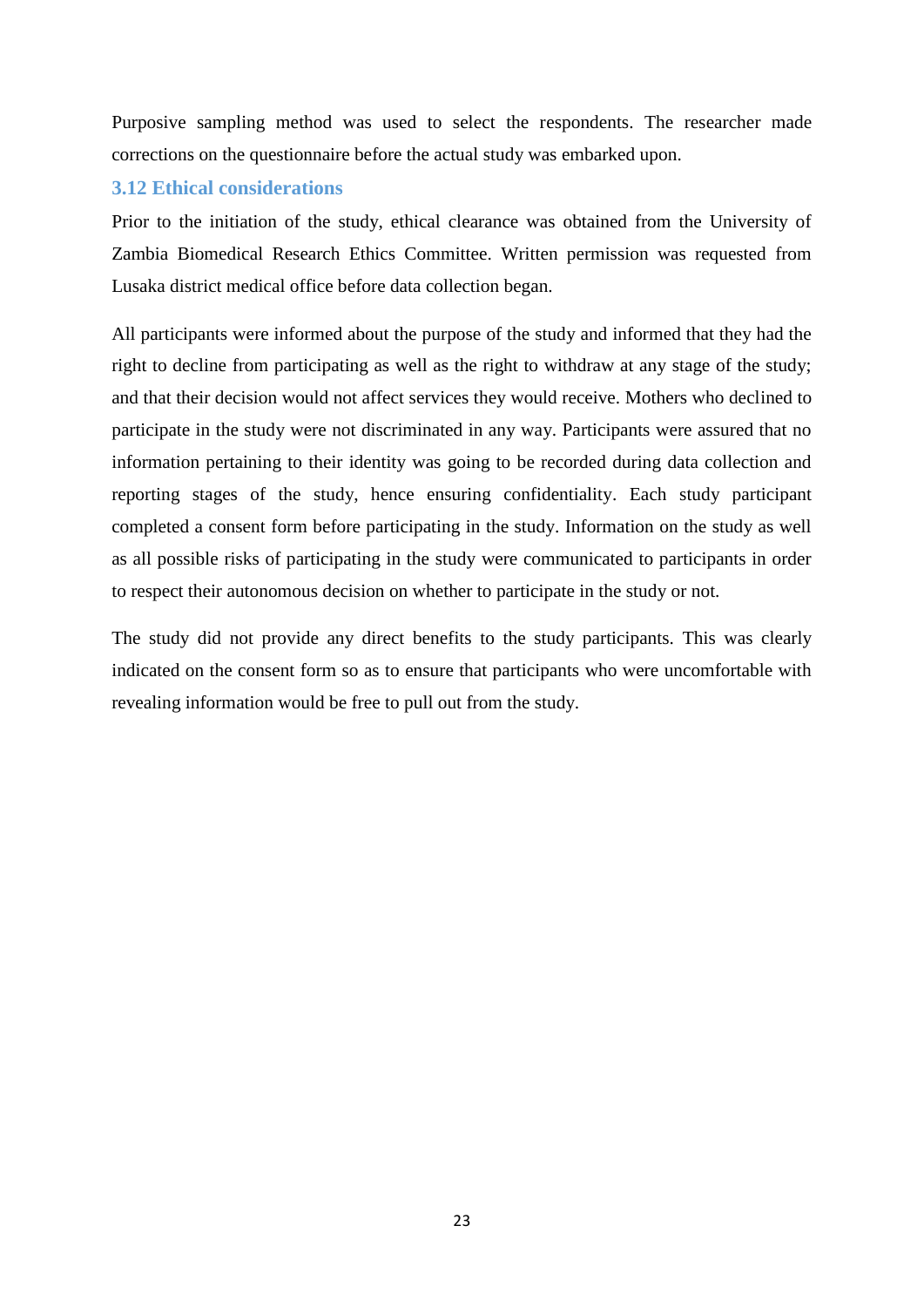Purposive sampling method was used to select the respondents. The researcher made corrections on the questionnaire before the actual study was embarked upon.

### 3.12 Ethical considerations

Prior to the initiation of the study, ethical clearance was obtained from the University of Zambia Biomedical Research Ethics Committee. Written permission was requested from Lusaka district medical office before data collection began.

All participants were informed about the purpose of the study and informed that they had the right to decline from participating as well as the right to withdraw at any stage of the study; and that their decision would not affect services they would receive. Mothers who declined to participate in the study were not discriminated in any way. Participants were assured that no information pertaining to their identity was going to be recorded during data collection and reporting stages of the study, hence ensuring confidentiality. Each study participant completed a consent form before participating in the study. Information on the study as well as all possible risks of participating in the study were communicated to participants in order to respect their autonomous decision on whether to participate in the study or not.

The study did not provide any direct benefits to the study participants. This was clearly indicated on the consent form so as to ensure that participants who were uncomfortable with revealing information would be free to pull out from the study.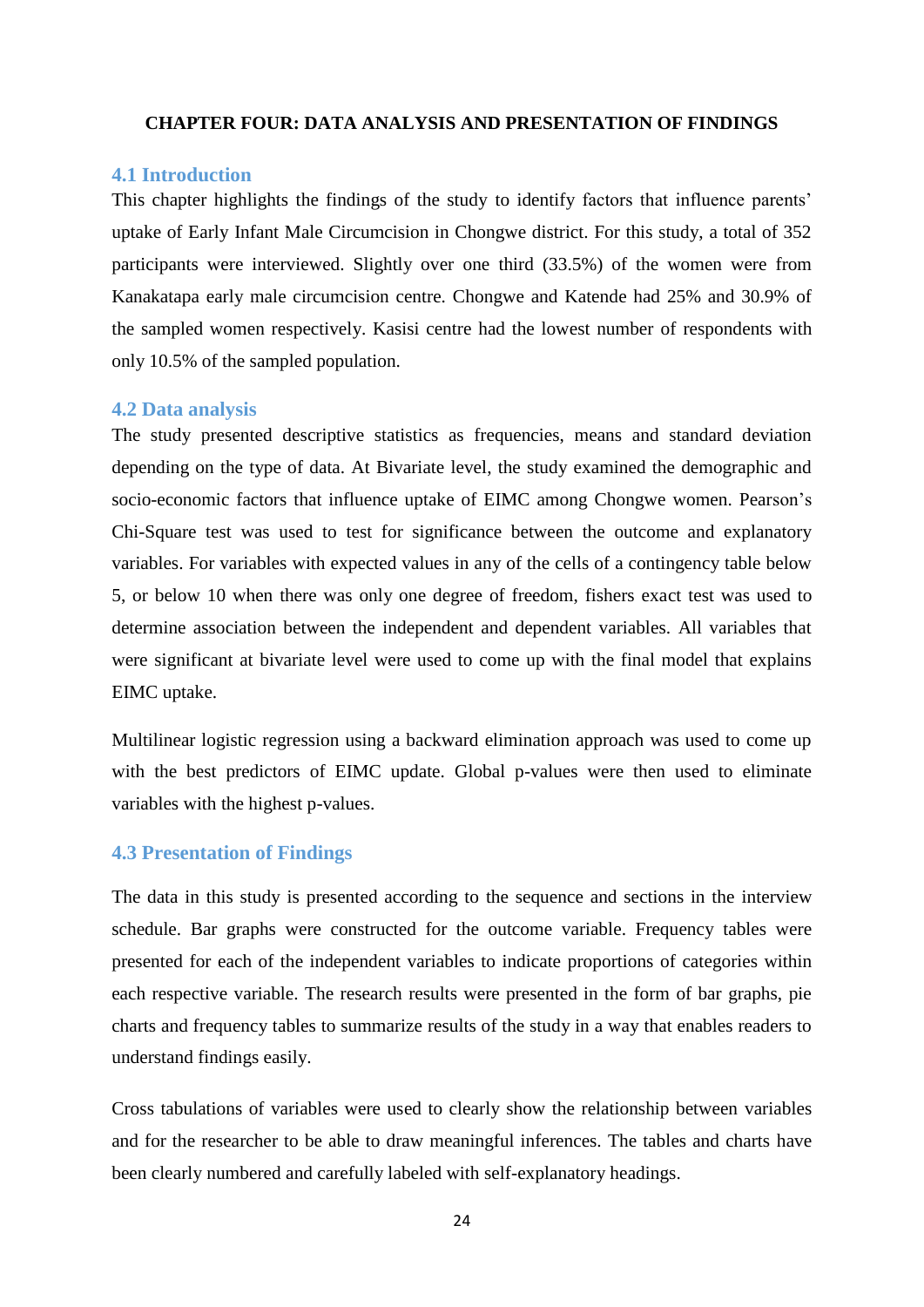**CHAPTER FOUR: DATA ANALYSIS AND PRESENTATION OF FINDINGS**

## 4.1 Introduction

This chapter highlights the findings of the study to identify factors that influence parents' uptake of Early Infant Male Circumcision in Chongwe district. For this study, a total of 352 participants were interviewed. Slightly over one third (33.5%) of the women were from Kanakatapa early male circumcision centre. Chongwe and Katende had 25% and 30.9% of the sampled women respectively. Kasisi centre had the lowest number of respondents with only 10.5% of the sampled population.

## 4.2 Data analysis

The study presented descriptive statistics as frequencies, means and standard deviation depending on the type of data. At Bivariate level, the study examined the demographic and socio-economic factors that influence uptake of EIMC among Chongwe women. Pearson's Chi-Square test was used to test for significance between the outcome and explanatory variables. For variables with expected values in any of the cells of a contingency table below 5, or below 10 when there was only one degree of freedom, fishers exact test was used to determine association between the independent and dependent variables. All variables that were significant at bivariate level were used to come up with the final model that explains EIMC uptake.

Multilinear logistic regression using a backward elimination approach was used to come up with the best predictors of EIMC update. Global p-values were then used to eliminate variables with the highest p-values.

## 4.3 Presentation of Findings

The data in this study is presented according to the sequence and sections in the interview schedule. Bar graphs were constructed for the outcome variable. Frequency tables were presented for each of the independent variables to indicate proportions of categories within each respective variable. The research results were presented in the form of bar graphs, pie charts and frequency tables to summarize results of the study in a way that enables readers to understand findings easily.

Cross tabulations of variables were used to clearly show the relationship between variables and for the researcher to be able to draw meaningful inferences. The tables and charts have been clearly numbered and carefully labeled with self-explanatory headings.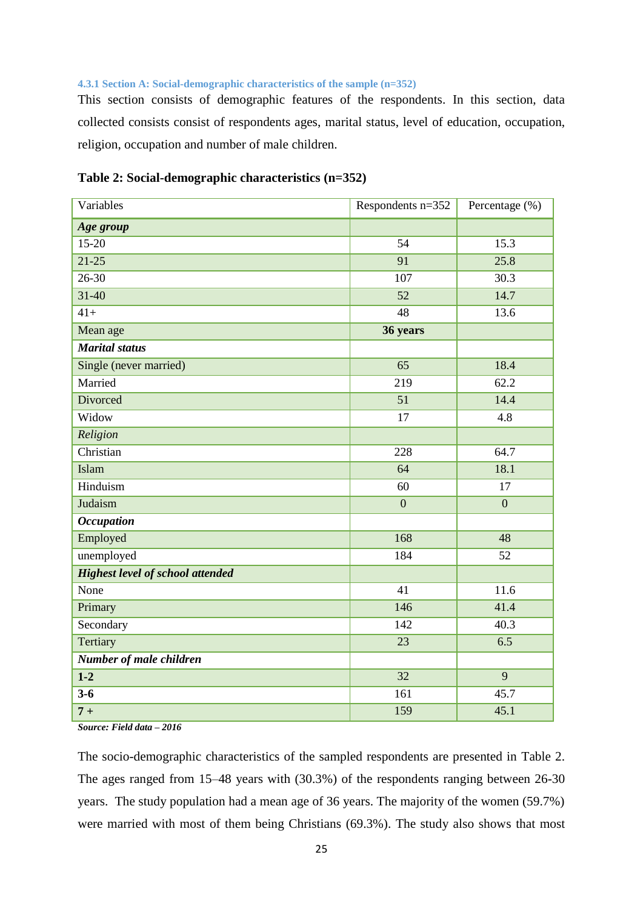#### 4.3.1 Section A: Social-demographic characteristics of the sample (n=352)

This section consists of demographic features of the respondents. In this section, data collected consists consist of respondents ages, marital status, level of education, occupation, religion, occupation and number of male children.

**Table 2: Social-demographic characteristics (n=352)**

| Variables | Respondents n=352 | Percentage (%) |
|---|---|---|
| ***Age group*** | | |
| 15-20 | 54 | 15.3 |
| 21-25 | 91 | 25.8 |
| 26-30 | 107 | 30.3 |
| 31-40 | 52 | 14.7 |
| 41+ | 48 | 13.6 |
| Mean age | **36 years** | |
| ***Marital status*** | | |
| Single (never married) | 65 | 18.4 |
| Married | 219 | 62.2 |
| Divorced | 51 | 14.4 |
| Widow | 17 | 4.8 |
| *Religion* | | |
| Christian | 228 | 64.7 |
| Islam | 64 | 18.1 |
| Hinduism | 60 | 17 |
| Judaism | 0 | 0 |
| ***Occupation*** | | |
| Employed | 168 | 48 |
| unemployed | 184 | 52 |
| ***Highest level of school attended*** | | |
| None | 41 | 11.6 |
| Primary | 146 | 41.4 |
| Secondary | 142 | 40.3 |
| Tertiary | 23 | 6.5 |
| ***Number of male children*** | | |
| **1-2** | 32 | 9 |
| **3-6** | 161 | 45.7 |
| **7 +** | 159 | 45.1 |

***Source: Field data – 2016***

The socio-demographic characteristics of the sampled respondents are presented in Table 2. The ages ranged from 15–48 years with (30.3%) of the respondents ranging between 26-30 years. The study population had a mean age of 36 years. The majority of the women (59.7%) were married with most of them being Christians (69.3%). The study also shows that most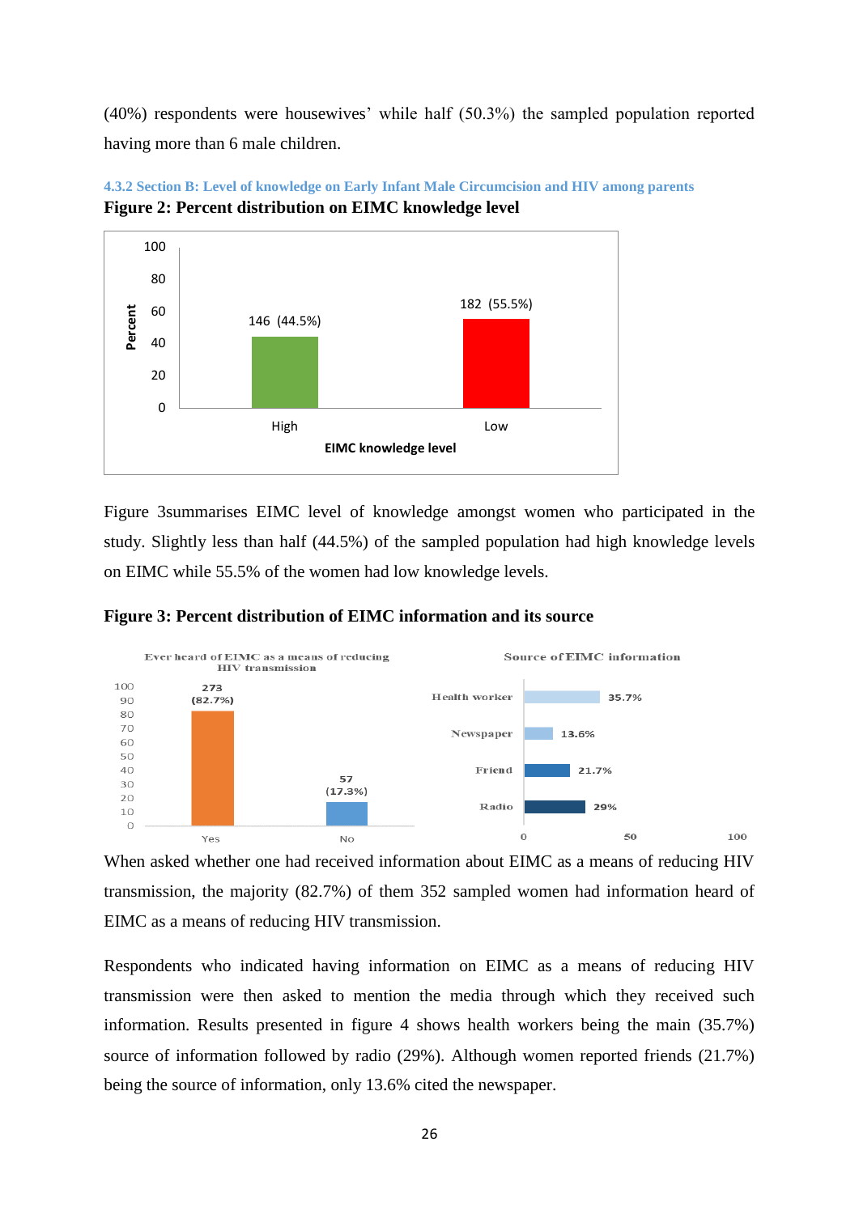(40%) respondents were housewives' while half (50.3%) the sampled population reported having more than 6 male children.

#### 4.3.2 Section B: Level of knowledge on Early Infant Male Circumcision and HIV among parents

**Figure 2: Percent distribution on EIMC knowledge level**

Figure 3summarises EIMC level of knowledge amongst women who participated in the study. Slightly less than half (44.5%) of the sampled population had high knowledge levels on EIMC while 55.5% of the women had low knowledge levels.

**Figure 3: Percent distribution of EIMC information and its source**

When asked whether one had received information about EIMC as a means of reducing HIV transmission, the majority (82.7%) of them 352 sampled women had information heard of EIMC as a means of reducing HIV transmission.

Respondents who indicated having information on EIMC as a means of reducing HIV transmission were then asked to mention the media through which they received such information. Results presented in figure 4 shows health workers being the main (35.7%) source of information followed by radio (29%). Although women reported friends (21.7%) being the source of information, only 13.6% cited the newspaper.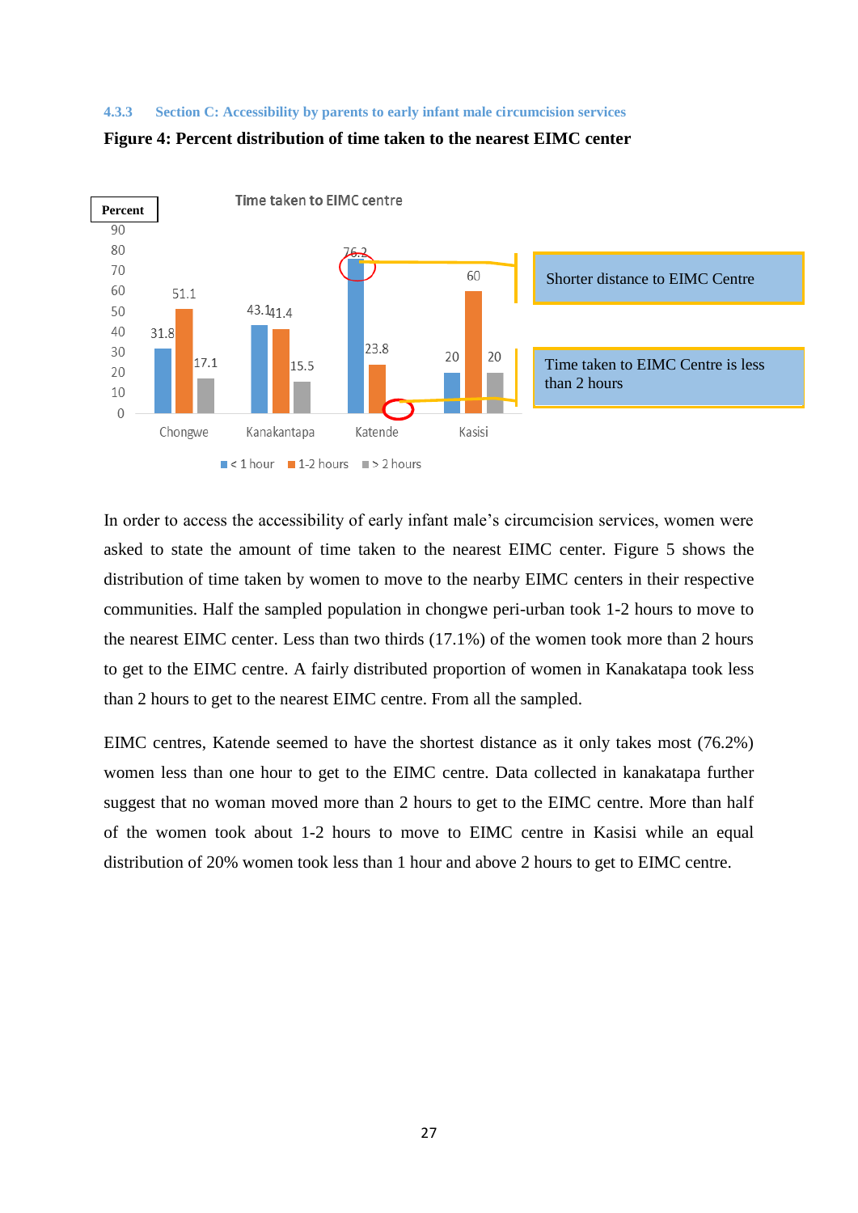### 4.3.3 Section C: Accessibility by parents to early infant male circumcision services

**Figure 4: Percent distribution of time taken to the nearest EIMC center**

Time taken to EIMC centre

| Percent | < 1 hour | 1-2 hours | > 2 hours |
|---|---|---|---|
| Chongwe | 31.8 | 51.1 | 17.1 |
| Kanakantapa | 43.1 | 41.4 | 15.5 |
| Katende | 76.2 | 23.8 | |
| Kasisi | 20 | 60 | 20 |

Shorter distance to EIMC Centre

Time taken to EIMC Centre is less than 2 hours

In order to access the accessibility of early infant male's circumcision services, women were asked to state the amount of time taken to the nearest EIMC center. Figure 5 shows the distribution of time taken by women to move to the nearby EIMC centers in their respective communities. Half the sampled population in chongwe peri-urban took 1-2 hours to move to the nearest EIMC center. Less than two thirds (17.1%) of the women took more than 2 hours to get to the EIMC centre. A fairly distributed proportion of women in Kanakatapa took less than 2 hours to get to the nearest EIMC centre. From all the sampled.

EIMC centres, Katende seemed to have the shortest distance as it only takes most (76.2%) women less than one hour to get to the EIMC centre. Data collected in kanakatapa further suggest that no woman moved more than 2 hours to get to the EIMC centre. More than half of the women took about 1-2 hours to move to EIMC centre in Kasisi while an equal distribution of 20% women took less than 1 hour and above 2 hours to get to EIMC centre.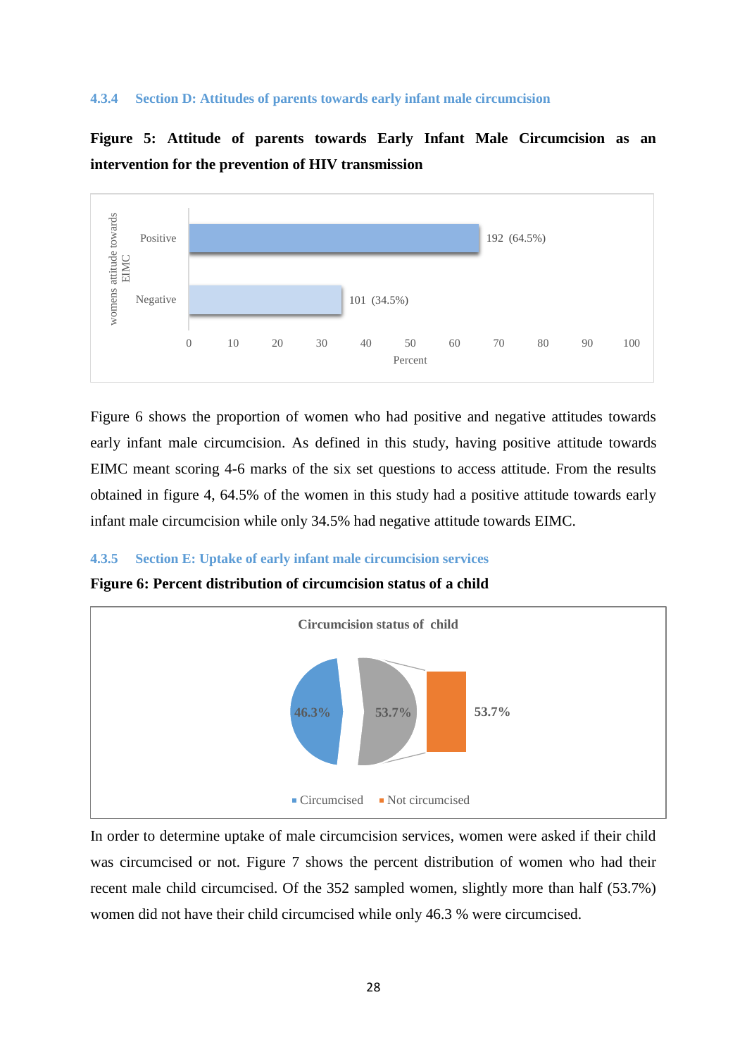### 4.3.4 Section D: Attitudes of parents towards early infant male circumcision

**Figure 5: Attitude of parents towards Early Infant Male Circumcision as an intervention for the prevention of HIV transmission**

Figure 6 shows the proportion of women who had positive and negative attitudes towards early infant male circumcision. As defined in this study, having positive attitude towards EIMC meant scoring 4-6 marks of the six set questions to access attitude. From the results obtained in figure 4, 64.5% of the women in this study had a positive attitude towards early infant male circumcision while only 34.5% had negative attitude towards EIMC.

### 4.3.5 Section E: Uptake of early infant male circumcision services

**Figure 6: Percent distribution of circumcision status of a child**

In order to determine uptake of male circumcision services, women were asked if their child was circumcised or not. Figure 7 shows the percent distribution of women who had their recent male child circumcised. Of the 352 sampled women, slightly more than half (53.7%) women did not have their child circumcised while only 46.3 % were circumcised.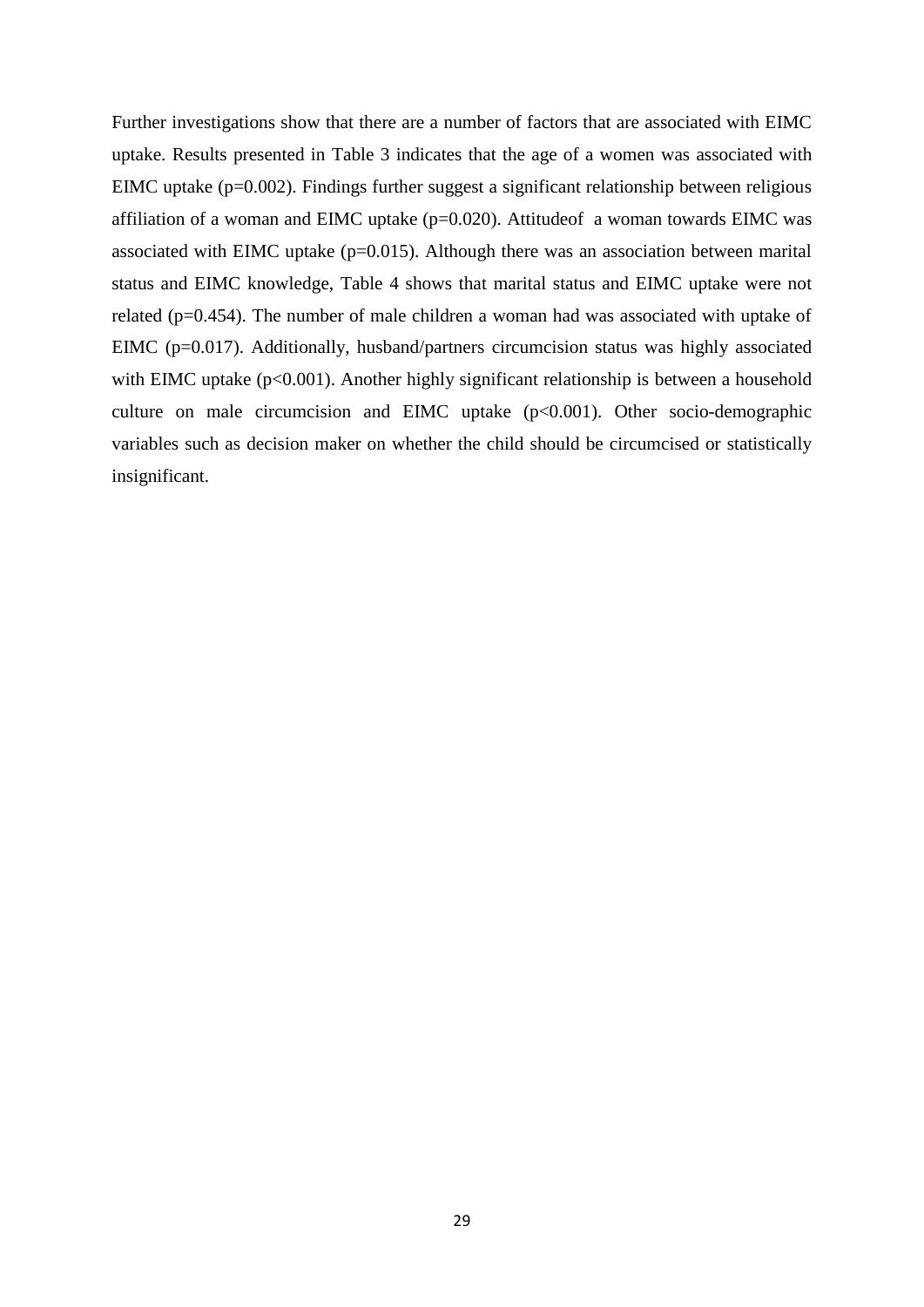Further investigations show that there are a number of factors that are associated with EIMC uptake. Results presented in Table 3 indicates that the age of a women was associated with EIMC uptake ($p=0.002$). Findings further suggest a significant relationship between religious affiliation of a woman and EIMC uptake ($p=0.020$). Attitudeof a woman towards EIMC was associated with EIMC uptake ($p=0.015$). Although there was an association between marital status and EIMC knowledge, Table 4 shows that marital status and EIMC uptake were not related ($p=0.454$). The number of male children a woman had was associated with uptake of EIMC ($p=0.017$). Additionally, husband/partners circumcision status was highly associated with EIMC uptake ($p<0.001$). Another highly significant relationship is between a household culture on male circumcision and EIMC uptake ($p<0.001$). Other socio-demographic variables such as decision maker on whether the child should be circumcised or statistically insignificant.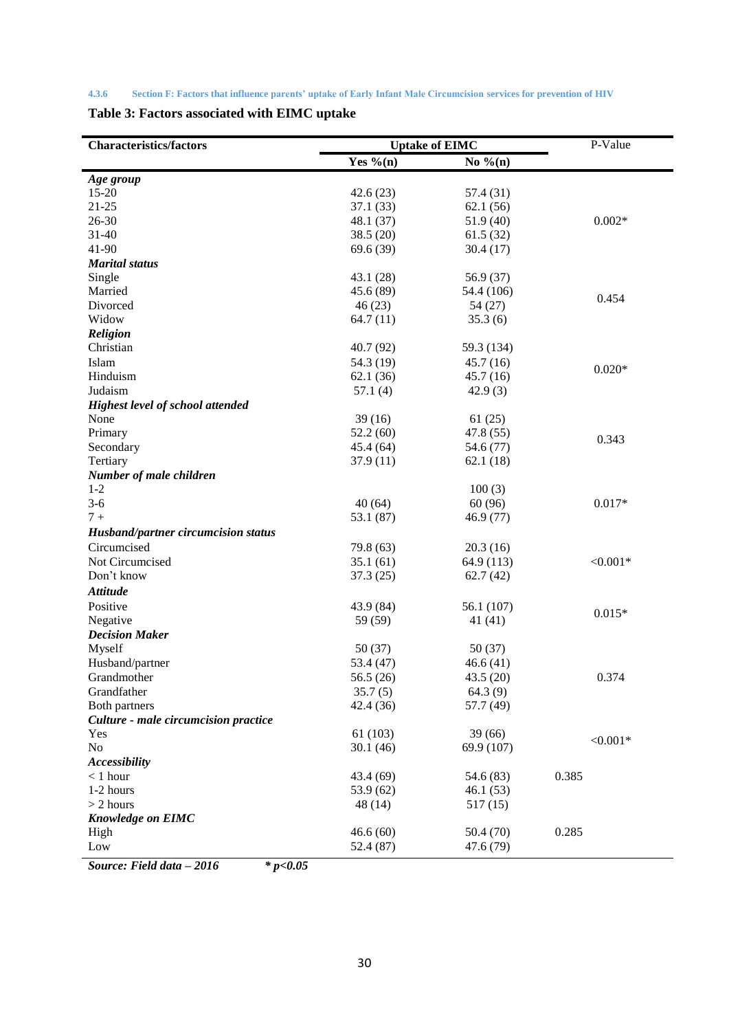#### 4.3.6 Section F: Factors that influence parents' uptake of Early Infant Male Circumcision services for prevention of HIV

**Table 3: Factors associated with EIMC uptake**

| Characteristics/factors | Uptake of EIMC | | P-Value |
|---|---|---|---|
| | **Yes %(n)** | **No %(n)** | |
| ***Age group*** | | | |
| 15-20 | 42.6 (23) | 57.4 (31) | |
| 21-25 | 37.1 (33) | 62.1 (56) | |
| 26-30 | 48.1 (37) | 51.9 (40) | 0.002* |
| 31-40 | 38.5 (20) | 61.5 (32) | |
| 41-90 | 69.6 (39) | 30.4 (17) | |
| ***Marital status*** | | | |
| Single | 43.1 (28) | 56.9 (37) | |
| Married | 45.6 (89) | 54.4 (106) | 0.454 |
| Divorced | 46 (23) | 54 (27) | |
| Widow | 64.7 (11) | 35.3 (6) | |
| ***Religion*** | | | |
| Christian | 40.7 (92) | 59.3 (134) | |
| Islam | 54.3 (19) | 45.7 (16) | 0.020* |
| Hinduism | 62.1 (36) | 45.7 (16) | |
| Judaism | 57.1 (4) | 42.9 (3) | |
| ***Highest level of school attended*** | | | |
| None | 39 (16) | 61 (25) | |
| Primary | 52.2 (60) | 47.8 (55) | 0.343 |
| Secondary | 45.4 (64) | 54.6 (77) | |
| Tertiary | 37.9 (11) | 62.1 (18) | |
| ***Number of male children*** | | | |
| 1-2 | | 100 (3) | |
| 3-6 | 40 (64) | 60 (96) | 0.017* |
| 7 + | 53.1 (87) | 46.9 (77) | |
| ***Husband/partner circumcision status*** | | | |
| Circumcised | 79.8 (63) | 20.3 (16) | |
| Not Circumcised | 35.1 (61) | 64.9 (113) | <0.001* |
| Don't know | 37.3 (25) | 62.7 (42) | |
| ***Attitude*** | | | |
| Positive | 43.9 (84) | 56.1 (107) | 0.015* |
| Negative | 59 (59) | 41 (41) | |
| ***Decision Maker*** | | | |
| Myself | 50 (37) | 50 (37) | |
| Husband/partner | 53.4 (47) | 46.6 (41) | |
| Grandmother | 56.5 (26) | 43.5 (20) | 0.374 |
| Grandfather | 35.7 (5) | 64.3 (9) | |
| Both partners | 42.4 (36) | 57.7 (49) | |
| ***Culture - male circumcision practice*** | | | |
| Yes | 61 (103) | 39 (66) | <0.001* |
| No | 30.1 (46) | 69.9 (107) | |
| ***Accessibility*** | | | |
| < 1 hour | 43.4 (69) | 54.6 (83) | 0.385 |
| 1-2 hours | 53.9 (62) | 46.1 (53) | |
| > 2 hours | 48 (14) | 517 (15) | |
| ***Knowledge on EIMC*** | | | |
| High | 46.6 (60) | 50.4 (70) | 0.285 |
| Low | 52.4 (87) | 47.6 (79) | |

***Source: Field data – 2016*** ***\* p<0.05***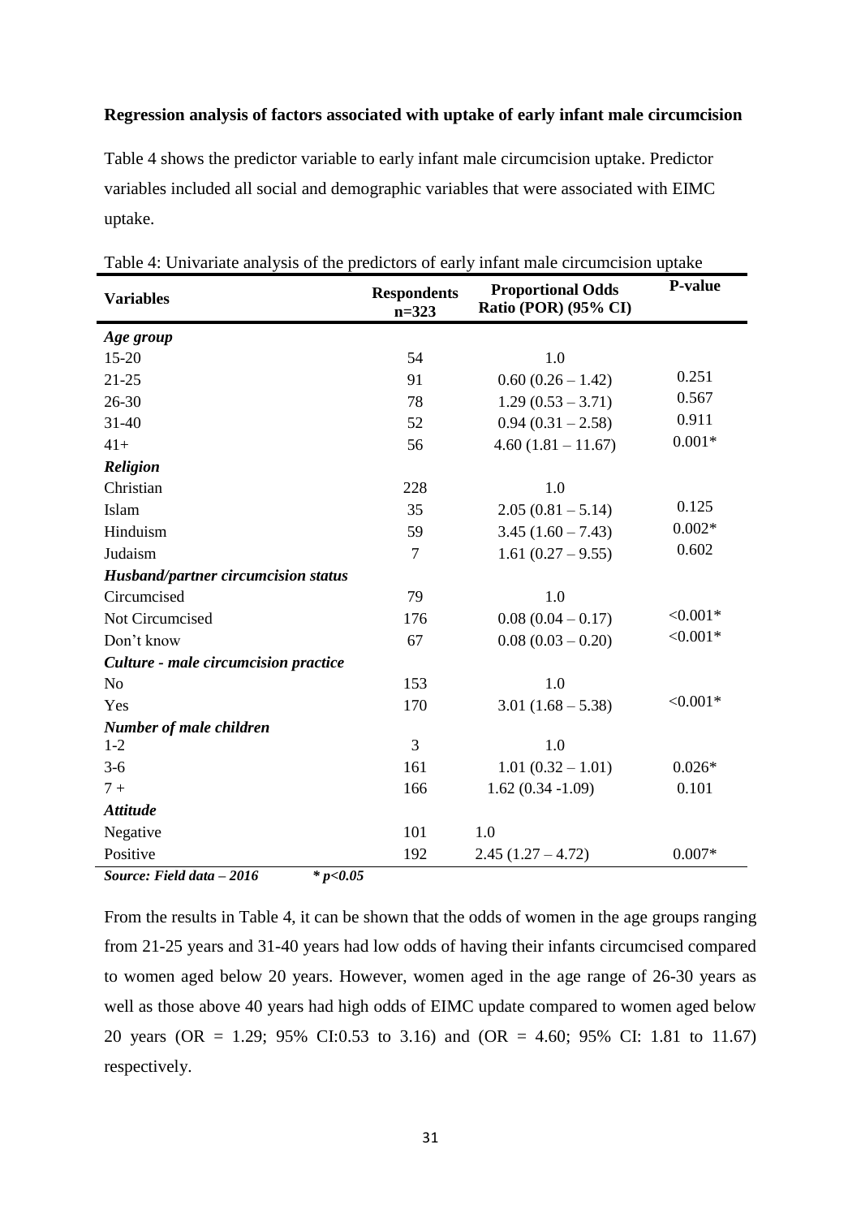**Regression analysis of factors associated with uptake of early infant male circumcision**

Table 4 shows the predictor variable to early infant male circumcision uptake. Predictor variables included all social and demographic variables that were associated with EIMC uptake.

Table 4: Univariate analysis of the predictors of early infant male circumcision uptake

| Variables | Respondents n=323 | Proportional Odds Ratio (POR) (95% CI) | P-value |
|---|---|---|---|
| ***Age group*** | | | |
| 15-20 | 54 | 1.0 | |
| 21-25 | 91 | 0.60 (0.26 – 1.42) | 0.251 |
| 26-30 | 78 | 1.29 (0.53 – 3.71) | 0.567 |
| 31-40 | 52 | 0.94 (0.31 – 2.58) | 0.911 |
| 41+ | 56 | 4.60 (1.81 – 11.67) | 0.001* |
| ***Religion*** | | | |
| Christian | 228 | 1.0 | |
| Islam | 35 | 2.05 (0.81 – 5.14) | 0.125 |
| Hinduism | 59 | 3.45 (1.60 – 7.43) | 0.002* |
| Judaism | 7 | 1.61 (0.27 – 9.55) | 0.602 |
| ***Husband/partner circumcision status*** | | | |
| Circumcised | 79 | 1.0 | |
| Not Circumcised | 176 | 0.08 (0.04 – 0.17) | <0.001* |
| Don't know | 67 | 0.08 (0.03 – 0.20) | <0.001* |
| ***Culture - male circumcision practice*** | | | |
| No | 153 | 1.0 | |
| Yes | 170 | 3.01 (1.68 – 5.38) | <0.001* |
| ***Number of male children*** | | | |
| 1-2 | 3 | 1.0 | |
| 3-6 | 161 | 1.01 (0.32 – 1.01) | 0.026* |
| 7 + | 166 | 1.62 (0.34 -1.09) | 0.101 |
| ***Attitude*** | | | |
| Negative | 101 | 1.0 | |
| Positive | 192 | 2.45 (1.27 – 4.72) | 0.007* |

***Source: Field data – 2016*** ***\* p<0.05***

From the results in Table 4, it can be shown that the odds of women in the age groups ranging from 21-25 years and 31-40 years had low odds of having their infants circumcised compared to women aged below 20 years. However, women aged in the age range of 26-30 years as well as those above 40 years had high odds of EIMC update compared to women aged below 20 years (OR = 1.29; 95% CI:0.53 to 3.16) and (OR = 4.60; 95% CI: 1.81 to 11.67) respectively.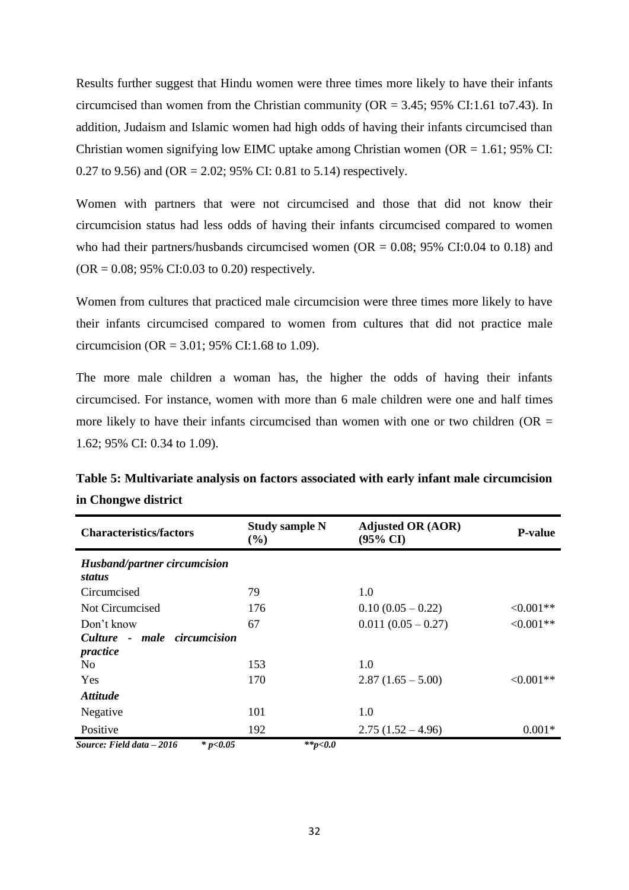Results further suggest that Hindu women were three times more likely to have their infants circumcised than women from the Christian community (OR = 3.45; 95% CI:1.61 to7.43). In addition, Judaism and Islamic women had high odds of having their infants circumcised than Christian women signifying low EIMC uptake among Christian women (OR = 1.61; 95% CI: 0.27 to 9.56) and (OR = 2.02; 95% CI: 0.81 to 5.14) respectively.

Women with partners that were not circumcised and those that did not know their circumcision status had less odds of having their infants circumcised compared to women who had their partners/husbands circumcised women (OR = 0.08; 95% CI:0.04 to 0.18) and (OR = 0.08; 95% CI:0.03 to 0.20) respectively.

Women from cultures that practiced male circumcision were three times more likely to have their infants circumcised compared to women from cultures that did not practice male circumcision (OR = 3.01; 95% CI:1.68 to 1.09).

The more male children a woman has, the higher the odds of having their infants circumcised. For instance, women with more than 6 male children were one and half times more likely to have their infants circumcised than women with one or two children (OR = 1.62; 95% CI: 0.34 to 1.09).

**Table 5: Multivariate analysis on factors associated with early infant male circumcision in Chongwe district**

| Characteristics/factors | Study sample N (%) | Adjusted OR (AOR) (95% CI) | P-value |
|---|---|---|---|
| ***Husband/partner circumcision status*** | | | |
| Circumcised | 79 | 1.0 | |
| Not Circumcised | 176 | 0.10 (0.05 – 0.22) | <0.001** |
| Don't know | 67 | 0.011 (0.05 – 0.27) | <0.001** |
| ***Culture - male circumcision practice*** | | | |
| No | 153 | 1.0 | |
| Yes | 170 | 2.87 (1.65 – 5.00) | <0.001** |
| ***Attitude*** | | | |
| Negative | 101 | 1.0 | |
| Positive | 192 | 2.75 (1.52 – 4.96) | 0.001* |

***Source: Field data – 2016*** ***\* p<0.05*** ***\*\*p<0.0***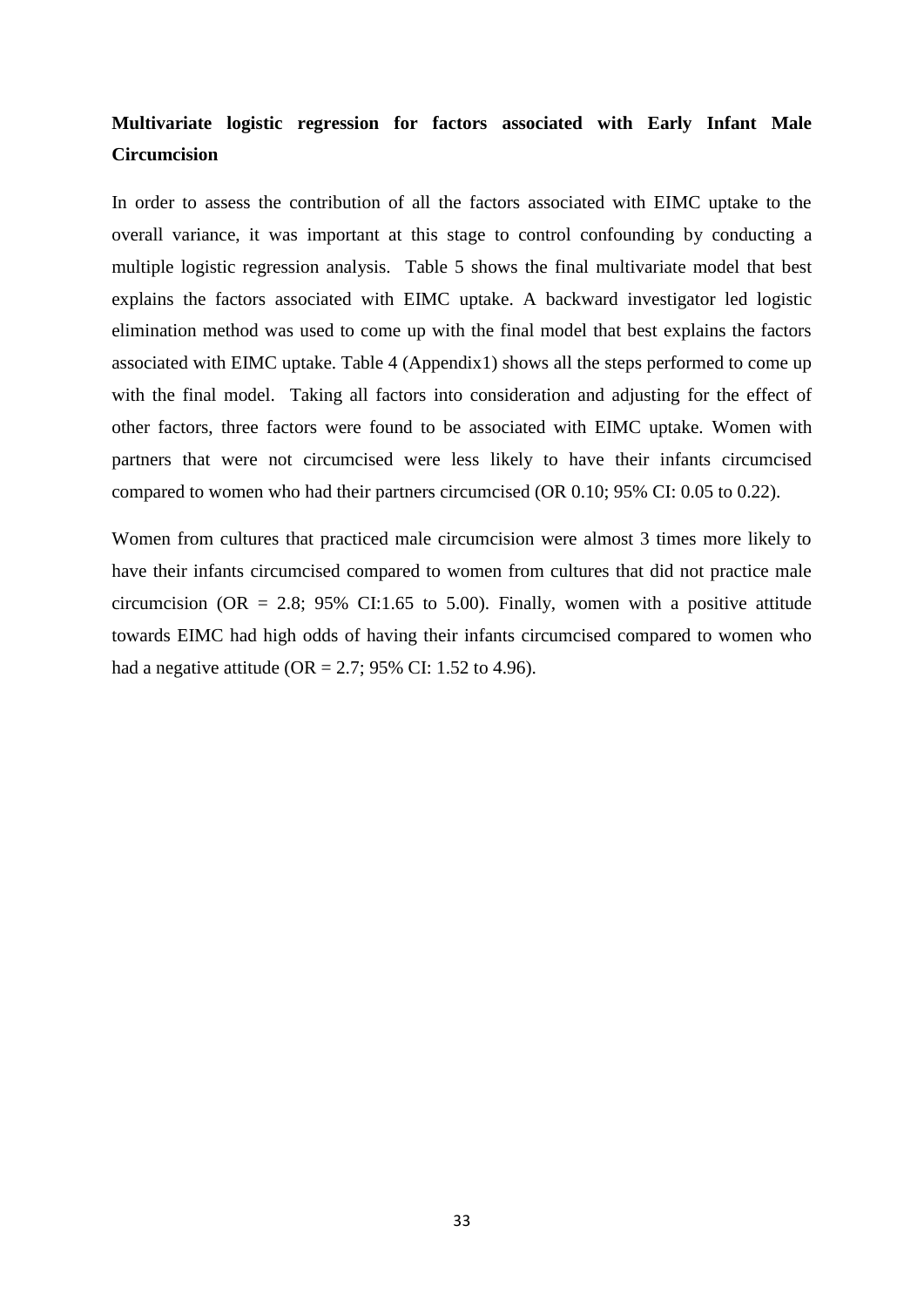**Multivariate logistic regression for factors associated with Early Infant Male Circumcision**

In order to assess the contribution of all the factors associated with EIMC uptake to the overall variance, it was important at this stage to control confounding by conducting a multiple logistic regression analysis. Table 5 shows the final multivariate model that best explains the factors associated with EIMC uptake. A backward investigator led logistic elimination method was used to come up with the final model that best explains the factors associated with EIMC uptake. Table 4 (Appendix1) shows all the steps performed to come up with the final model. Taking all factors into consideration and adjusting for the effect of other factors, three factors were found to be associated with EIMC uptake. Women with partners that were not circumcised were less likely to have their infants circumcised compared to women who had their partners circumcised (OR 0.10; 95% CI: 0.05 to 0.22).

Women from cultures that practiced male circumcision were almost 3 times more likely to have their infants circumcised compared to women from cultures that did not practice male circumcision (OR = 2.8; 95% CI:1.65 to 5.00). Finally, women with a positive attitude towards EIMC had high odds of having their infants circumcised compared to women who had a negative attitude (OR = 2.7; 95% CI: 1.52 to 4.96).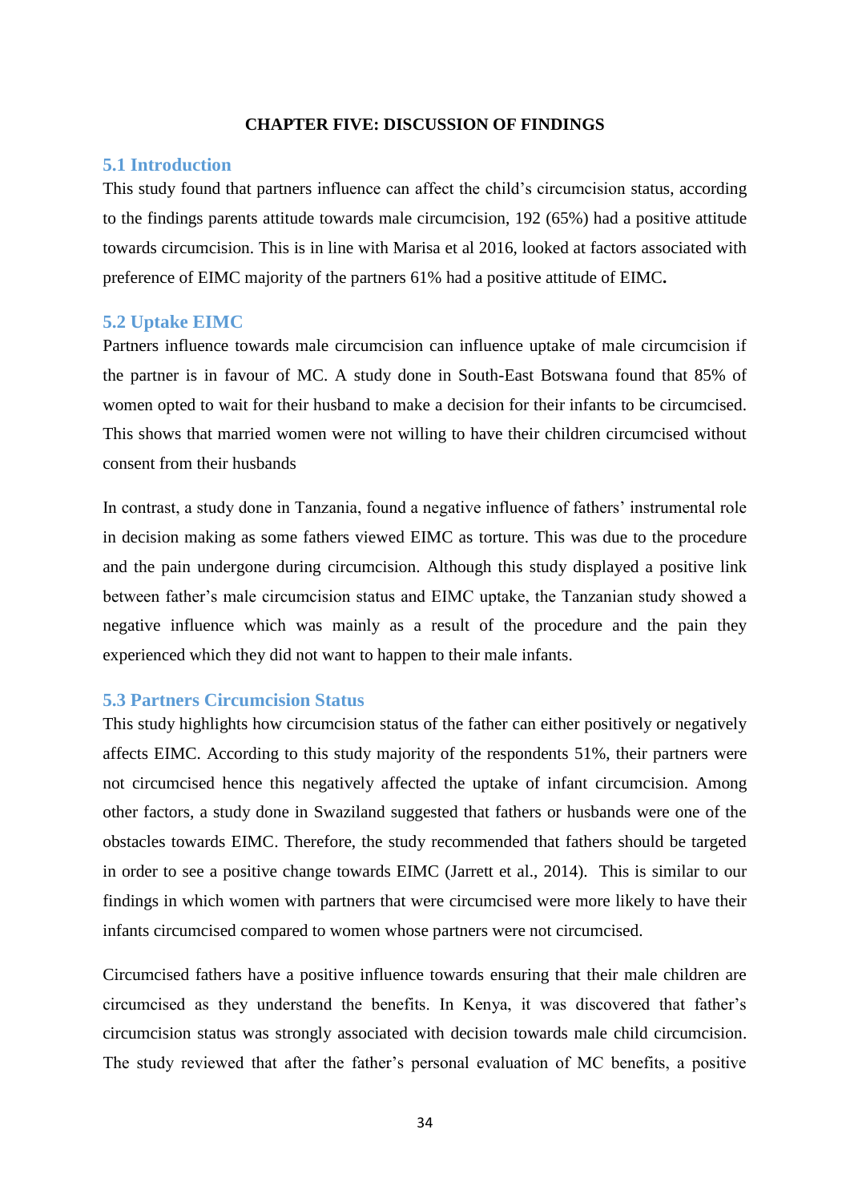# CHAPTER FIVE: DISCUSSION OF FINDINGS

## 5.1 Introduction

This study found that partners influence can affect the child's circumcision status, according to the findings parents attitude towards male circumcision, 192 (65%) had a positive attitude towards circumcision. This is in line with Marisa et al 2016, looked at factors associated with preference of EIMC majority of the partners 61% had a positive attitude of EIMC**.**

## 5.2 Uptake EIMC

Partners influence towards male circumcision can influence uptake of male circumcision if the partner is in favour of MC. A study done in South-East Botswana found that 85% of women opted to wait for their husband to make a decision for their infants to be circumcised. This shows that married women were not willing to have their children circumcised without consent from their husbands

In contrast, a study done in Tanzania, found a negative influence of fathers' instrumental role in decision making as some fathers viewed EIMC as torture. This was due to the procedure and the pain undergone during circumcision. Although this study displayed a positive link between father's male circumcision status and EIMC uptake, the Tanzanian study showed a negative influence which was mainly as a result of the procedure and the pain they experienced which they did not want to happen to their male infants.

## 5.3 Partners Circumcision Status

This study highlights how circumcision status of the father can either positively or negatively affects EIMC. According to this study majority of the respondents 51%, their partners were not circumcised hence this negatively affected the uptake of infant circumcision. Among other factors, a study done in Swaziland suggested that fathers or husbands were one of the obstacles towards EIMC. Therefore, the study recommended that fathers should be targeted in order to see a positive change towards EIMC (Jarrett et al., 2014). This is similar to our findings in which women with partners that were circumcised were more likely to have their infants circumcised compared to women whose partners were not circumcised.

Circumcised fathers have a positive influence towards ensuring that their male children are circumcised as they understand the benefits. In Kenya, it was discovered that father's circumcision status was strongly associated with decision towards male child circumcision. The study reviewed that after the father's personal evaluation of MC benefits, a positive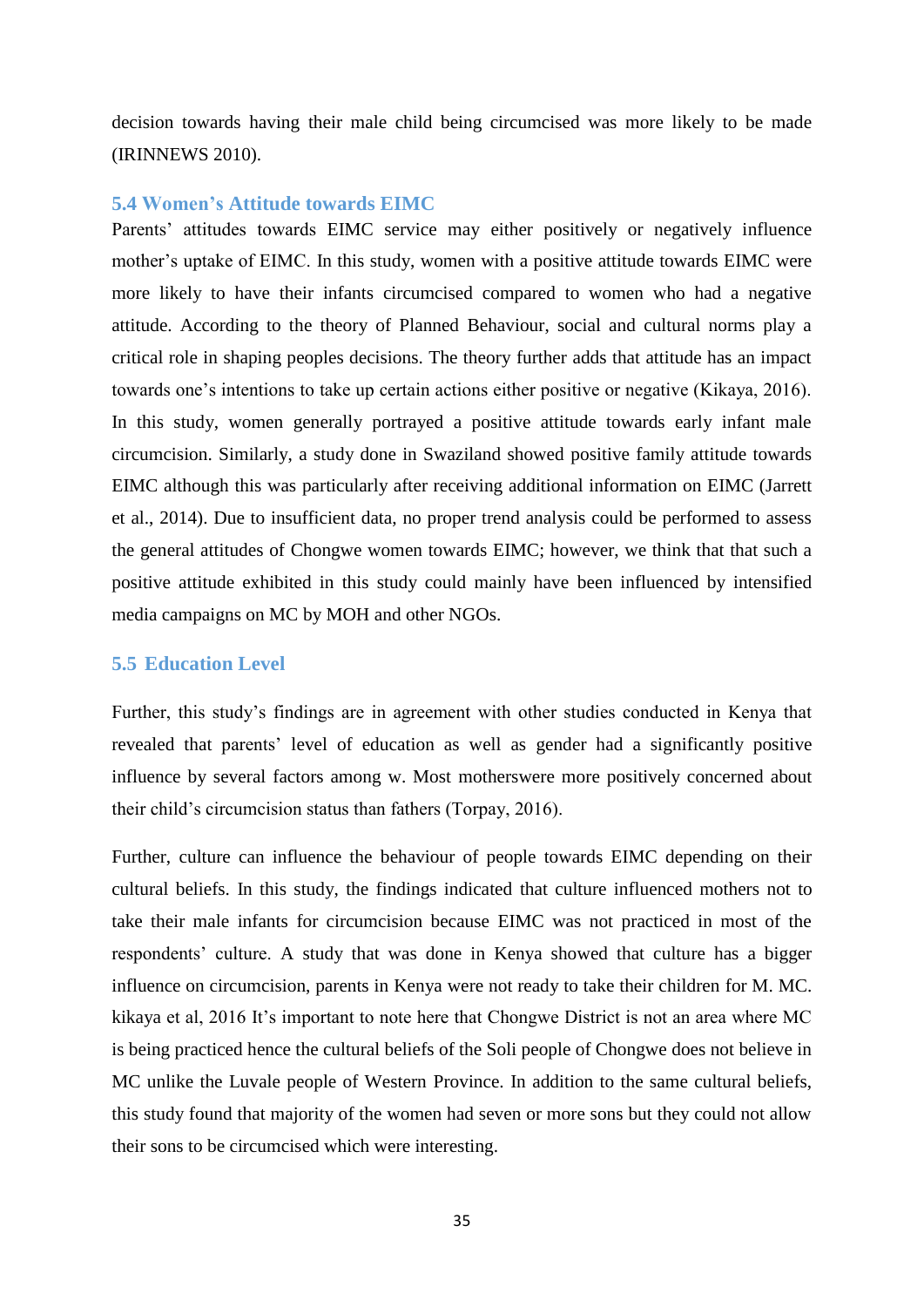decision towards having their male child being circumcised was more likely to be made (IRINNEWS 2010).

### 5.4 Women's Attitude towards EIMC

Parents' attitudes towards EIMC service may either positively or negatively influence mother's uptake of EIMC. In this study, women with a positive attitude towards EIMC were more likely to have their infants circumcised compared to women who had a negative attitude. According to the theory of Planned Behaviour, social and cultural norms play a critical role in shaping peoples decisions. The theory further adds that attitude has an impact towards one's intentions to take up certain actions either positive or negative (Kikaya, 2016). In this study, women generally portrayed a positive attitude towards early infant male circumcision. Similarly, a study done in Swaziland showed positive family attitude towards EIMC although this was particularly after receiving additional information on EIMC (Jarrett et al., 2014). Due to insufficient data, no proper trend analysis could be performed to assess the general attitudes of Chongwe women towards EIMC; however, we think that that such a positive attitude exhibited in this study could mainly have been influenced by intensified media campaigns on MC by MOH and other NGOs.

### 5.5 Education Level

Further, this study's findings are in agreement with other studies conducted in Kenya that revealed that parents' level of education as well as gender had a significantly positive influence by several factors among w. Most motherswere more positively concerned about their child's circumcision status than fathers (Torpay, 2016).

Further, culture can influence the behaviour of people towards EIMC depending on their cultural beliefs. In this study, the findings indicated that culture influenced mothers not to take their male infants for circumcision because EIMC was not practiced in most of the respondents' culture. A study that was done in Kenya showed that culture has a bigger influence on circumcision, parents in Kenya were not ready to take their children for M. MC. kikaya et al, 2016 It's important to note here that Chongwe District is not an area where MC is being practiced hence the cultural beliefs of the Soli people of Chongwe does not believe in MC unlike the Luvale people of Western Province. In addition to the same cultural beliefs, this study found that majority of the women had seven or more sons but they could not allow their sons to be circumcised which were interesting.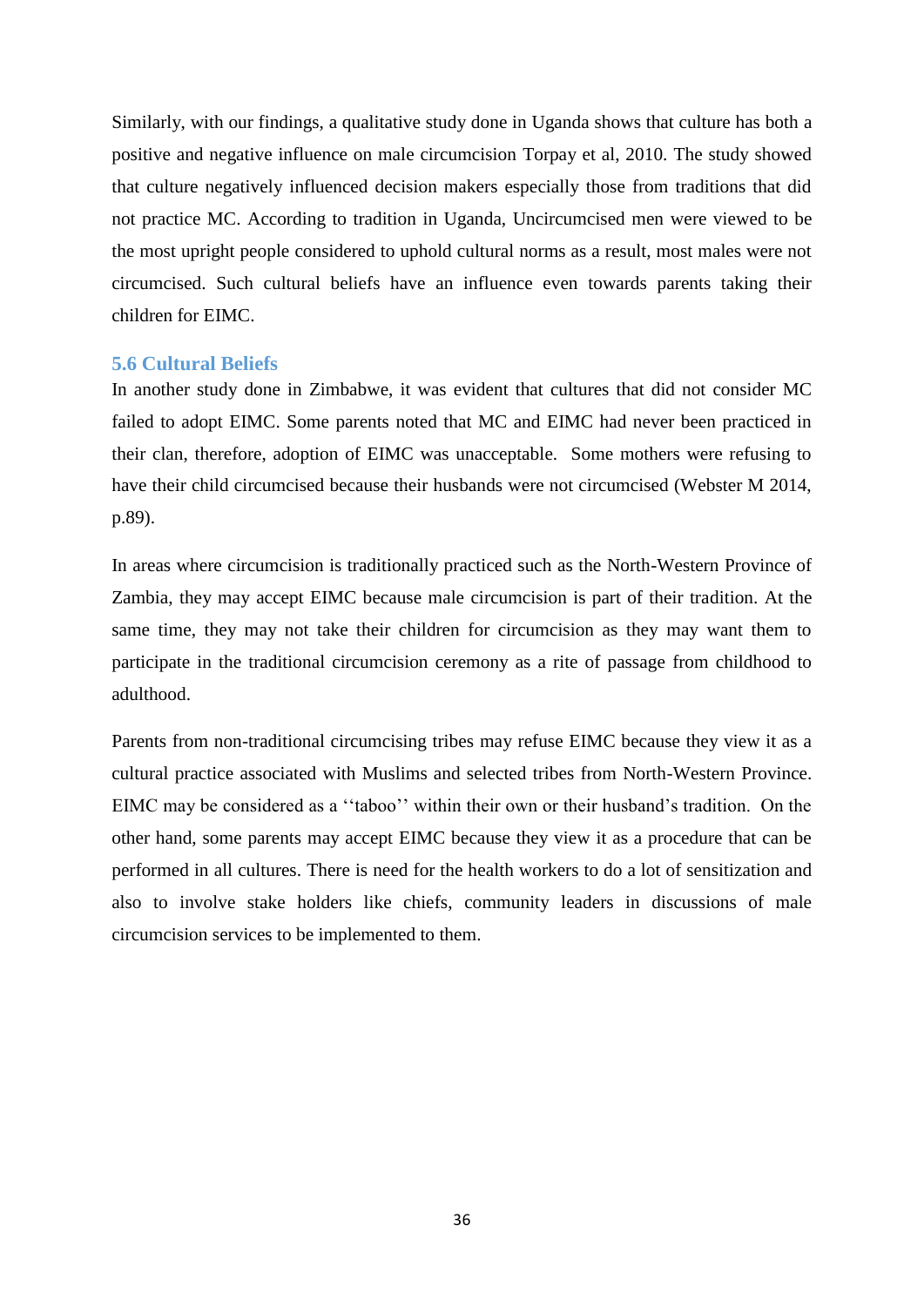Similarly, with our findings, a qualitative study done in Uganda shows that culture has both a positive and negative influence on male circumcision Torpay et al, 2010. The study showed that culture negatively influenced decision makers especially those from traditions that did not practice MC. According to tradition in Uganda, Uncircumcised men were viewed to be the most upright people considered to uphold cultural norms as a result, most males were not circumcised. Such cultural beliefs have an influence even towards parents taking their children for EIMC.

### 5.6 Cultural Beliefs

In another study done in Zimbabwe, it was evident that cultures that did not consider MC failed to adopt EIMC. Some parents noted that MC and EIMC had never been practiced in their clan, therefore, adoption of EIMC was unacceptable. Some mothers were refusing to have their child circumcised because their husbands were not circumcised (Webster M 2014, p.89).

In areas where circumcision is traditionally practiced such as the North-Western Province of Zambia, they may accept EIMC because male circumcision is part of their tradition. At the same time, they may not take their children for circumcision as they may want them to participate in the traditional circumcision ceremony as a rite of passage from childhood to adulthood.

Parents from non-traditional circumcising tribes may refuse EIMC because they view it as a cultural practice associated with Muslims and selected tribes from North-Western Province. EIMC may be considered as a ''taboo'' within their own or their husband's tradition. On the other hand, some parents may accept EIMC because they view it as a procedure that can be performed in all cultures. There is need for the health workers to do a lot of sensitization and also to involve stake holders like chiefs, community leaders in discussions of male circumcision services to be implemented to them.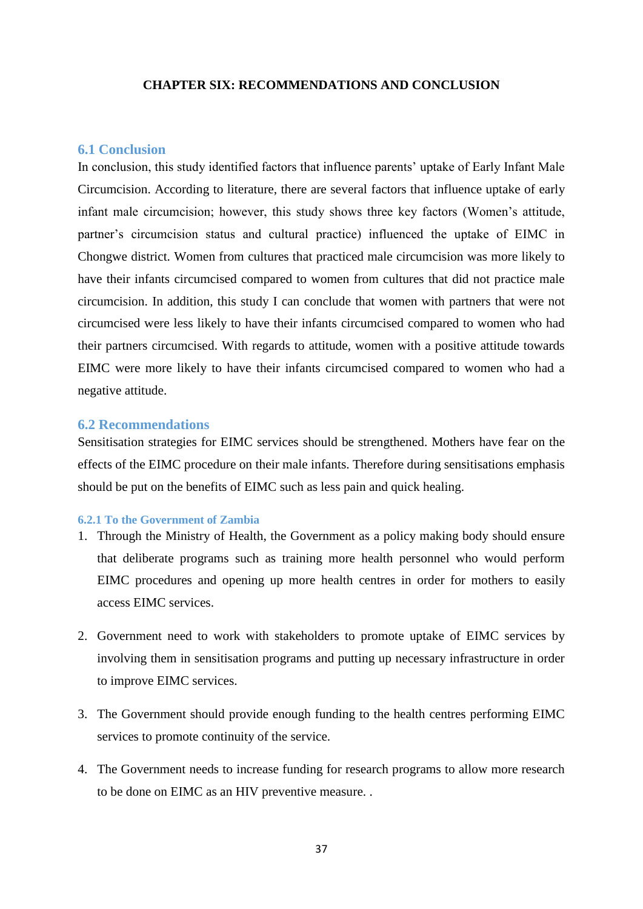# CHAPTER SIX: RECOMMENDATIONS AND CONCLUSION

## 6.1 Conclusion

In conclusion, this study identified factors that influence parents' uptake of Early Infant Male Circumcision. According to literature, there are several factors that influence uptake of early infant male circumcision; however, this study shows three key factors (Women's attitude, partner's circumcision status and cultural practice) influenced the uptake of EIMC in Chongwe district. Women from cultures that practiced male circumcision was more likely to have their infants circumcised compared to women from cultures that did not practice male circumcision. In addition, this study I can conclude that women with partners that were not circumcised were less likely to have their infants circumcised compared to women who had their partners circumcised. With regards to attitude, women with a positive attitude towards EIMC were more likely to have their infants circumcised compared to women who had a negative attitude.

## 6.2 Recommendations

Sensitisation strategies for EIMC services should be strengthened. Mothers have fear on the effects of the EIMC procedure on their male infants. Therefore during sensitisations emphasis should be put on the benefits of EIMC such as less pain and quick healing.

### 6.2.1 To the Government of Zambia

1. Through the Ministry of Health, the Government as a policy making body should ensure that deliberate programs such as training more health personnel who would perform EIMC procedures and opening up more health centres in order for mothers to easily access EIMC services.

2. Government need to work with stakeholders to promote uptake of EIMC services by involving them in sensitisation programs and putting up necessary infrastructure in order to improve EIMC services.

3. The Government should provide enough funding to the health centres performing EIMC services to promote continuity of the service.

4. The Government needs to increase funding for research programs to allow more research to be done on EIMC as an HIV preventive measure. .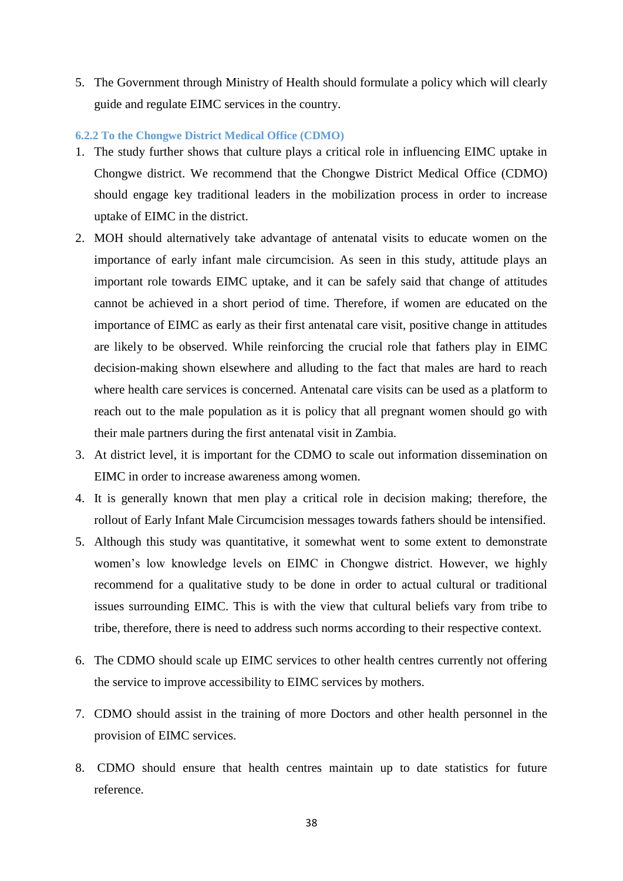5. The Government through Ministry of Health should formulate a policy which will clearly guide and regulate EIMC services in the country.

#### 6.2.2 To the Chongwe District Medical Office (CDMO)

1. The study further shows that culture plays a critical role in influencing EIMC uptake in Chongwe district. We recommend that the Chongwe District Medical Office (CDMO) should engage key traditional leaders in the mobilization process in order to increase uptake of EIMC in the district.
2. MOH should alternatively take advantage of antenatal visits to educate women on the importance of early infant male circumcision. As seen in this study, attitude plays an important role towards EIMC uptake, and it can be safely said that change of attitudes cannot be achieved in a short period of time. Therefore, if women are educated on the importance of EIMC as early as their first antenatal care visit, positive change in attitudes are likely to be observed. While reinforcing the crucial role that fathers play in EIMC decision-making shown elsewhere and alluding to the fact that males are hard to reach where health care services is concerned. Antenatal care visits can be used as a platform to reach out to the male population as it is policy that all pregnant women should go with their male partners during the first antenatal visit in Zambia.
3. At district level, it is important for the CDMO to scale out information dissemination on EIMC in order to increase awareness among women.
4. It is generally known that men play a critical role in decision making; therefore, the rollout of Early Infant Male Circumcision messages towards fathers should be intensified.
5. Although this study was quantitative, it somewhat went to some extent to demonstrate women's low knowledge levels on EIMC in Chongwe district. However, we highly recommend for a qualitative study to be done in order to actual cultural or traditional issues surrounding EIMC. This is with the view that cultural beliefs vary from tribe to tribe, therefore, there is need to address such norms according to their respective context.
6. The CDMO should scale up EIMC services to other health centres currently not offering the service to improve accessibility to EIMC services by mothers.
7. CDMO should assist in the training of more Doctors and other health personnel in the provision of EIMC services.
8. CDMO should ensure that health centres maintain up to date statistics for future reference.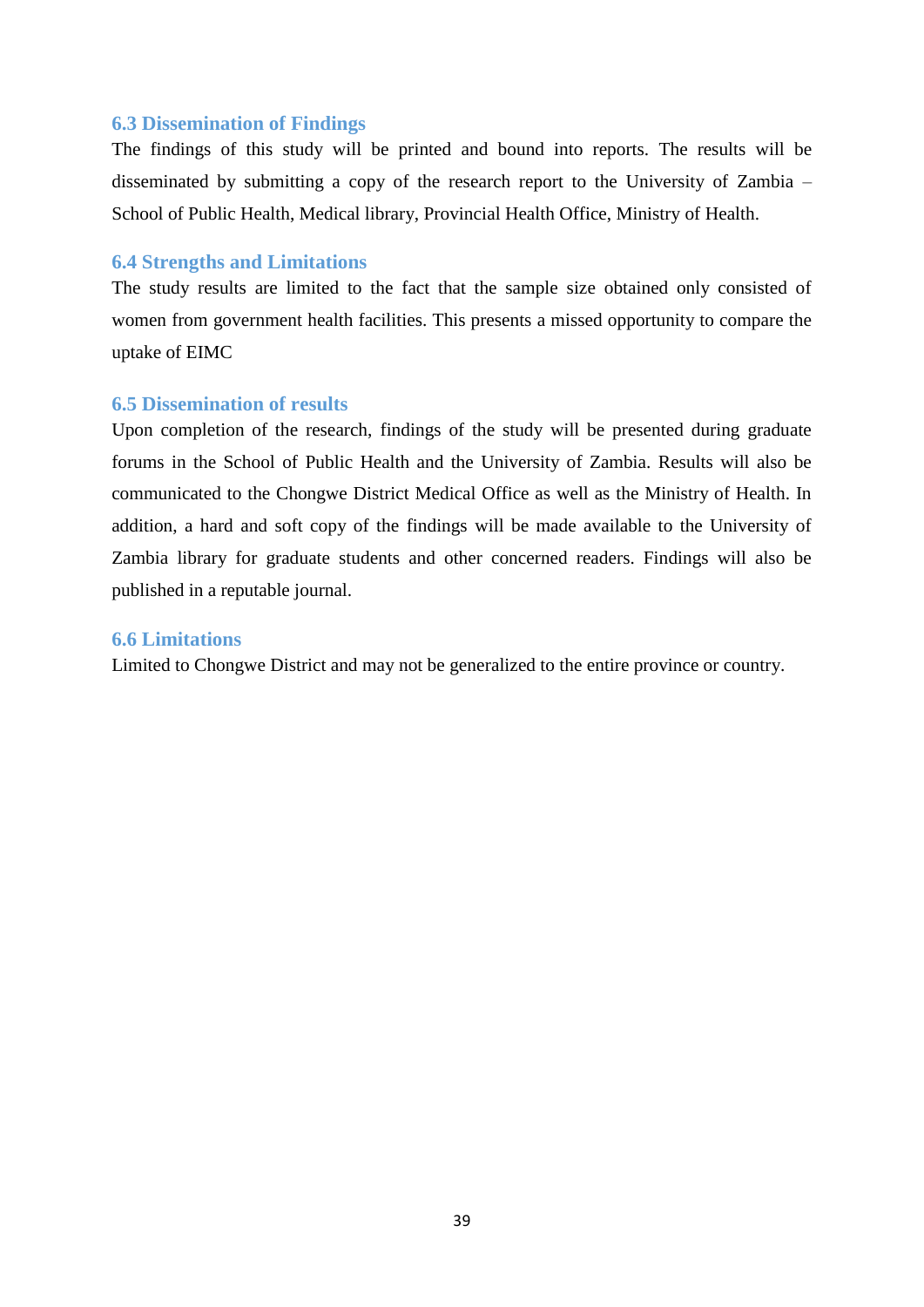### 6.3 Dissemination of Findings

The findings of this study will be printed and bound into reports. The results will be disseminated by submitting a copy of the research report to the University of Zambia – School of Public Health, Medical library, Provincial Health Office, Ministry of Health.

### 6.4 Strengths and Limitations

The study results are limited to the fact that the sample size obtained only consisted of women from government health facilities. This presents a missed opportunity to compare the uptake of EIMC

### 6.5 Dissemination of results

Upon completion of the research, findings of the study will be presented during graduate forums in the School of Public Health and the University of Zambia. Results will also be communicated to the Chongwe District Medical Office as well as the Ministry of Health. In addition, a hard and soft copy of the findings will be made available to the University of Zambia library for graduate students and other concerned readers. Findings will also be published in a reputable journal.

### 6.6 Limitations

Limited to Chongwe District and may not be generalized to the entire province or country.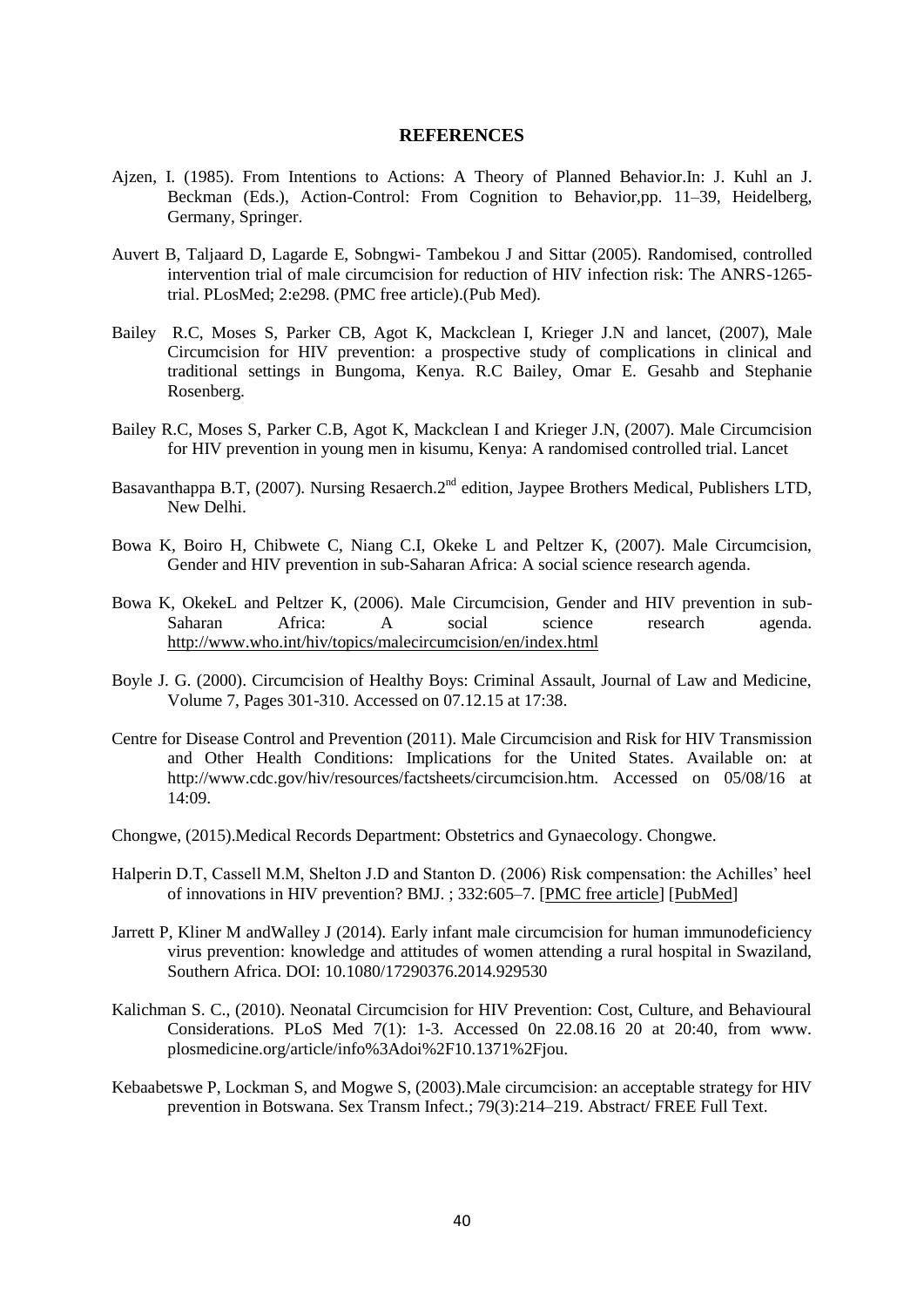# REFERENCES

Ajzen, I. (1985). From Intentions to Actions: A Theory of Planned Behavior.In: J. Kuhl an J. Beckman (Eds.), Action-Control: From Cognition to Behavior,pp. 11–39, Heidelberg, Germany, Springer.

Auvert B, Taljaard D, Lagarde E, Sobngwi- Tambekou J and Sittar (2005). Randomised, controlled intervention trial of male circumcision for reduction of HIV infection risk: The ANRS-1265-trial. PLosMed; 2:e298. (PMC free article).(Pub Med).

Bailey R.C, Moses S, Parker CB, Agot K, Mackclean I, Krieger J.N and lancet, (2007), Male Circumcision for HIV prevention: a prospective study of complications in clinical and traditional settings in Bungoma, Kenya. R.C Bailey, Omar E. Gesahb and Stephanie Rosenberg.

Bailey R.C, Moses S, Parker C.B, Agot K, Mackclean I and Krieger J.N, (2007). Male Circumcision for HIV prevention in young men in kisumu, Kenya: A randomised controlled trial. Lancet

Basavanthappa B.T, (2007). Nursing Resaerch.2nd edition, Jaypee Brothers Medical, Publishers LTD, New Delhi.

Bowa K, Boiro H, Chibwete C, Niang C.I, Okeke L and Peltzer K, (2007). Male Circumcision, Gender and HIV prevention in sub-Saharan Africa: A social science research agenda.

Bowa K, OkekeL and Peltzer K, (2006). Male Circumcision, Gender and HIV prevention in sub-Saharan Africa: A social science research agenda. http://www.who.int/hiv/topics/malecircumcision/en/index.html

Boyle J. G. (2000). Circumcision of Healthy Boys: Criminal Assault, Journal of Law and Medicine, Volume 7, Pages 301-310. Accessed on 07.12.15 at 17:38.

Centre for Disease Control and Prevention (2011). Male Circumcision and Risk for HIV Transmission and Other Health Conditions: Implications for the United States. Available on: at http://www.cdc.gov/hiv/resources/factsheets/circumcision.htm. Accessed on 05/08/16 at 14:09.

Chongwe, (2015).Medical Records Department: Obstetrics and Gynaecology. Chongwe.

Halperin D.T, Cassell M.M, Shelton J.D and Stanton D. (2006) Risk compensation: the Achilles' heel of innovations in HIV prevention? BMJ. ; 332:605–7. [PMC free article] [PubMed]

Jarrett P, Kliner M andWalley J (2014). Early infant male circumcision for human immunodeficiency virus prevention: knowledge and attitudes of women attending a rural hospital in Swaziland, Southern Africa. DOI: 10.1080/17290376.2014.929530

Kalichman S. C., (2010). Neonatal Circumcision for HIV Prevention: Cost, Culture, and Behavioural Considerations. PLoS Med 7(1): 1-3. Accessed 0n 22.08.16 20 at 20:40, from www. plosmedicine.org/article/info%3Adoi%2F10.1371%2Fjou.

Kebaabetswe P, Lockman S, and Mogwe S, (2003).Male circumcision: an acceptable strategy for HIV prevention in Botswana. Sex Transm Infect.; 79(3):214–219. Abstract/ FREE Full Text.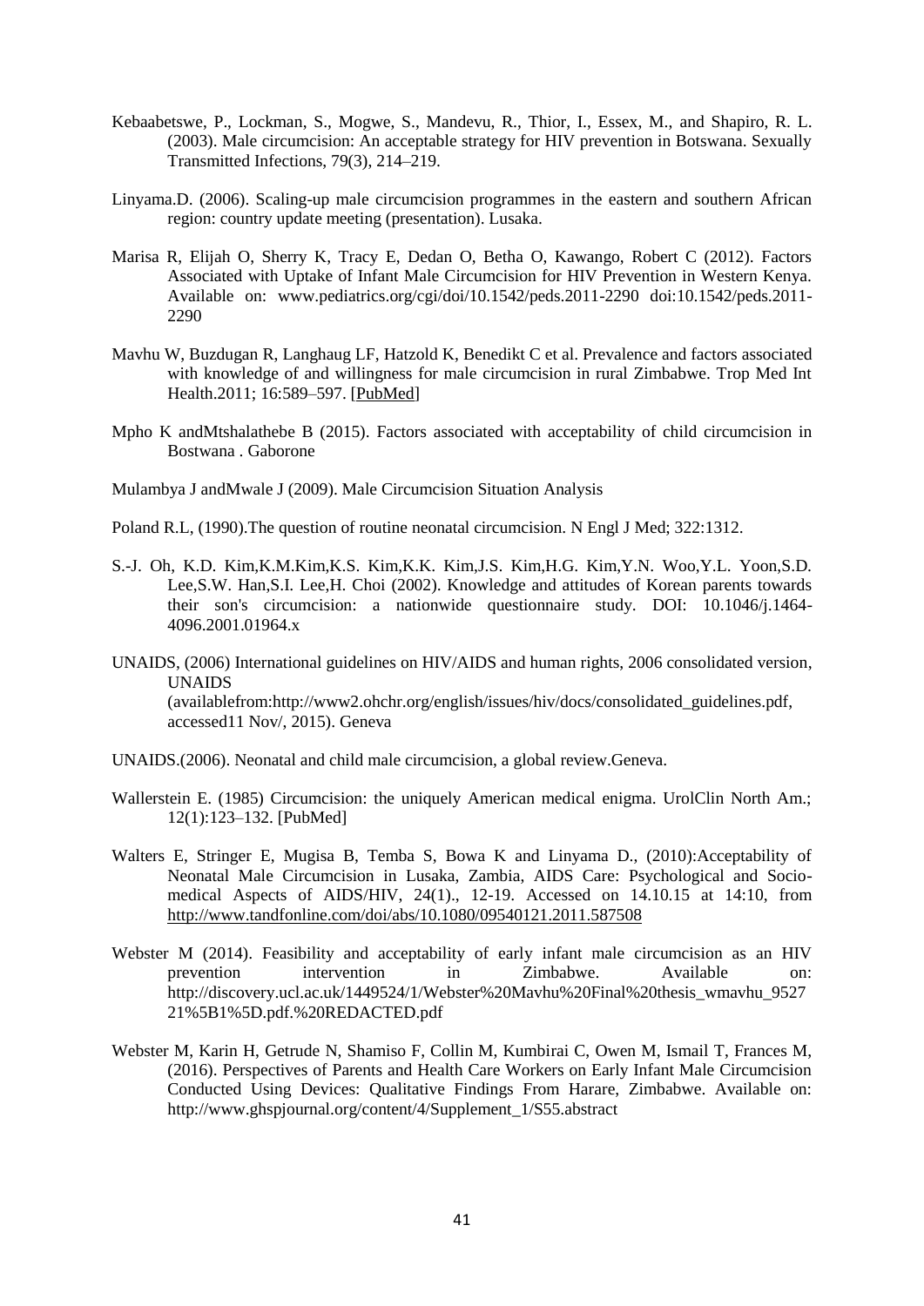Kebaabetswe, P., Lockman, S., Mogwe, S., Mandevu, R., Thior, I., Essex, M., and Shapiro, R. L. (2003). Male circumcision: An acceptable strategy for HIV prevention in Botswana. Sexually Transmitted Infections, 79(3), 214–219.

Linyama.D. (2006). Scaling-up male circumcision programmes in the eastern and southern African region: country update meeting (presentation). Lusaka.

Marisa R, Elijah O, Sherry K, Tracy E, Dedan O, Betha O, Kawango, Robert C (2012). Factors Associated with Uptake of Infant Male Circumcision for HIV Prevention in Western Kenya. Available on: www.pediatrics.org/cgi/doi/10.1542/peds.2011-2290 doi:10.1542/peds.2011-2290

Mavhu W, Buzdugan R, Langhaug LF, Hatzold K, Benedikt C et al. Prevalence and factors associated with knowledge of and willingness for male circumcision in rural Zimbabwe. Trop Med Int Health.2011; 16:589–597. [PubMed]

Mpho K andMtshalathebe B (2015). Factors associated with acceptability of child circumcision in Bostwana . Gaborone

Mulambya J andMwale J (2009). Male Circumcision Situation Analysis

Poland R.L, (1990).The question of routine neonatal circumcision. N Engl J Med; 322:1312.

S.-J. Oh, K.D. Kim,K.M.Kim,K.S. Kim,K.K. Kim,J.S. Kim,H.G. Kim,Y.N. Woo,Y.L. Yoon,S.D. Lee,S.W. Han,S.I. Lee,H. Choi (2002). Knowledge and attitudes of Korean parents towards their son's circumcision: a nationwide questionnaire study. DOI: 10.1046/j.1464-4096.2001.01964.x

UNAIDS, (2006) International guidelines on HIV/AIDS and human rights, 2006 consolidated version, UNAIDS (availablefrom:http://www2.ohchr.org/english/issues/hiv/docs/consolidated_guidelines.pdf, accessed11 Nov/, 2015). Geneva

UNAIDS.(2006). Neonatal and child male circumcision, a global review.Geneva.

Wallerstein E. (1985) Circumcision: the uniquely American medical enigma. UrolClin North Am.; 12(1):123–132. [PubMed]

Walters E, Stringer E, Mugisa B, Temba S, Bowa K and Linyama D., (2010):Acceptability of Neonatal Male Circumcision in Lusaka, Zambia, AIDS Care: Psychological and Socio-medical Aspects of AIDS/HIV, 24(1)., 12-19. Accessed on 14.10.15 at 14:10, from http://www.tandfonline.com/doi/abs/10.1080/09540121.2011.587508

Webster M (2014). Feasibility and acceptability of early infant male circumcision as an HIV prevention intervention in Zimbabwe. Available on: http://discovery.ucl.ac.uk/1449524/1/Webster%20Mavhu%20Final%20thesis_wmavhu_952721%5B1%5D.pdf.%20REDACTED.pdf

Webster M, Karin H, Getrude N, Shamiso F, Collin M, Kumbirai C, Owen M, Ismail T, Frances M, (2016). Perspectives of Parents and Health Care Workers on Early Infant Male Circumcision Conducted Using Devices: Qualitative Findings From Harare, Zimbabwe. Available on: http://www.ghspjournal.org/content/4/Supplement_1/S55.abstract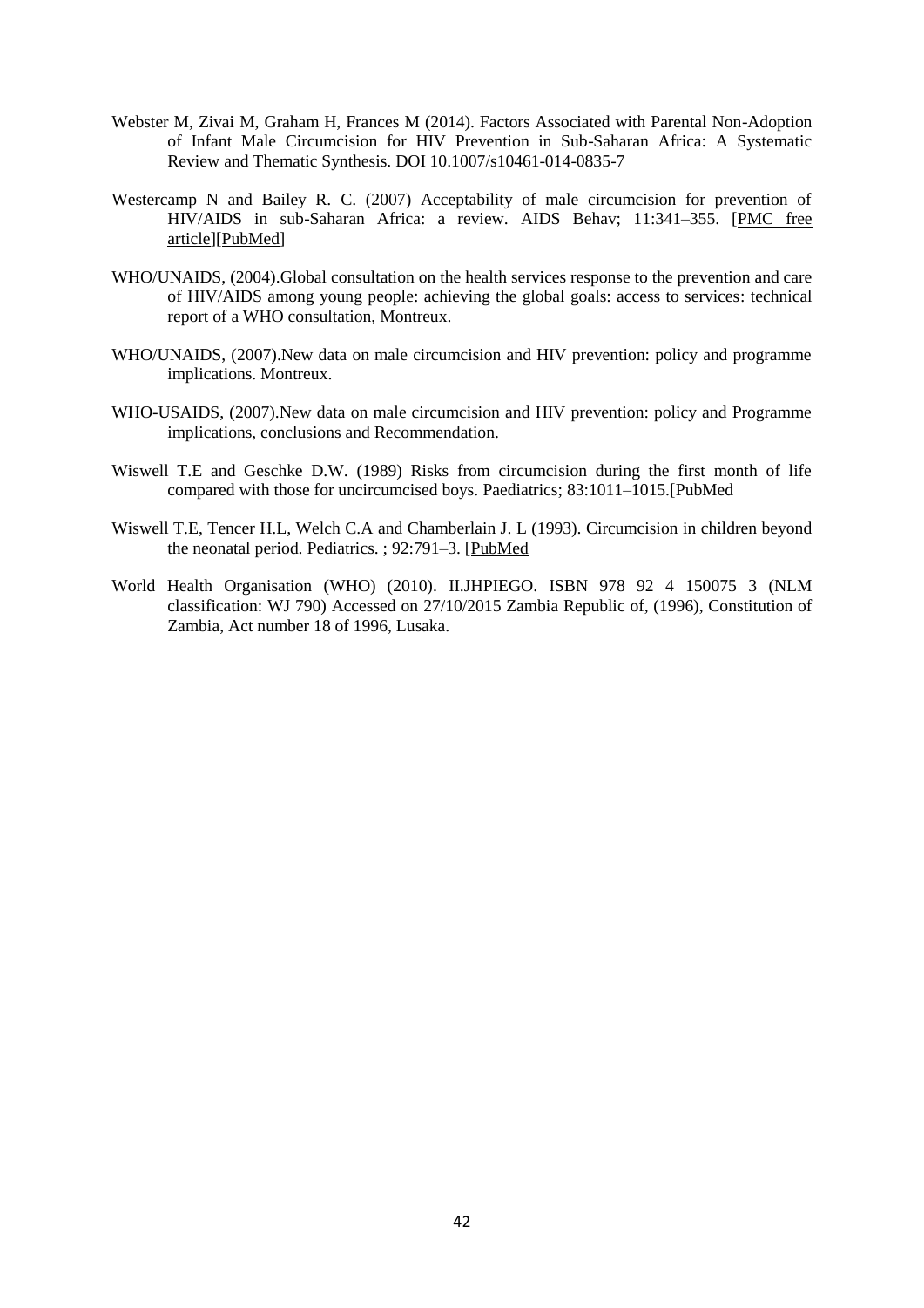Webster M, Zivai M, Graham H, Frances M (2014). Factors Associated with Parental Non-Adoption of Infant Male Circumcision for HIV Prevention in Sub-Saharan Africa: A Systematic Review and Thematic Synthesis. DOI 10.1007/s10461-014-0835-7

Westercamp N and Bailey R. C. (2007) Acceptability of male circumcision for prevention of HIV/AIDS in sub-Saharan Africa: a review. AIDS Behav; 11:341–355. [PMC free article][PubMed]

WHO/UNAIDS, (2004).Global consultation on the health services response to the prevention and care of HIV/AIDS among young people: achieving the global goals: access to services: technical report of a WHO consultation, Montreux.

WHO/UNAIDS, (2007).New data on male circumcision and HIV prevention: policy and programme implications. Montreux.

WHO-USAIDS, (2007).New data on male circumcision and HIV prevention: policy and Programme implications, conclusions and Recommendation.

Wiswell T.E and Geschke D.W. (1989) Risks from circumcision during the first month of life compared with those for uncircumcised boys. Paediatrics; 83:1011–1015.[PubMed

Wiswell T.E, Tencer H.L, Welch C.A and Chamberlain J. L (1993). Circumcision in children beyond the neonatal period. Pediatrics. ; 92:791–3. [PubMed

World Health Organisation (WHO) (2010). II.JHPIEGO. ISBN 978 92 4 150075 3 (NLM classification: WJ 790) Accessed on 27/10/2015 Zambia Republic of, (1996), Constitution of Zambia, Act number 18 of 1996, Lusaka.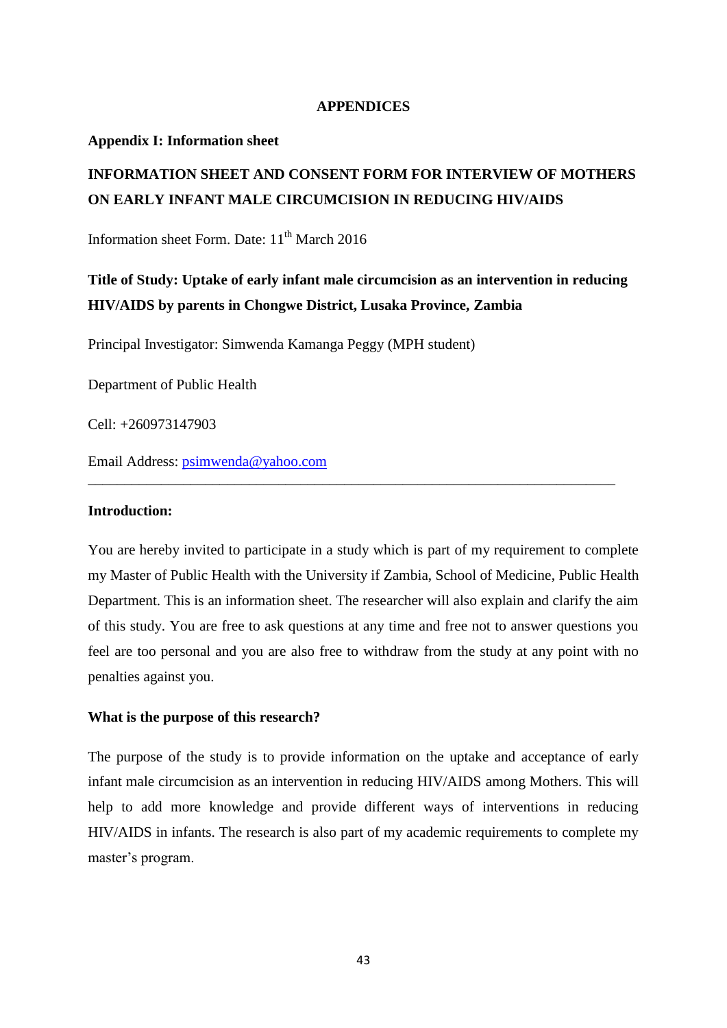# APPENDICES

## Appendix I: Information sheet

## INFORMATION SHEET AND CONSENT FORM FOR INTERVIEW OF MOTHERS ON EARLY INFANT MALE CIRCUMCISION IN REDUCING HIV/AIDS

Information sheet Form. Date: 11th March 2016

**Title of Study: Uptake of early infant male circumcision as an intervention in reducing HIV/AIDS by parents in Chongwe District, Lusaka Province, Zambia**

Principal Investigator: Simwenda Kamanga Peggy (MPH student)

Department of Public Health

Cell: +260973147903

Email Address: psimwenda@yahoo.com

---

**Introduction:**

You are hereby invited to participate in a study which is part of my requirement to complete my Master of Public Health with the University if Zambia, School of Medicine, Public Health Department. This is an information sheet. The researcher will also explain and clarify the aim of this study. You are free to ask questions at any time and free not to answer questions you feel are too personal and you are also free to withdraw from the study at any point with no penalties against you.

**What is the purpose of this research?**

The purpose of the study is to provide information on the uptake and acceptance of early infant male circumcision as an intervention in reducing HIV/AIDS among Mothers. This will help to add more knowledge and provide different ways of interventions in reducing HIV/AIDS in infants. The research is also part of my academic requirements to complete my master's program.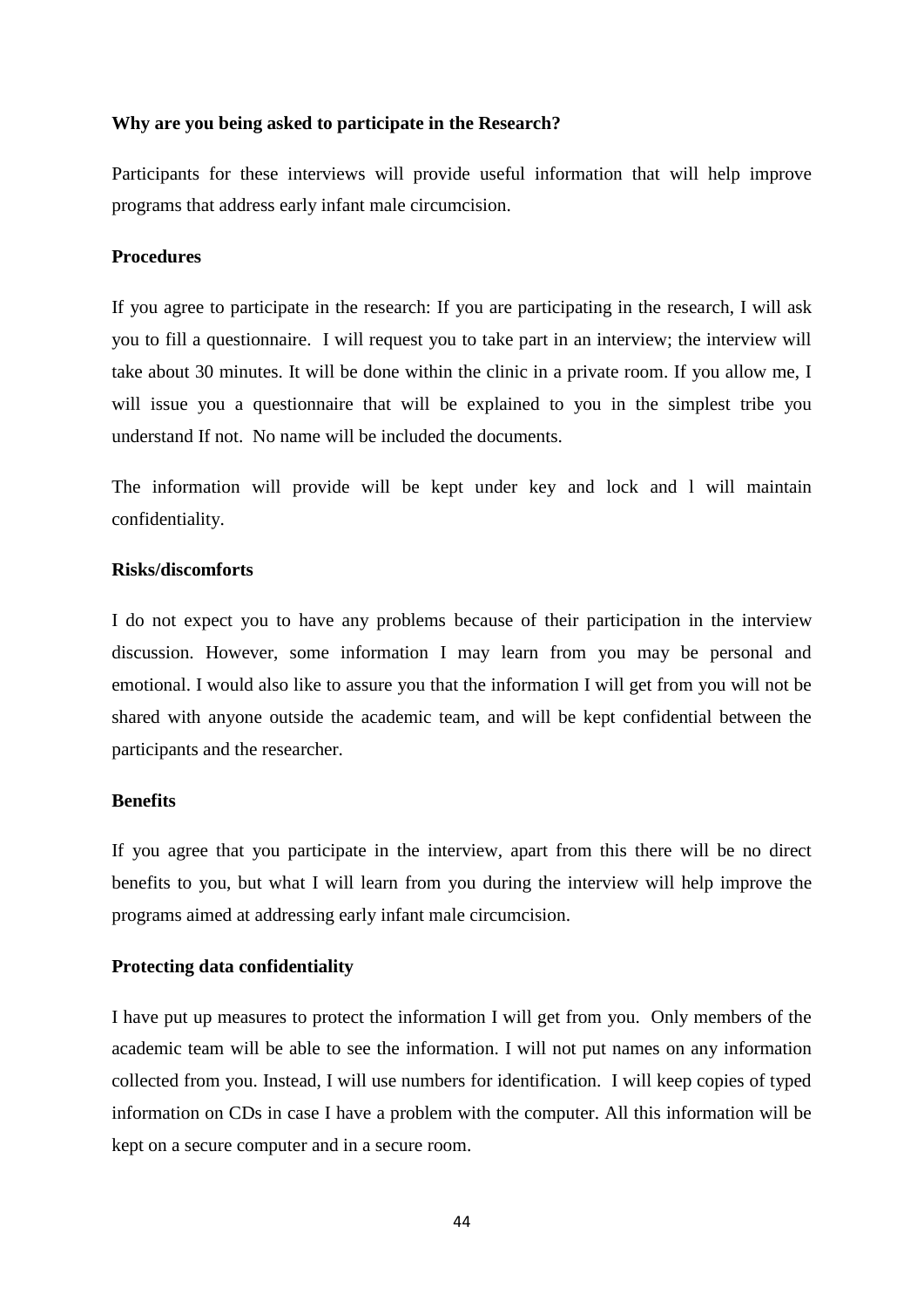**Why are you being asked to participate in the Research?**

Participants for these interviews will provide useful information that will help improve programs that address early infant male circumcision.

**Procedures**

If you agree to participate in the research: If you are participating in the research, I will ask you to fill a questionnaire. I will request you to take part in an interview; the interview will take about 30 minutes. It will be done within the clinic in a private room. If you allow me, I will issue you a questionnaire that will be explained to you in the simplest tribe you understand If not. No name will be included the documents.

The information will provide will be kept under key and lock and l will maintain confidentiality.

**Risks/discomforts**

I do not expect you to have any problems because of their participation in the interview discussion. However, some information I may learn from you may be personal and emotional. I would also like to assure you that the information I will get from you will not be shared with anyone outside the academic team, and will be kept confidential between the participants and the researcher.

**Benefits**

If you agree that you participate in the interview, apart from this there will be no direct benefits to you, but what I will learn from you during the interview will help improve the programs aimed at addressing early infant male circumcision.

**Protecting data confidentiality**

I have put up measures to protect the information I will get from you. Only members of the academic team will be able to see the information. I will not put names on any information collected from you. Instead, I will use numbers for identification. I will keep copies of typed information on CDs in case I have a problem with the computer. All this information will be kept on a secure computer and in a secure room.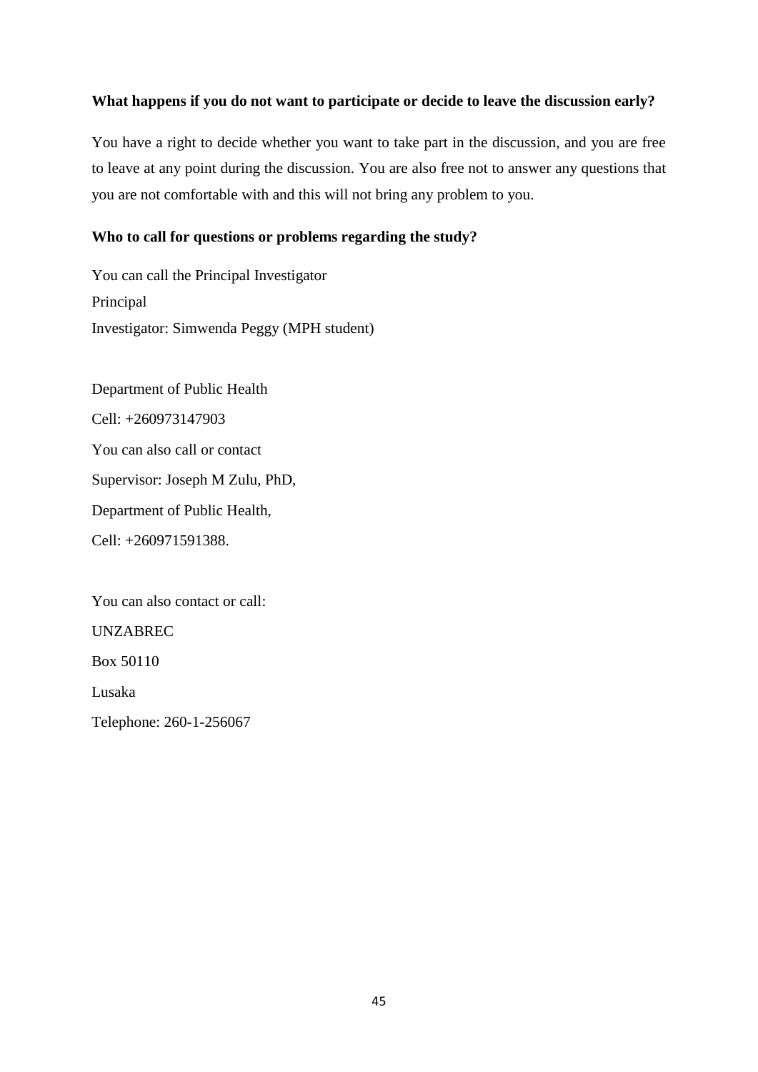**What happens if you do not want to participate or decide to leave the discussion early?**

You have a right to decide whether you want to take part in the discussion, and you are free to leave at any point during the discussion. You are also free not to answer any questions that you are not comfortable with and this will not bring any problem to you.

**Who to call for questions or problems regarding the study?**

You can call the Principal Investigator

Principal

Investigator: Simwenda Peggy (MPH student)

Department of Public Health

Cell: +260973147903

You can also call or contact

Supervisor: Joseph M Zulu, PhD,

Department of Public Health,

Cell: +260971591388.

You can also contact or call:

UNZABREC

Box 50110

Lusaka

Telephone: 260-1-256067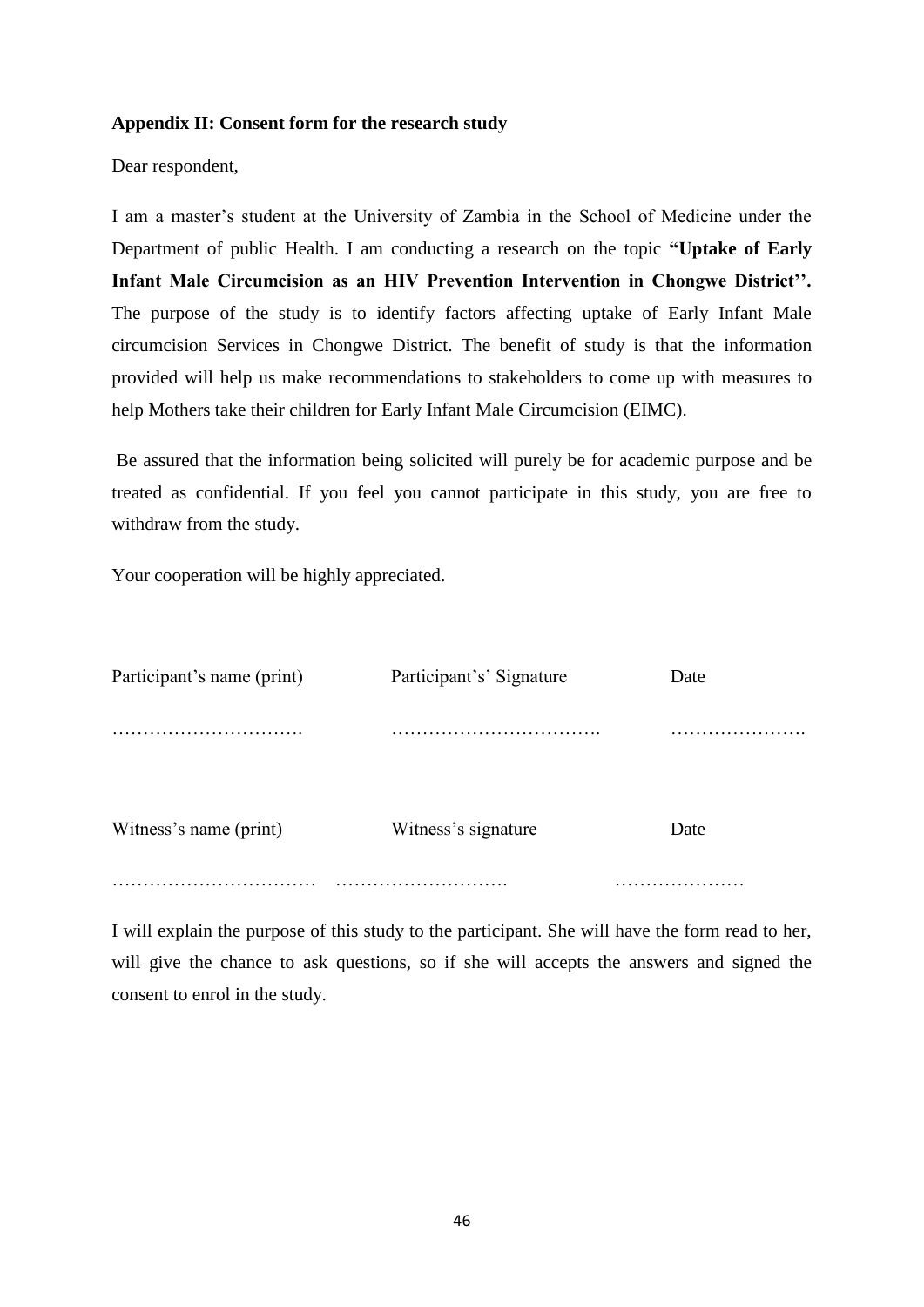**Appendix II: Consent form for the research study**

Dear respondent,

I am a master's student at the University of Zambia in the School of Medicine under the Department of public Health. I am conducting a research on the topic **"Uptake of Early Infant Male Circumcision as an HIV Prevention Intervention in Chongwe District''.** The purpose of the study is to identify factors affecting uptake of Early Infant Male circumcision Services in Chongwe District. The benefit of study is that the information provided will help us make recommendations to stakeholders to come up with measures to help Mothers take their children for Early Infant Male Circumcision (EIMC).

Be assured that the information being solicited will purely be for academic purpose and be treated as confidential. If you feel you cannot participate in this study, you are free to withdraw from the study.

Your cooperation will be highly appreciated.

| Participant's name (print) | Participant's' Signature | Date |
|---|---|---|
| …………………………. | ……………………………. | …………………. |

| Witness's name (print) | Witness's signature | Date |
|---|---|---|
| …………………………… | ………………………. | ………………… |

I will explain the purpose of this study to the participant. She will have the form read to her, will give the chance to ask questions, so if she will accepts the answers and signed the consent to enrol in the study.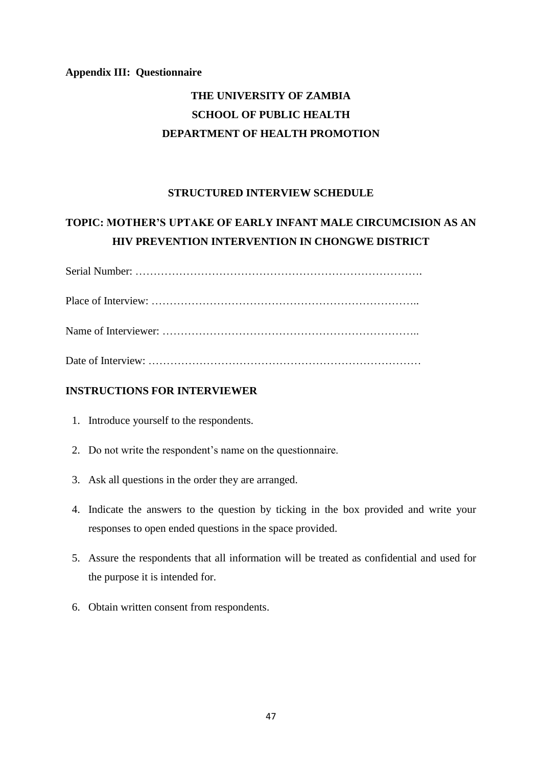**Appendix III: Questionnaire**

# THE UNIVERSITY OF ZAMBIA
## SCHOOL OF PUBLIC HEALTH
## DEPARTMENT OF HEALTH PROMOTION

### STRUCTURED INTERVIEW SCHEDULE

### TOPIC: MOTHER'S UPTAKE OF EARLY INFANT MALE CIRCUMCISION AS AN HIV PREVENTION INTERVENTION IN CHONGWE DISTRICT

Serial Number: ……………………………………………………………………….

Place of Interview: ………………………………………………………………..

Name of Interviewer: ……………………………………………………………..

Date of Interview: …………………………………………………………………

### INSTRUCTIONS FOR INTERVIEWER

1. Introduce yourself to the respondents.
2. Do not write the respondent's name on the questionnaire.
3. Ask all questions in the order they are arranged.
4. Indicate the answers to the question by ticking in the box provided and write your responses to open ended questions in the space provided.
5. Assure the respondents that all information will be treated as confidential and used for the purpose it is intended for.
6. Obtain written consent from respondents.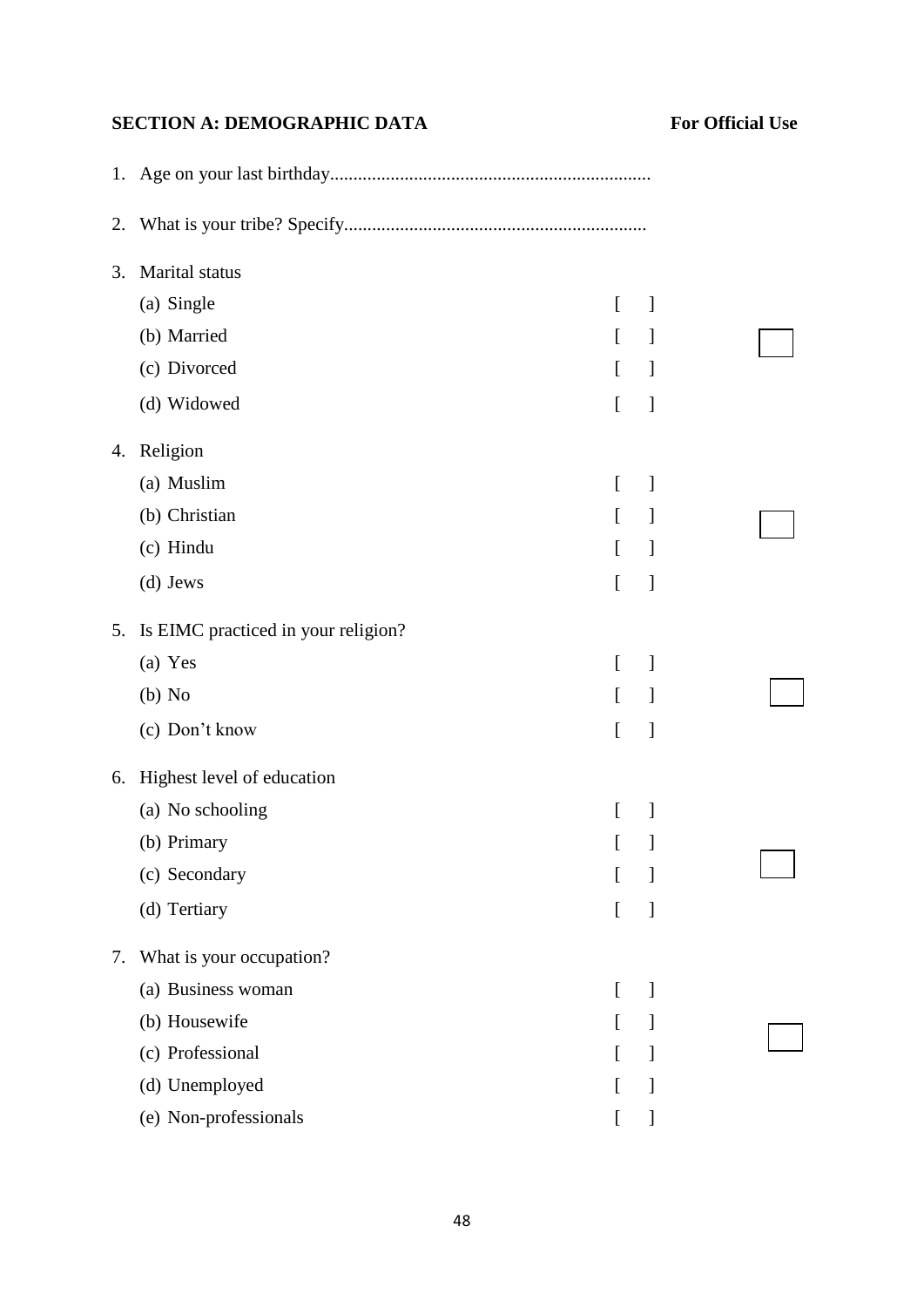**SECTION A: DEMOGRAPHIC DATA** **For Official Use**

1. Age on your last birthday.....................................................................

2. What is your tribe? Specify.................................................................

3. Marital status
   (a) Single [ ]
   (b) Married [ ]
   (c) Divorced [ ]
   (d) Widowed [ ]

4. Religion
   (a) Muslim [ ]
   (b) Christian [ ]
   (c) Hindu [ ]
   (d) Jews [ ]

5. Is EIMC practiced in your religion?
   (a) Yes [ ]
   (b) No [ ]
   (c) Don't know [ ]

6. Highest level of education
   (a) No schooling [ ]
   (b) Primary [ ]
   (c) Secondary [ ]
   (d) Tertiary [ ]

7. What is your occupation?
   (a) Business woman [ ]
   (b) Housewife [ ]
   (c) Professional [ ]
   (d) Unemployed [ ]
   (e) Non-professionals [ ]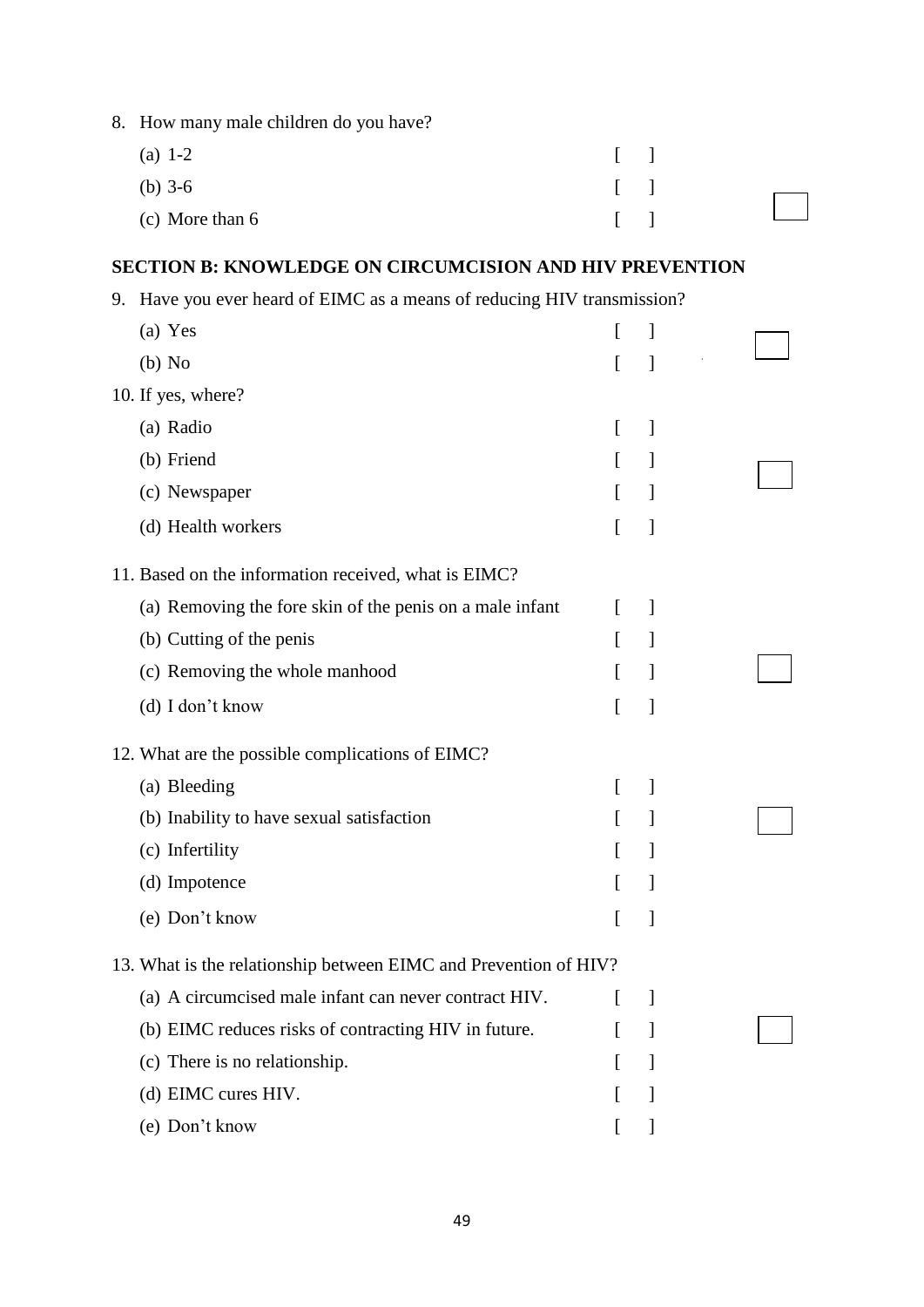8. How many male children do you have?
   - (a) 1-2 [ ]
   - (b) 3-6 [ ]
   - (c) More than 6 [ ]

## SECTION B: KNOWLEDGE ON CIRCUMCISION AND HIV PREVENTION

9. Have you ever heard of EIMC as a means of reducing HIV transmission?
   - (a) Yes [ ]
   - (b) No [ ]

10. If yes, where?
    - (a) Radio [ ]
    - (b) Friend [ ]
    - (c) Newspaper [ ]
    - (d) Health workers [ ]

11. Based on the information received, what is EIMC?
    - (a) Removing the fore skin of the penis on a male infant [ ]
    - (b) Cutting of the penis [ ]
    - (c) Removing the whole manhood [ ]
    - (d) I don't know [ ]

12. What are the possible complications of EIMC?
    - (a) Bleeding [ ]
    - (b) Inability to have sexual satisfaction [ ]
    - (c) Infertility [ ]
    - (d) Impotence [ ]
    - (e) Don't know [ ]

13. What is the relationship between EIMC and Prevention of HIV?
    - (a) A circumcised male infant can never contract HIV. [ ]
    - (b) EIMC reduces risks of contracting HIV in future. [ ]
    - (c) There is no relationship. [ ]
    - (d) EIMC cures HIV. [ ]
    - (e) Don't know [ ]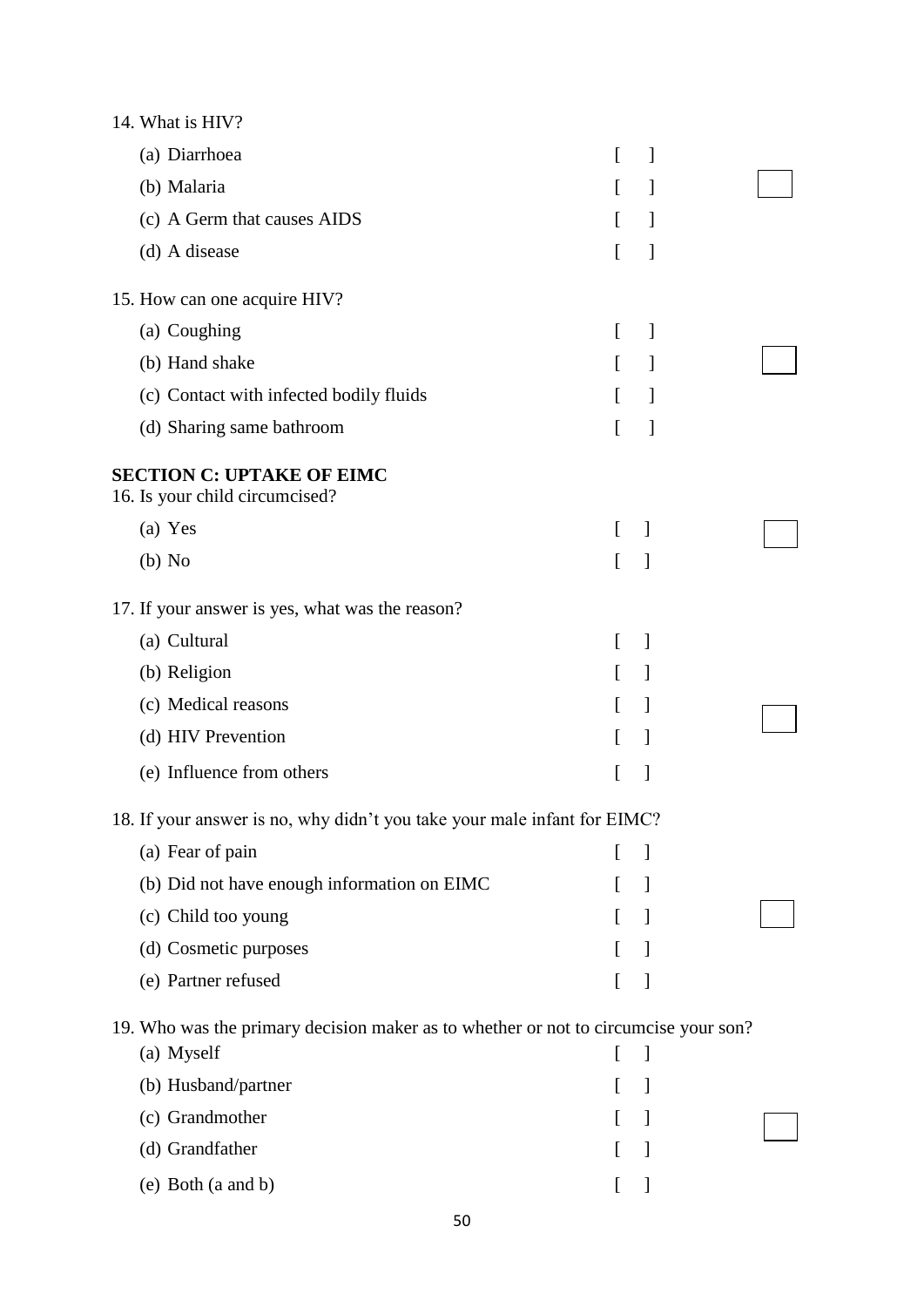14. What is HIV?

(a) Diarrhoea [ ]
(b) Malaria [ ]
(c) A Germ that causes AIDS [ ]
(d) A disease [ ]

15. How can one acquire HIV?

(a) Coughing [ ]
(b) Hand shake [ ]
(c) Contact with infected bodily fluids [ ]
(d) Sharing same bathroom [ ]

**SECTION C: UPTAKE OF EIMC**

16. Is your child circumcised?

(a) Yes [ ]
(b) No [ ]

17. If your answer is yes, what was the reason?

(a) Cultural [ ]
(b) Religion [ ]
(c) Medical reasons [ ]
(d) HIV Prevention [ ]
(e) Influence from others [ ]

18. If your answer is no, why didn't you take your male infant for EIMC?

(a) Fear of pain [ ]
(b) Did not have enough information on EIMC [ ]
(c) Child too young [ ]
(d) Cosmetic purposes [ ]
(e) Partner refused [ ]

19. Who was the primary decision maker as to whether or not to circumcise your son?

(a) Myself [ ]
(b) Husband/partner [ ]
(c) Grandmother [ ]
(d) Grandfather [ ]
(e) Both (a and b) [ ]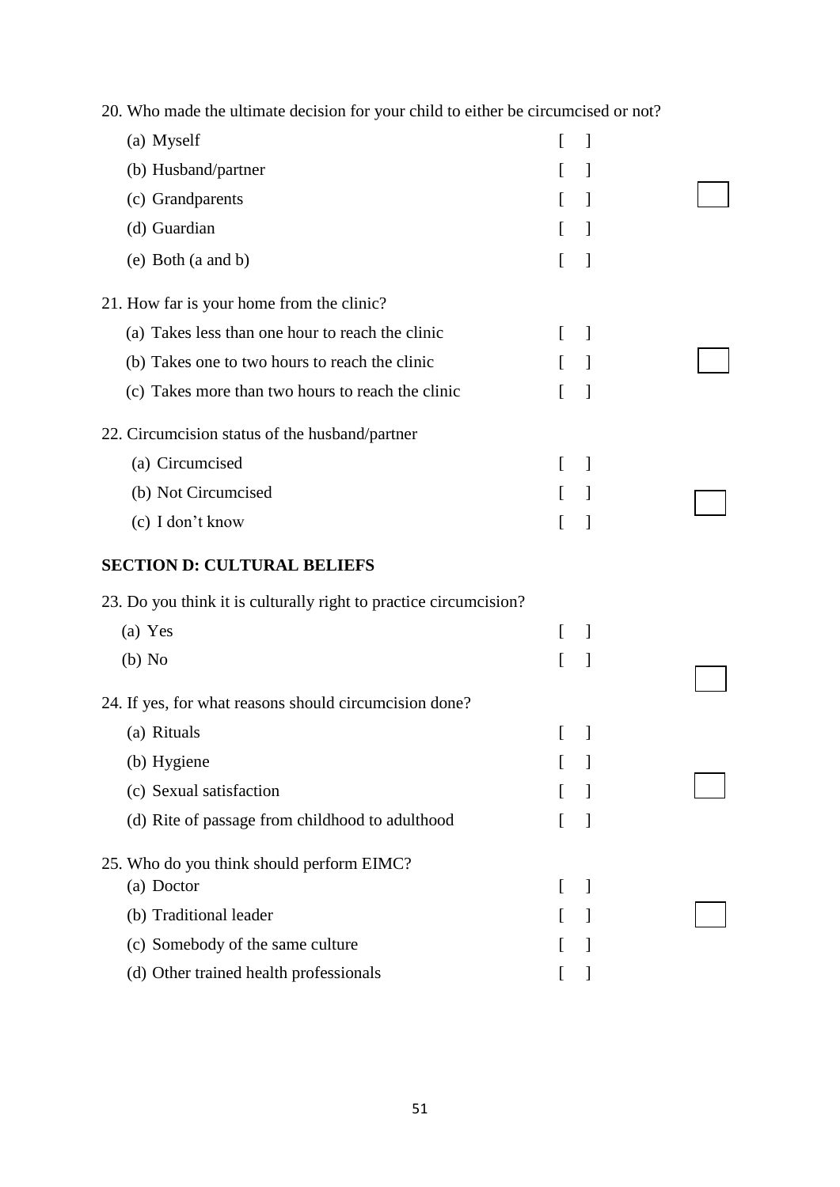20. Who made the ultimate decision for your child to either be circumcised or not?

(a) Myself [ ]

(b) Husband/partner [ ]

(c) Grandparents [ ]

(d) Guardian [ ]

(e) Both (a and b) [ ]

21. How far is your home from the clinic?

(a) Takes less than one hour to reach the clinic [ ]

(b) Takes one to two hours to reach the clinic [ ]

(c) Takes more than two hours to reach the clinic [ ]

22. Circumcision status of the husband/partner

(a) Circumcised [ ]

(b) Not Circumcised [ ]

(c) I don't know [ ]

## SECTION D: CULTURAL BELIEFS

23. Do you think it is culturally right to practice circumcision?

(a) Yes [ ]

(b) No [ ]

24. If yes, for what reasons should circumcision done?

(a) Rituals [ ]

(b) Hygiene [ ]

(c) Sexual satisfaction [ ]

(d) Rite of passage from childhood to adulthood [ ]

25. Who do you think should perform EIMC?

(a) Doctor [ ]

(b) Traditional leader [ ]

(c) Somebody of the same culture [ ]

(d) Other trained health professionals [ ]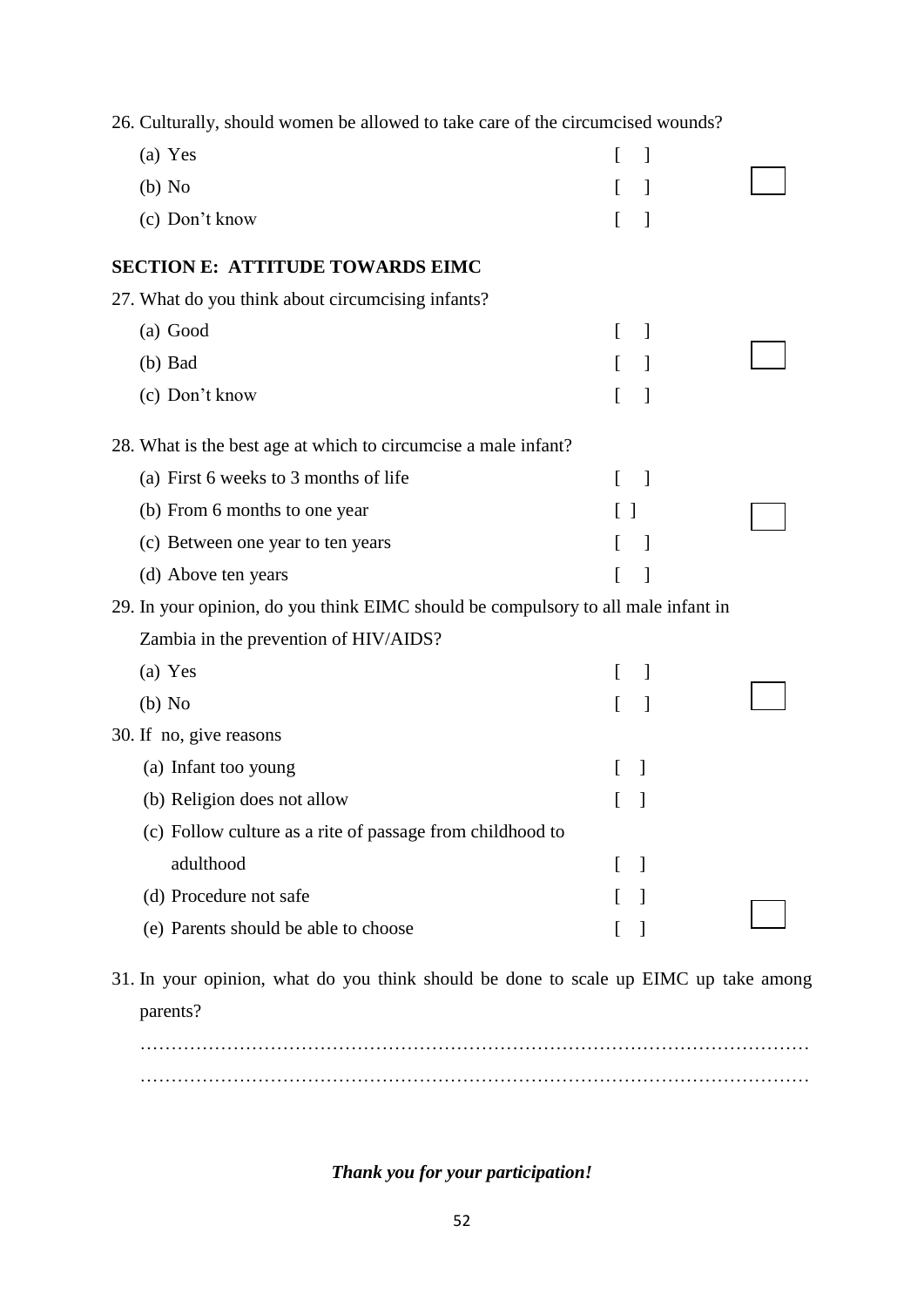26. Culturally, should women be allowed to take care of the circumcised wounds?
    - (a) Yes [ ]
    - (b) No [ ]
    - (c) Don't know [ ]

## SECTION E: ATTITUDE TOWARDS EIMC

27. What do you think about circumcising infants?
    - (a) Good [ ]
    - (b) Bad [ ]
    - (c) Don't know [ ]

28. What is the best age at which to circumcise a male infant?
    - (a) First 6 weeks to 3 months of life [ ]
    - (b) From 6 months to one year [ ]
    - (c) Between one year to ten years [ ]
    - (d) Above ten years [ ]

29. In your opinion, do you think EIMC should be compulsory to all male infant in Zambia in the prevention of HIV/AIDS?
    - (a) Yes [ ]
    - (b) No [ ]

30. If no, give reasons
    - (a) Infant too young [ ]
    - (b) Religion does not allow [ ]
    - (c) Follow culture as a rite of passage from childhood to adulthood [ ]
    - (d) Procedure not safe [ ]
    - (e) Parents should be able to choose [ ]

31. In your opinion, what do you think should be done to scale up EIMC up take among parents?

    …………………………………………………………………………………………………
    …………………………………………………………………………………………………

***Thank you for your participation!***